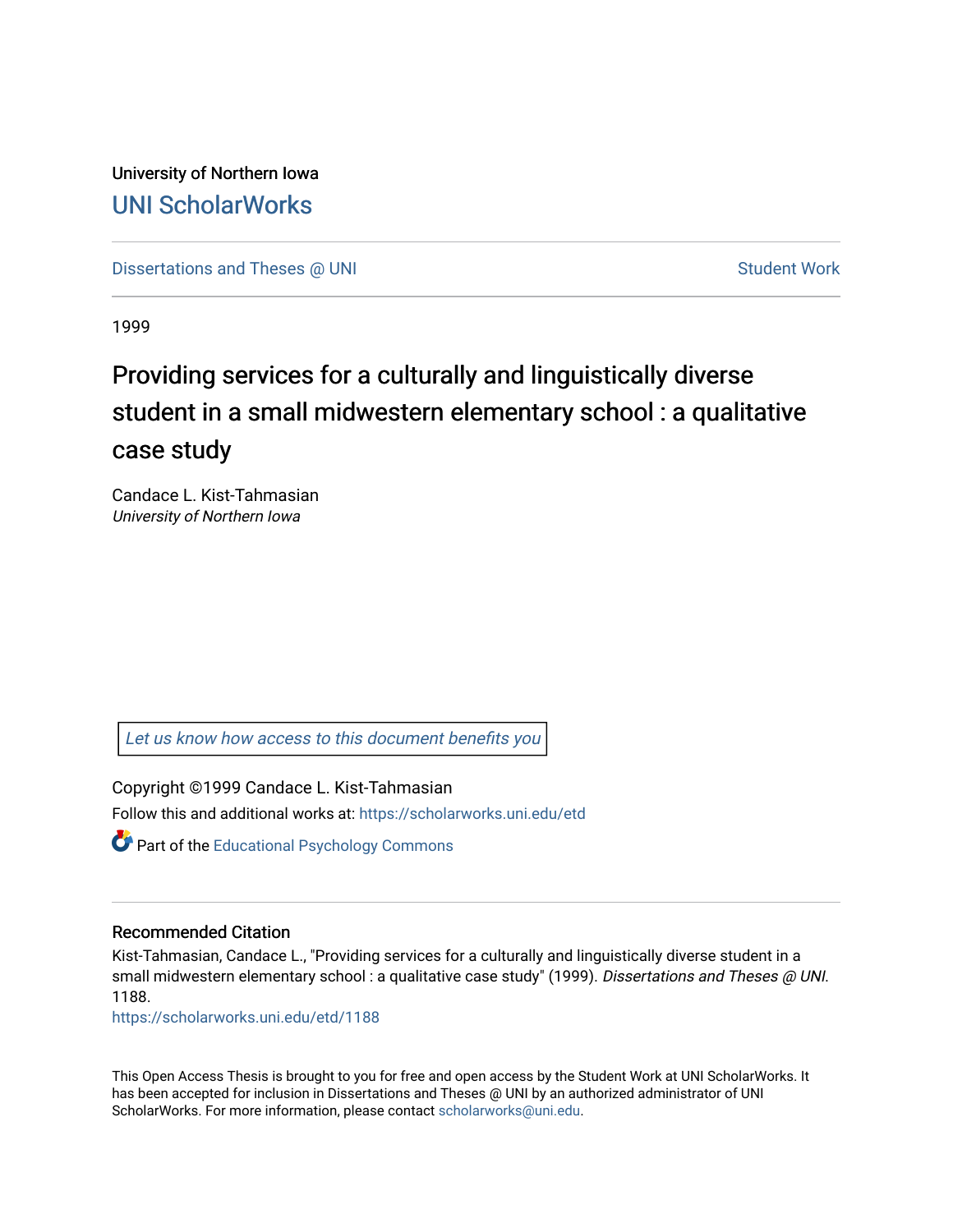University of Northern Iowa

# UNI ScholarWorks

Dissertations and Theses @ UNI

Student Work

1999

# Providing services for a culturally and linguistically diverse student in a small midwestern elementary school : a qualitative case study

Candace L. Kist-Tahmasian
*University of Northern Iowa*

Let us know how access to this document benefits you

Copyright ©1999 Candace L. Kist-Tahmasian

Follow this and additional works at: https://scholarworks.uni.edu/etd

Part of the Educational Psychology Commons

## Recommended Citation

Kist-Tahmasian, Candace L., "Providing services for a culturally and linguistically diverse student in a small midwestern elementary school : a qualitative case study" (1999). *Dissertations and Theses @ UNI*. 1188.
https://scholarworks.uni.edu/etd/1188

This Open Access Thesis is brought to you for free and open access by the Student Work at UNI ScholarWorks. It has been accepted for inclusion in Dissertations and Theses @ UNI by an authorized administrator of UNI ScholarWorks. For more information, please contact scholarworks@uni.edu.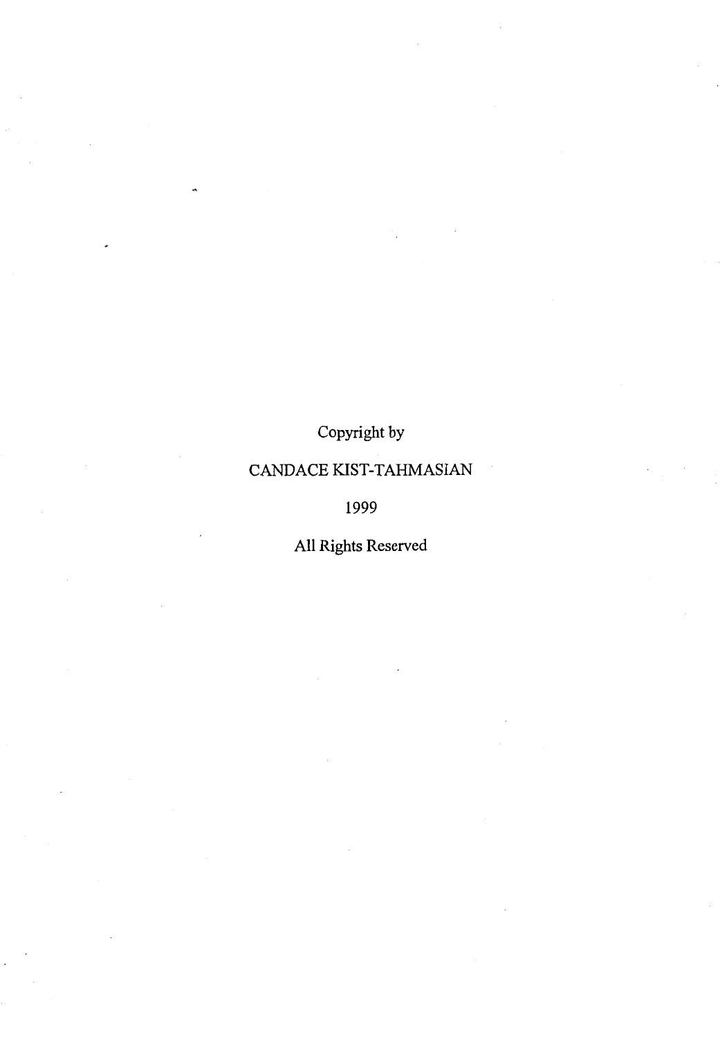Copyright by

CANDACE KIST-TAHMASIAN

1999

All Rights Reserved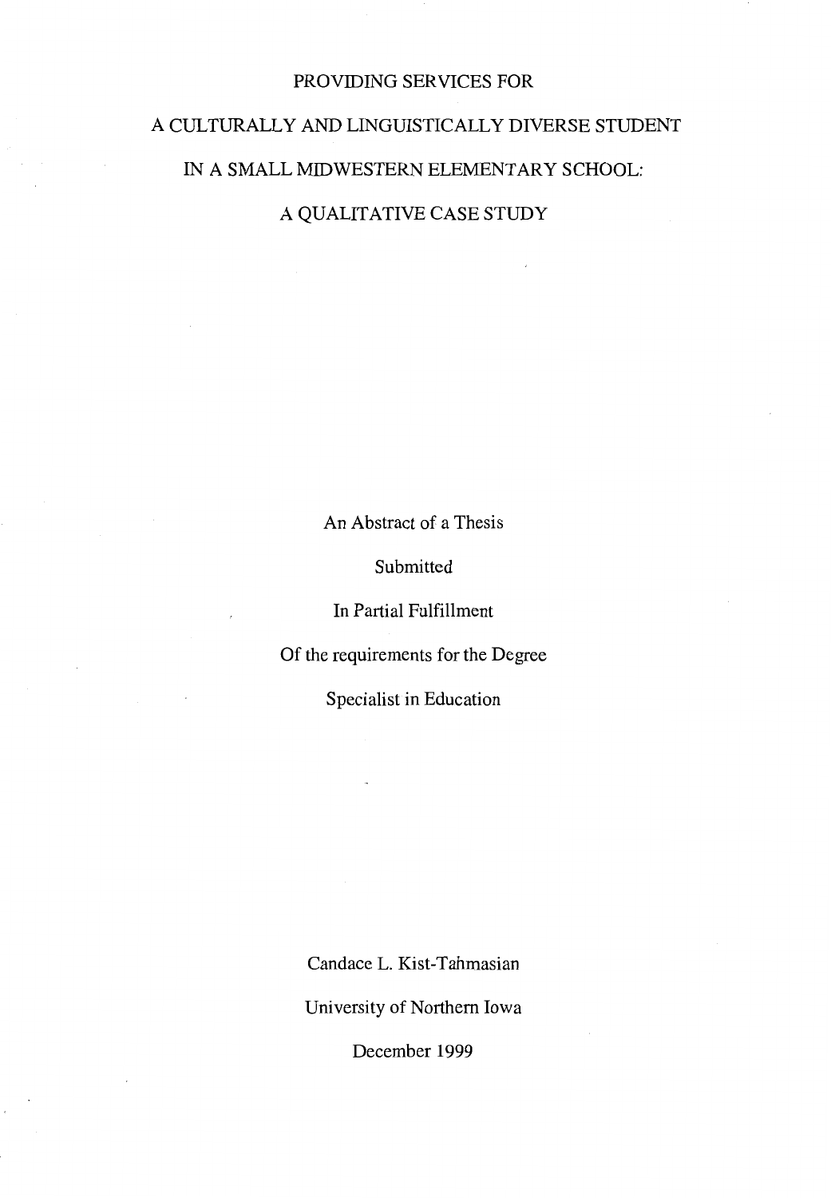# PROVIDING SERVICES FOR A CULTURALLY AND LINGUISTICALLY DIVERSE STUDENT IN A SMALL MIDWESTERN ELEMENTARY SCHOOL: A QUALITATIVE CASE STUDY

An Abstract of a Thesis

Submitted

In Partial Fulfillment

Of the requirements for the Degree

Specialist in Education

Candace L. Kist-Tahmasian

University of Northern Iowa

December 1999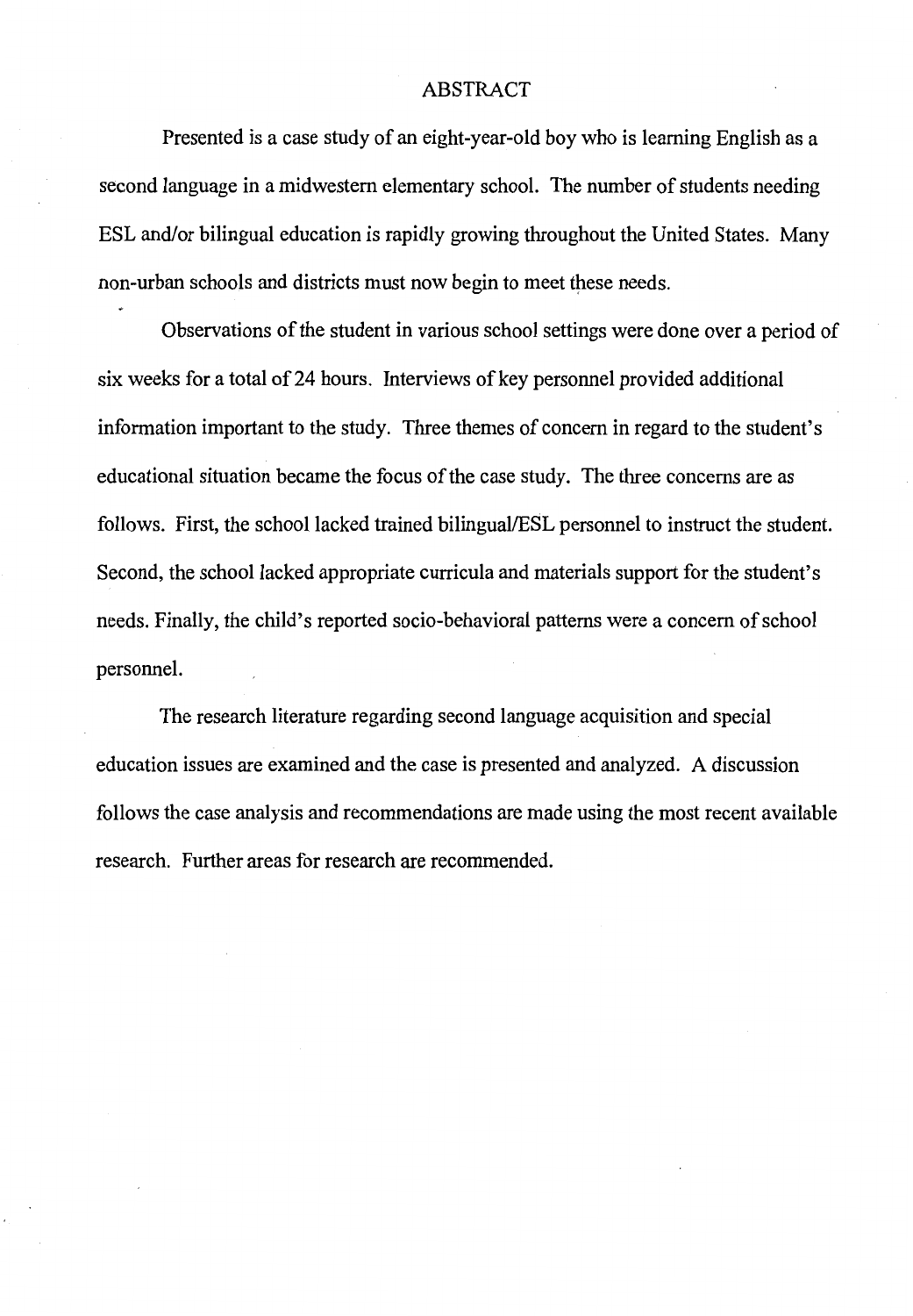# ABSTRACT

Presented is a case study of an eight-year-old boy who is learning English as a second language in a midwestern elementary school. The number of students needing ESL and/or bilingual education is rapidly growing throughout the United States. Many non-urban schools and districts must now begin to meet these needs.

Observations of the student in various school settings were done over a period of six weeks for a total of 24 hours. Interviews of key personnel provided additional information important to the study. Three themes of concern in regard to the student's educational situation became the focus of the case study. The three concerns are as follows. First, the school lacked trained bilingual/ESL personnel to instruct the student. Second, the school lacked appropriate curricula and materials support for the student's needs. Finally, the child's reported socio-behavioral patterns were a concern of school personnel.

The research literature regarding second language acquisition and special education issues are examined and the case is presented and analyzed. A discussion follows the case analysis and recommendations are made using the most recent available research. Further areas for research are recommended.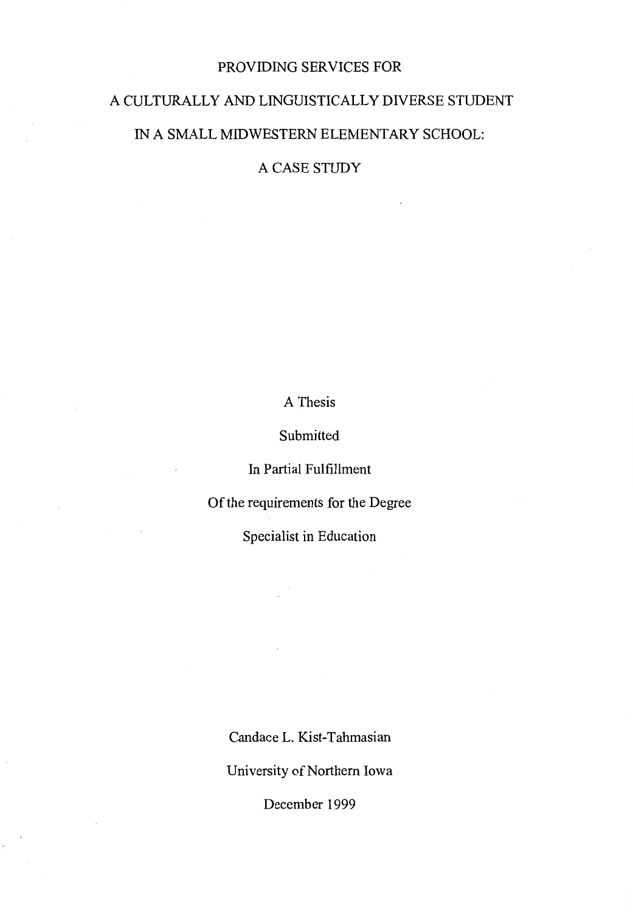# PROVIDING SERVICES FOR
# A CULTURALLY AND LINGUISTICALLY DIVERSE STUDENT
# IN A SMALL MIDWESTERN ELEMENTARY SCHOOL:
# A CASE STUDY

A Thesis

Submitted

In Partial Fulfillment

Of the requirements for the Degree

Specialist in Education

Candace L. Kist-Tahmasian

University of Northern Iowa

December 1999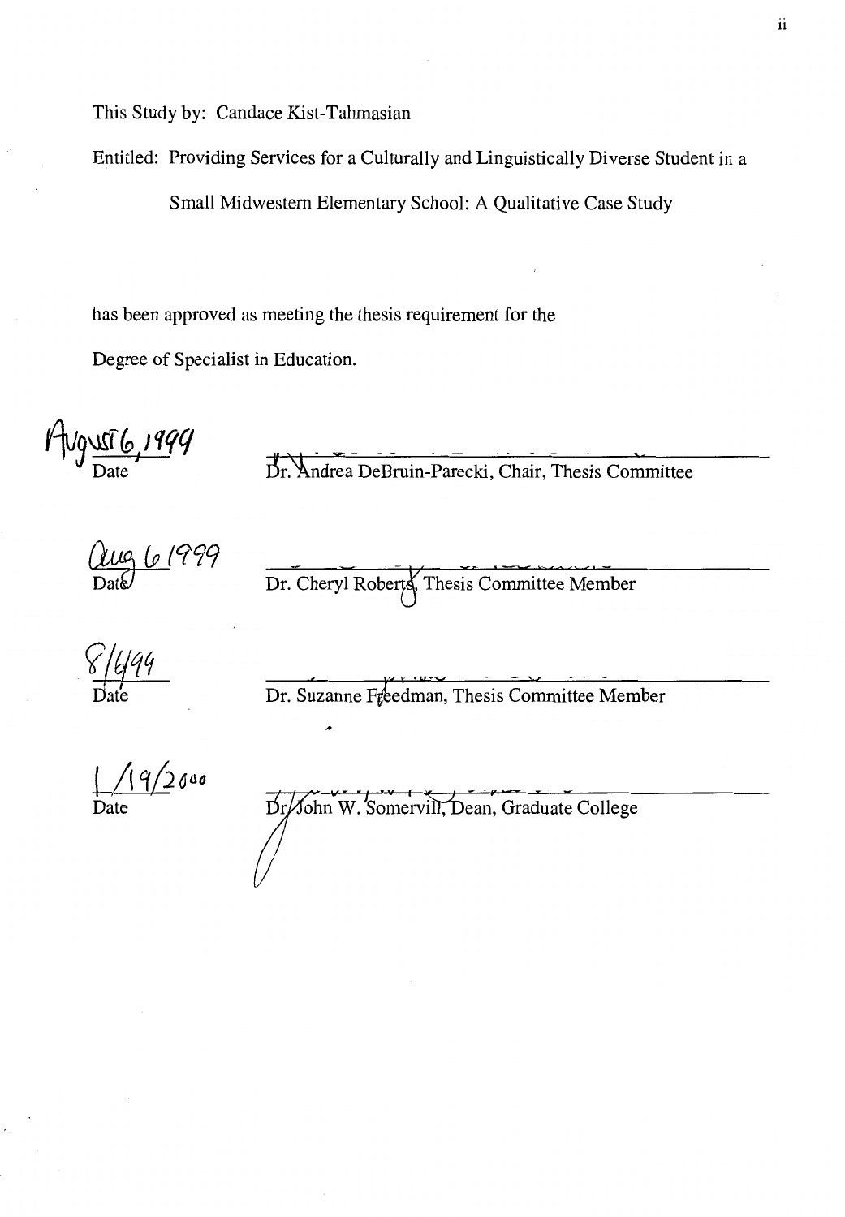This Study by: Candace Kist-Tahmasian

Entitled: Providing Services for a Culturally and Linguistically Diverse Student in a Small Midwestern Elementary School: A Qualitative Case Study

has been approved as meeting the thesis requirement for the

Degree of Specialist in Education.

August 6, 1999
Date

Dr. Andrea DeBruin-Parecki, Chair, Thesis Committee

Aug 6 1999
Date

Dr. Cheryl Roberts, Thesis Committee Member

8/6/99
Date

Dr. Suzanne Freedman, Thesis Committee Member

1/19/2000
Date

Dr. John W. Somervill, Dean, Graduate College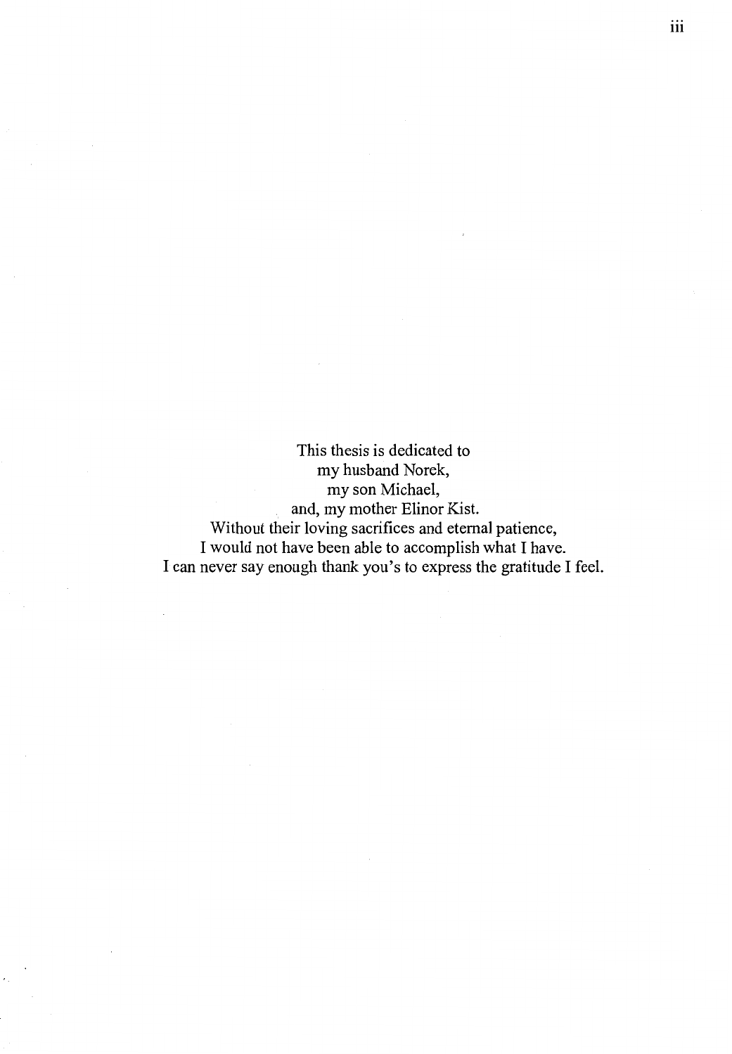This thesis is dedicated to  
my husband Norek,  
my son Michael,  
and, my mother Elinor Kist.  
Without their loving sacrifices and eternal patience,  
I would not have been able to accomplish what I have.  
I can never say enough thank you's to express the gratitude I feel.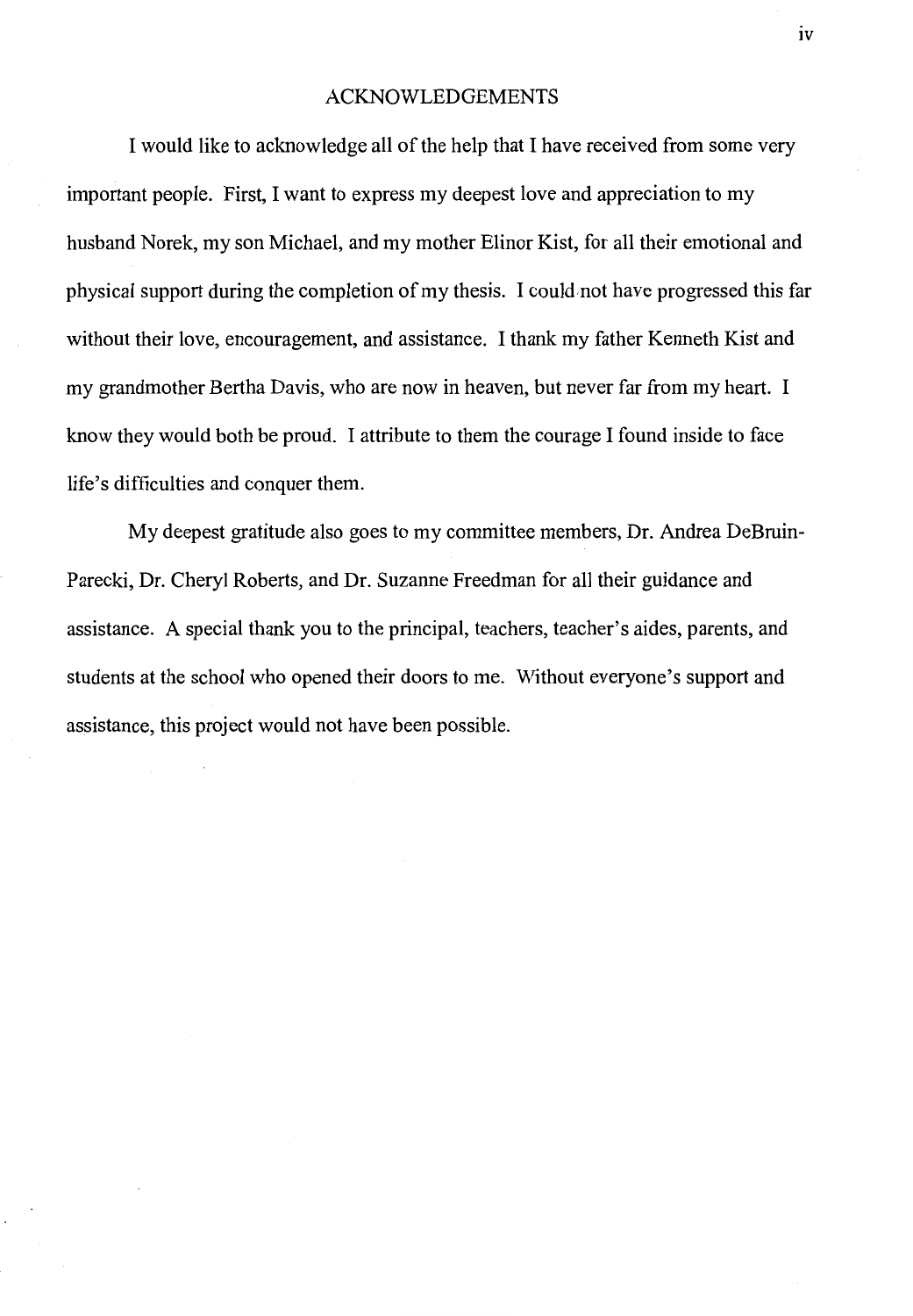# ACKNOWLEDGEMENTS

I would like to acknowledge all of the help that I have received from some very important people. First, I want to express my deepest love and appreciation to my husband Norek, my son Michael, and my mother Elinor Kist, for all their emotional and physical support during the completion of my thesis. I could not have progressed this far without their love, encouragement, and assistance. I thank my father Kenneth Kist and my grandmother Bertha Davis, who are now in heaven, but never far from my heart. I know they would both be proud. I attribute to them the courage I found inside to face life's difficulties and conquer them.

My deepest gratitude also goes to my committee members, Dr. Andrea DeBruin-Parecki, Dr. Cheryl Roberts, and Dr. Suzanne Freedman for all their guidance and assistance. A special thank you to the principal, teachers, teacher's aides, parents, and students at the school who opened their doors to me. Without everyone's support and assistance, this project would not have been possible.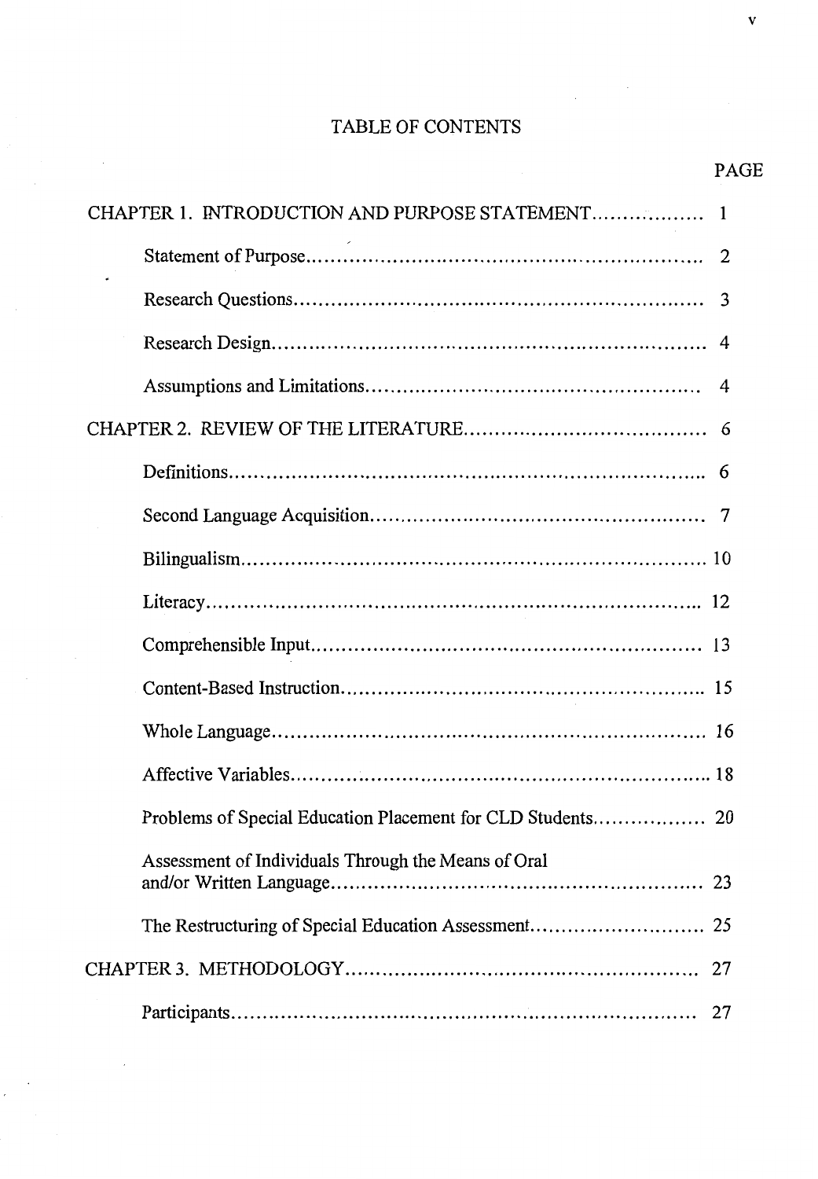# TABLE OF CONTENTS

| | PAGE |
|---|---|
| CHAPTER 1. INTRODUCTION AND PURPOSE STATEMENT | 1 |
| Statement of Purpose | 2 |
| Research Questions | 3 |
| Research Design | 4 |
| Assumptions and Limitations | 4 |
| CHAPTER 2. REVIEW OF THE LITERATURE | 6 |
| Definitions | 6 |
| Second Language Acquisition | 7 |
| Bilingualism | 10 |
| Literacy | 12 |
| Comprehensible Input | 13 |
| Content-Based Instruction | 15 |
| Whole Language | 16 |
| Affective Variables | 18 |
| Problems of Special Education Placement for CLD Students | 20 |
| Assessment of Individuals Through the Means of Oral and/or Written Language | 23 |
| The Restructuring of Special Education Assessment | 25 |
| CHAPTER 3. METHODOLOGY | 27 |
| Participants | 27 |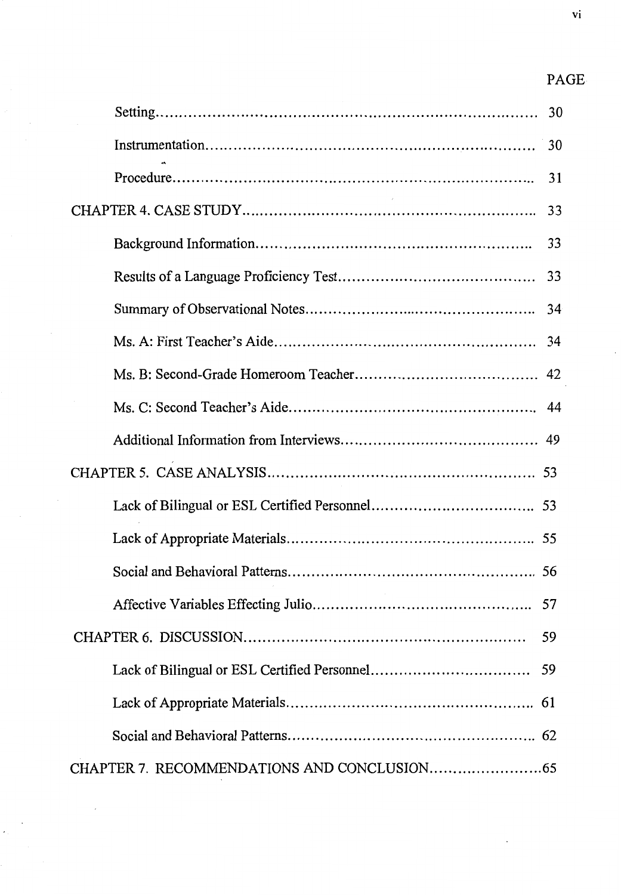| | PAGE |
|---|---|
| Setting | 30 |
| Instrumentation | 30 |
| Procedure | 31 |
| CHAPTER 4. CASE STUDY | 33 |
| Background Information | 33 |
| Results of a Language Proficiency Test | 33 |
| Summary of Observational Notes | 34 |
| Ms. A: First Teacher's Aide | 34 |
| Ms. B: Second-Grade Homeroom Teacher | 42 |
| Ms. C: Second Teacher's Aide | 44 |
| Additional Information from Interviews | 49 |
| CHAPTER 5. CASE ANALYSIS | 53 |
| Lack of Bilingual or ESL Certified Personnel | 53 |
| Lack of Appropriate Materials | 55 |
| Social and Behavioral Patterns | 56 |
| Affective Variables Effecting Julio | 57 |
| CHAPTER 6. DISCUSSION | 59 |
| Lack of Bilingual or ESL Certified Personnel | 59 |
| Lack of Appropriate Materials | 61 |
| Social and Behavioral Patterns | 62 |
| CHAPTER 7. RECOMMENDATIONS AND CONCLUSION | 65 |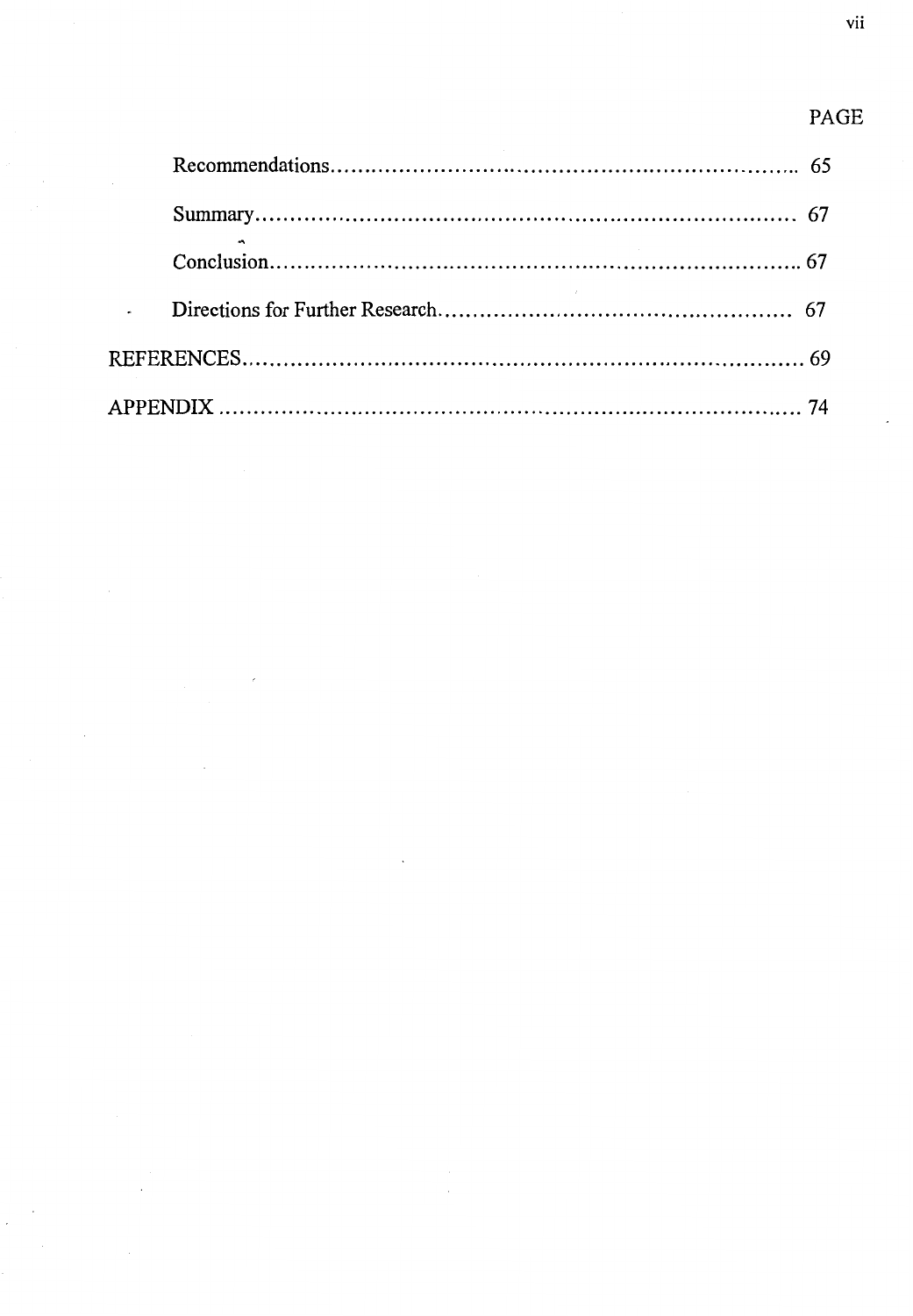PAGE

Recommendations ........................................................................ 65

Summary ........................................................................ 67

Conclusion ........................................................................ 67

Directions for Further Research ........................................................................ 67

REFERENCES ........................................................................ 69

APPENDIX ........................................................................ 74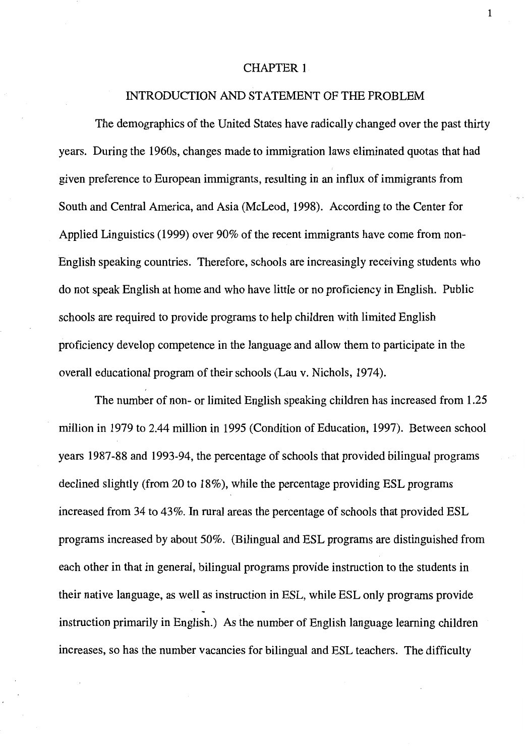# CHAPTER 1

## INTRODUCTION AND STATEMENT OF THE PROBLEM

The demographics of the United States have radically changed over the past thirty years. During the 1960s, changes made to immigration laws eliminated quotas that had given preference to European immigrants, resulting in an influx of immigrants from South and Central America, and Asia (McLeod, 1998). According to the Center for Applied Linguistics (1999) over 90% of the recent immigrants have come from non-English speaking countries. Therefore, schools are increasingly receiving students who do not speak English at home and who have little or no proficiency in English. Public schools are required to provide programs to help children with limited English proficiency develop competence in the language and allow them to participate in the overall educational program of their schools (Lau v. Nichols, 1974).

The number of non- or limited English speaking children has increased from 1.25 million in 1979 to 2.44 million in 1995 (Condition of Education, 1997). Between school years 1987-88 and 1993-94, the percentage of schools that provided bilingual programs declined slightly (from 20 to 18%), while the percentage providing ESL programs increased from 34 to 43%. In rural areas the percentage of schools that provided ESL programs increased by about 50%. (Bilingual and ESL programs are distinguished from each other in that in general, bilingual programs provide instruction to the students in their native language, as well as instruction in ESL, while ESL only programs provide instruction primarily in English.) As the number of English language learning children increases, so has the number vacancies for bilingual and ESL teachers. The difficulty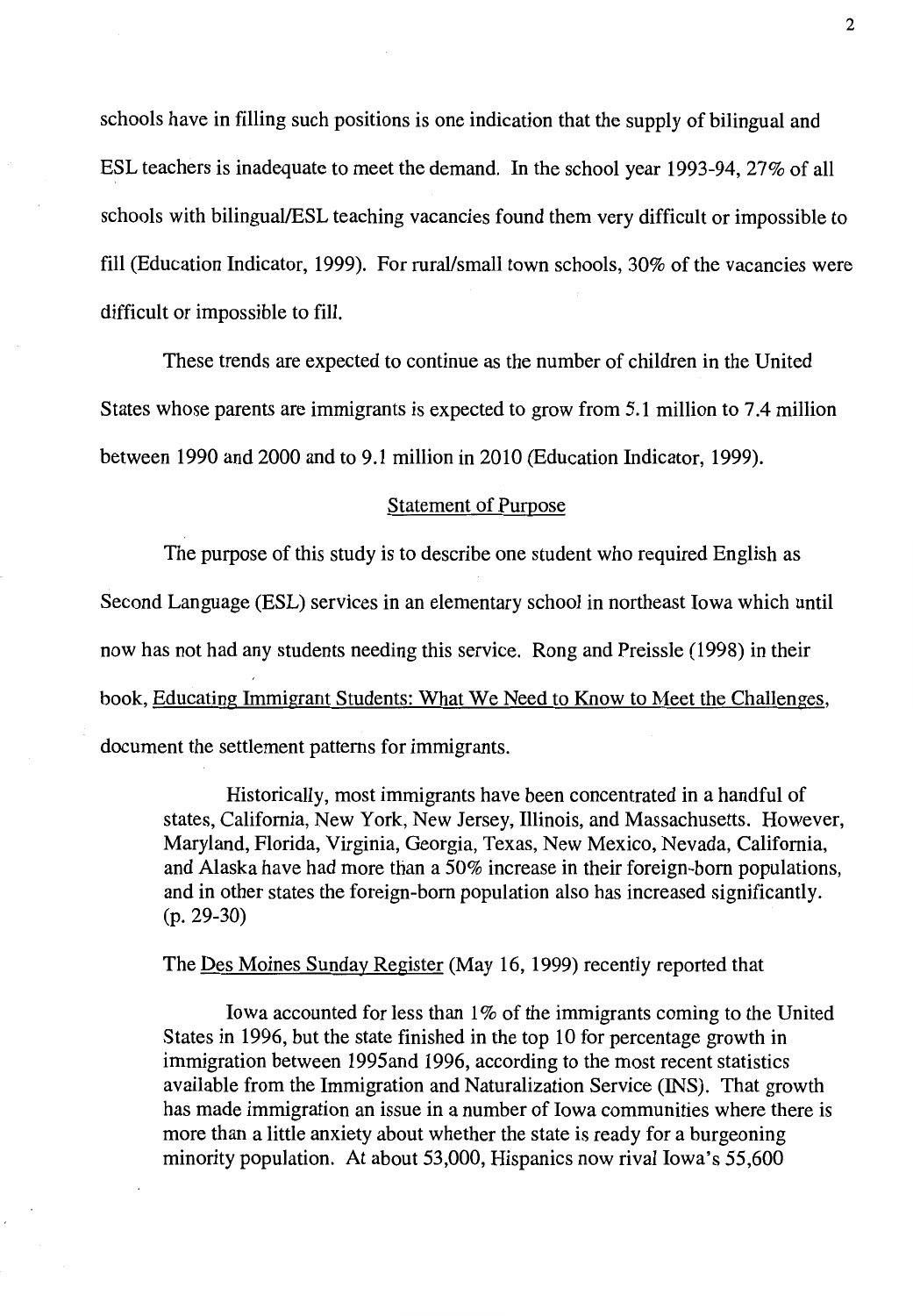schools have in filling such positions is one indication that the supply of bilingual and ESL teachers is inadequate to meet the demand. In the school year 1993-94, 27% of all schools with bilingual/ESL teaching vacancies found them very difficult or impossible to fill (Education Indicator, 1999). For rural/small town schools, 30% of the vacancies were difficult or impossible to fill.

These trends are expected to continue as the number of children in the United States whose parents are immigrants is expected to grow from 5.1 million to 7.4 million between 1990 and 2000 and to 9.1 million in 2010 (Education Indicator, 1999).

## Statement of Purpose

The purpose of this study is to describe one student who required English as Second Language (ESL) services in an elementary school in northeast Iowa which until now has not had any students needing this service. Rong and Preissle (1998) in their book, Educating Immigrant Students: What We Need to Know to Meet the Challenges, document the settlement patterns for immigrants.

> Historically, most immigrants have been concentrated in a handful of states, California, New York, New Jersey, Illinois, and Massachusetts. However, Maryland, Florida, Virginia, Georgia, Texas, New Mexico, Nevada, California, and Alaska have had more than a 50% increase in their foreign-born populations, and in other states the foreign-born population also has increased significantly. (p. 29-30)

The Des Moines Sunday Register (May 16, 1999) recently reported that

> Iowa accounted for less than 1% of the immigrants coming to the United States in 1996, but the state finished in the top 10 for percentage growth in immigration between 1995and 1996, according to the most recent statistics available from the Immigration and Naturalization Service (INS). That growth has made immigration an issue in a number of Iowa communities where there is more than a little anxiety about whether the state is ready for a burgeoning minority population. At about 53,000, Hispanics now rival Iowa's 55,600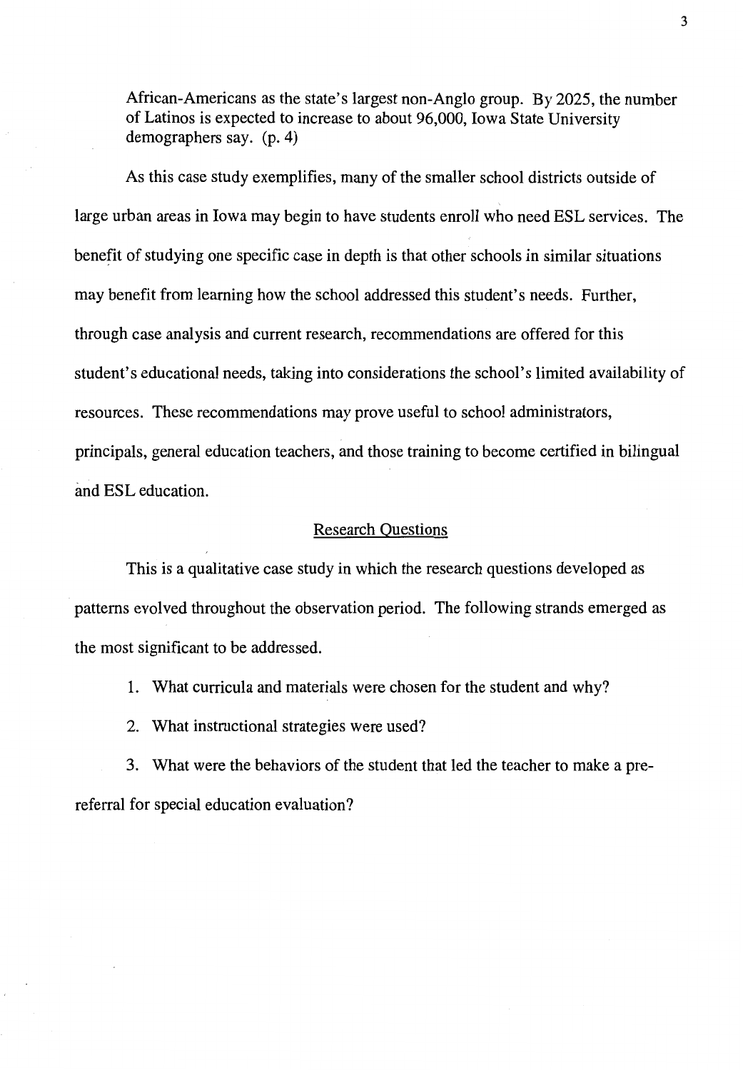> African-Americans as the state's largest non-Anglo group. By 2025, the number of Latinos is expected to increase to about 96,000, Iowa State University demographers say. (p. 4)

As this case study exemplifies, many of the smaller school districts outside of large urban areas in Iowa may begin to have students enroll who need ESL services. The benefit of studying one specific case in depth is that other schools in similar situations may benefit from learning how the school addressed this student's needs. Further, through case analysis and current research, recommendations are offered for this student's educational needs, taking into considerations the school's limited availability of resources. These recommendations may prove useful to school administrators, principals, general education teachers, and those training to become certified in bilingual and ESL education.

## Research Questions

This is a qualitative case study in which the research questions developed as patterns evolved throughout the observation period. The following strands emerged as the most significant to be addressed.

1. What curricula and materials were chosen for the student and why?
2. What instructional strategies were used?
3. What were the behaviors of the student that led the teacher to make a pre-referral for special education evaluation?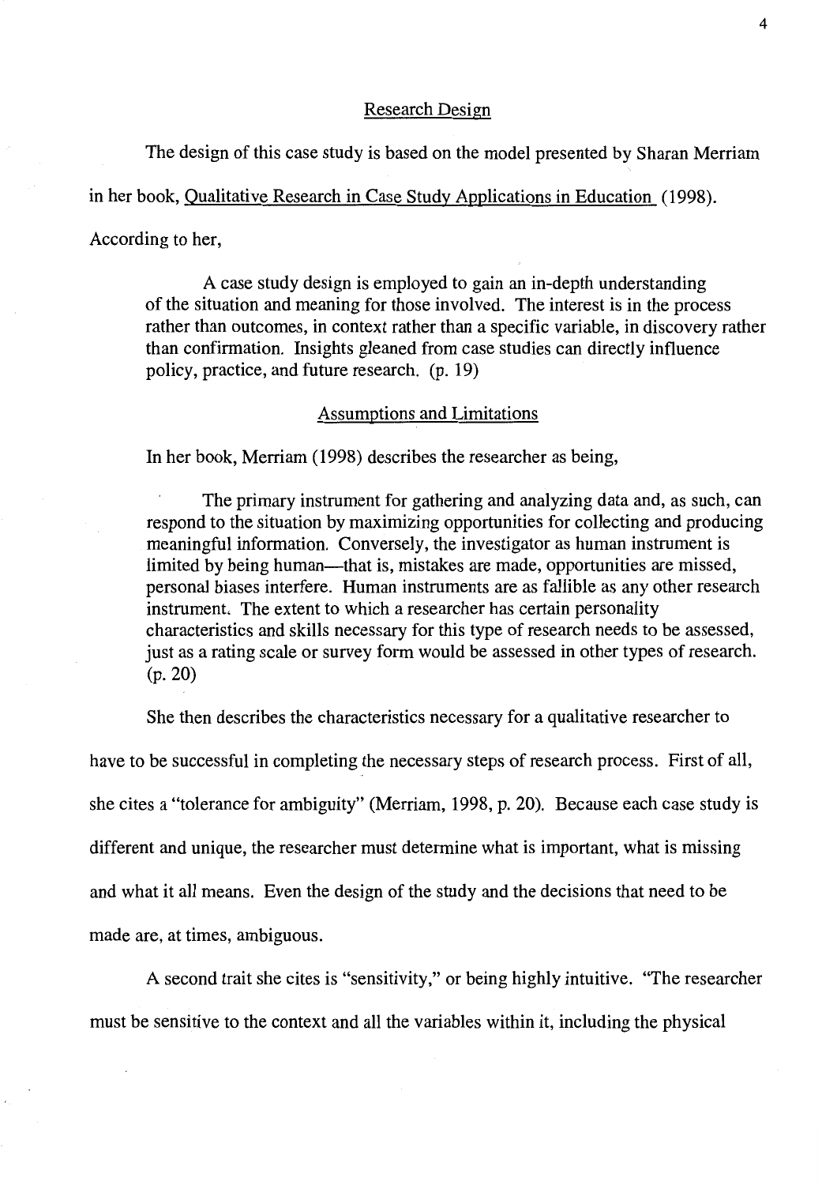## Research Design

The design of this case study is based on the model presented by Sharan Merriam in her book, Qualitative Research in Case Study Applications in Education (1998). According to her,

> A case study design is employed to gain an in-depth understanding of the situation and meaning for those involved. The interest is in the process rather than outcomes, in context rather than a specific variable, in discovery rather than confirmation. Insights gleaned from case studies can directly influence policy, practice, and future research. (p. 19)

## Assumptions and Limitations

In her book, Merriam (1998) describes the researcher as being,

> The primary instrument for gathering and analyzing data and, as such, can respond to the situation by maximizing opportunities for collecting and producing meaningful information. Conversely, the investigator as human instrument is limited by being human—that is, mistakes are made, opportunities are missed, personal biases interfere. Human instruments are as fallible as any other research instrument. The extent to which a researcher has certain personality characteristics and skills necessary for this type of research needs to be assessed, just as a rating scale or survey form would be assessed in other types of research. (p. 20)

She then describes the characteristics necessary for a qualitative researcher to have to be successful in completing the necessary steps of research process. First of all, she cites a "tolerance for ambiguity" (Merriam, 1998, p. 20). Because each case study is different and unique, the researcher must determine what is important, what is missing and what it all means. Even the design of the study and the decisions that need to be made are, at times, ambiguous.

A second trait she cites is "sensitivity," or being highly intuitive. "The researcher must be sensitive to the context and all the variables within it, including the physical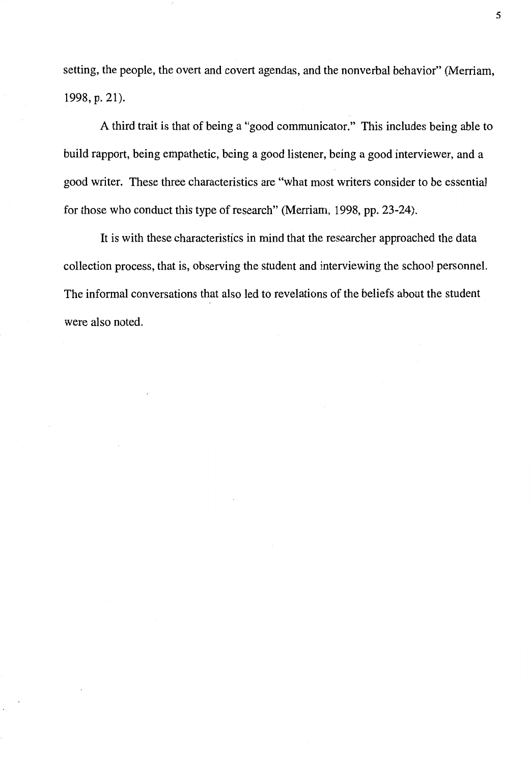setting, the people, the overt and covert agendas, and the nonverbal behavior" (Merriam, 1998, p. 21).

A third trait is that of being a "good communicator." This includes being able to build rapport, being empathetic, being a good listener, being a good interviewer, and a good writer. These three characteristics are "what most writers consider to be essential for those who conduct this type of research" (Merriam, 1998, pp. 23-24).

It is with these characteristics in mind that the researcher approached the data collection process, that is, observing the student and interviewing the school personnel. The informal conversations that also led to revelations of the beliefs about the student were also noted.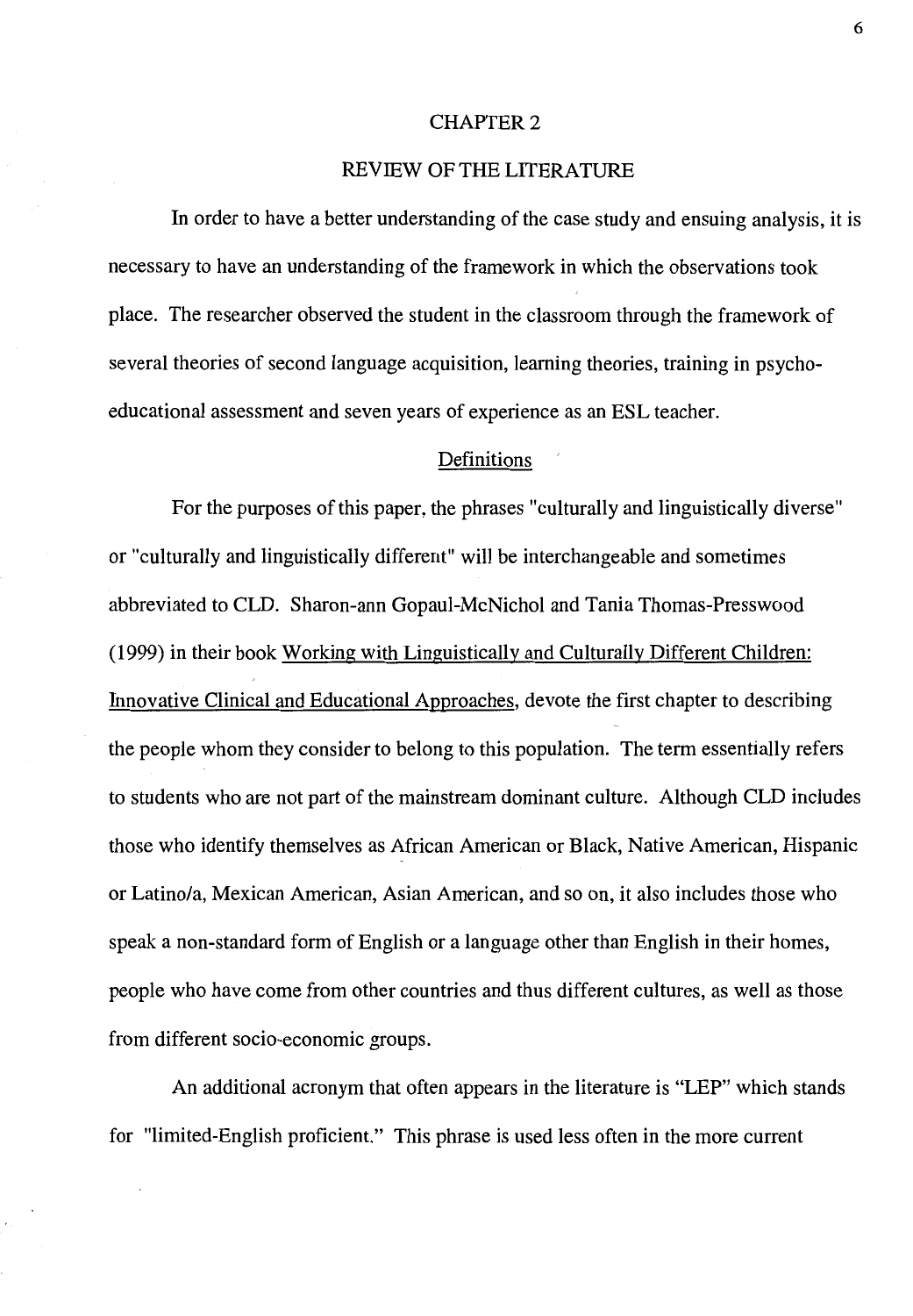# CHAPTER 2

# REVIEW OF THE LITERATURE

In order to have a better understanding of the case study and ensuing analysis, it is necessary to have an understanding of the framework in which the observations took place. The researcher observed the student in the classroom through the framework of several theories of second language acquisition, learning theories, training in psycho-educational assessment and seven years of experience as an ESL teacher.

## Definitions

For the purposes of this paper, the phrases "culturally and linguistically diverse" or "culturally and linguistically different" will be interchangeable and sometimes abbreviated to CLD. Sharon-ann Gopaul-McNichol and Tania Thomas-Presswood (1999) in their book Working with Linguistically and Culturally Different Children: Innovative Clinical and Educational Approaches, devote the first chapter to describing the people whom they consider to belong to this population. The term essentially refers to students who are not part of the mainstream dominant culture. Although CLD includes those who identify themselves as African American or Black, Native American, Hispanic or Latino/a, Mexican American, Asian American, and so on, it also includes those who speak a non-standard form of English or a language other than English in their homes, people who have come from other countries and thus different cultures, as well as those from different socio-economic groups.

An additional acronym that often appears in the literature is "LEP" which stands for "limited-English proficient." This phrase is used less often in the more current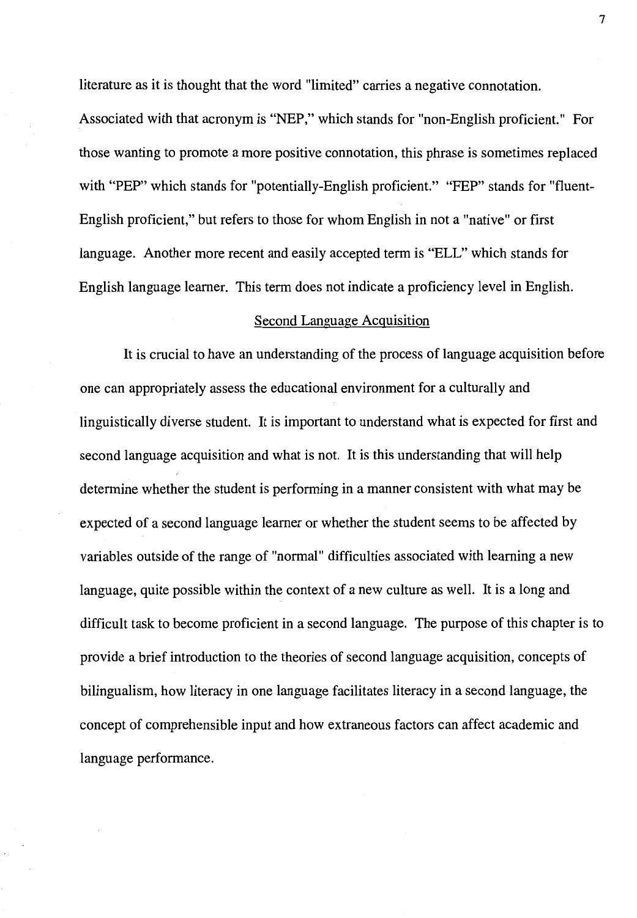literature as it is thought that the word "limited" carries a negative connotation. Associated with that acronym is "NEP," which stands for "non-English proficient." For those wanting to promote a more positive connotation, this phrase is sometimes replaced with "PEP" which stands for "potentially-English proficient." "FEP" stands for "fluent-English proficient," but refers to those for whom English in not a "native" or first language. Another more recent and easily accepted term is "ELL" which stands for English language learner. This term does not indicate a proficiency level in English.

## Second Language Acquisition

It is crucial to have an understanding of the process of language acquisition before one can appropriately assess the educational environment for a culturally and linguistically diverse student. It is important to understand what is expected for first and second language acquisition and what is not. It is this understanding that will help determine whether the student is performing in a manner consistent with what may be expected of a second language learner or whether the student seems to be affected by variables outside of the range of "normal" difficulties associated with learning a new language, quite possible within the context of a new culture as well. It is a long and difficult task to become proficient in a second language. The purpose of this chapter is to provide a brief introduction to the theories of second language acquisition, concepts of bilingualism, how literacy in one language facilitates literacy in a second language, the concept of comprehensible input and how extraneous factors can affect academic and language performance.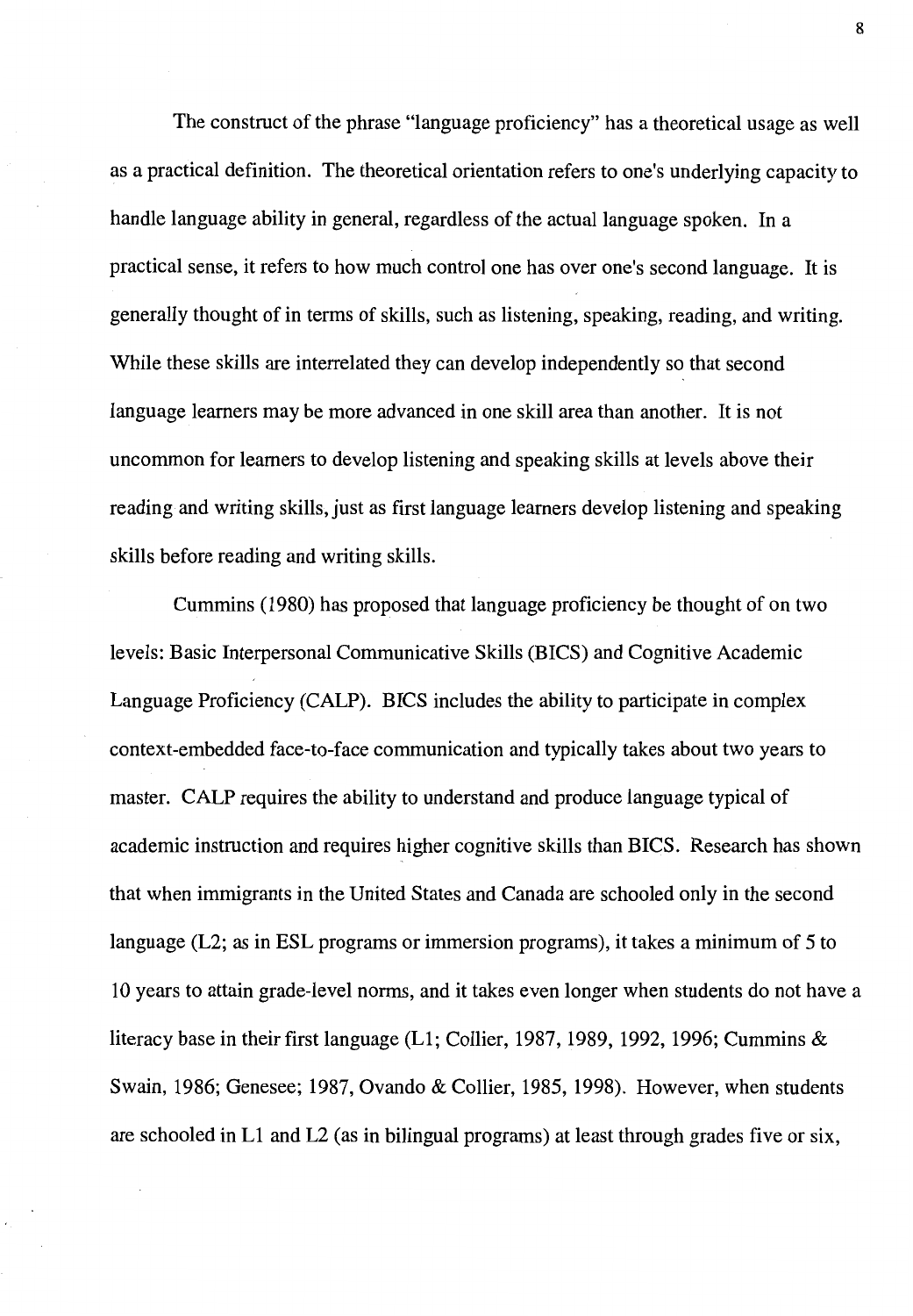The construct of the phrase "language proficiency" has a theoretical usage as well as a practical definition. The theoretical orientation refers to one's underlying capacity to handle language ability in general, regardless of the actual language spoken. In a practical sense, it refers to how much control one has over one's second language. It is generally thought of in terms of skills, such as listening, speaking, reading, and writing. While these skills are interrelated they can develop independently so that second language learners may be more advanced in one skill area than another. It is not uncommon for learners to develop listening and speaking skills at levels above their reading and writing skills, just as first language learners develop listening and speaking skills before reading and writing skills.

Cummins (1980) has proposed that language proficiency be thought of on two levels: Basic Interpersonal Communicative Skills (BICS) and Cognitive Academic Language Proficiency (CALP). BICS includes the ability to participate in complex context-embedded face-to-face communication and typically takes about two years to master. CALP requires the ability to understand and produce language typical of academic instruction and requires higher cognitive skills than BICS. Research has shown that when immigrants in the United States and Canada are schooled only in the second language (L2; as in ESL programs or immersion programs), it takes a minimum of 5 to 10 years to attain grade-level norms, and it takes even longer when students do not have a literacy base in their first language (L1; Collier, 1987, 1989, 1992, 1996; Cummins & Swain, 1986; Genesee; 1987, Ovando & Collier, 1985, 1998). However, when students are schooled in L1 and L2 (as in bilingual programs) at least through grades five or six,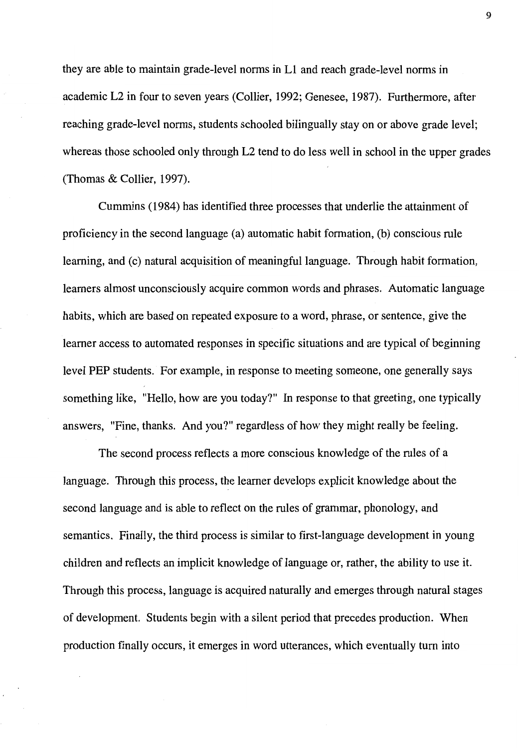they are able to maintain grade-level norms in L1 and reach grade-level norms in academic L2 in four to seven years (Collier, 1992; Genesee, 1987). Furthermore, after reaching grade-level norms, students schooled bilingually stay on or above grade level; whereas those schooled only through L2 tend to do less well in school in the upper grades (Thomas & Collier, 1997).

Cummins (1984) has identified three processes that underlie the attainment of proficiency in the second language (a) automatic habit formation, (b) conscious rule learning, and (c) natural acquisition of meaningful language. Through habit formation, learners almost unconsciously acquire common words and phrases. Automatic language habits, which are based on repeated exposure to a word, phrase, or sentence, give the learner access to automated responses in specific situations and are typical of beginning level PEP students. For example, in response to meeting someone, one generally says something like, "Hello, how are you today?" In response to that greeting, one typically answers, "Fine, thanks. And you?" regardless of how they might really be feeling.

The second process reflects a more conscious knowledge of the rules of a language. Through this process, the learner develops explicit knowledge about the second language and is able to reflect on the rules of grammar, phonology, and semantics. Finally, the third process is similar to first-language development in young children and reflects an implicit knowledge of language or, rather, the ability to use it. Through this process, language is acquired naturally and emerges through natural stages of development. Students begin with a silent period that precedes production. When production finally occurs, it emerges in word utterances, which eventually turn into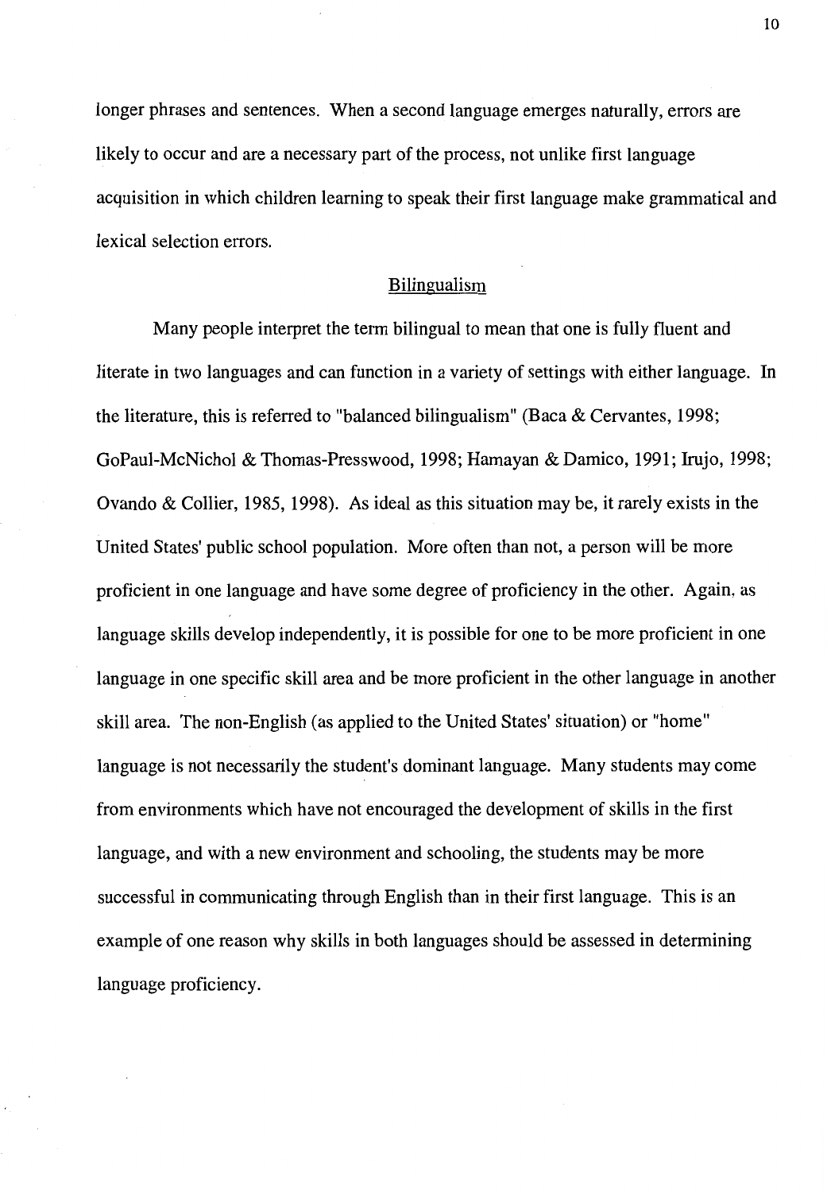longer phrases and sentences. When a second language emerges naturally, errors are likely to occur and are a necessary part of the process, not unlike first language acquisition in which children learning to speak their first language make grammatical and lexical selection errors.

## Bilingualism

Many people interpret the term bilingual to mean that one is fully fluent and literate in two languages and can function in a variety of settings with either language. In the literature, this is referred to "balanced bilingualism" (Baca & Cervantes, 1998; GoPaul-McNichol & Thomas-Presswood, 1998; Hamayan & Damico, 1991; Irujo, 1998; Ovando & Collier, 1985, 1998). As ideal as this situation may be, it rarely exists in the United States' public school population. More often than not, a person will be more proficient in one language and have some degree of proficiency in the other. Again, as language skills develop independently, it is possible for one to be more proficient in one language in one specific skill area and be more proficient in the other language in another skill area. The non-English (as applied to the United States' situation) or "home" language is not necessarily the student's dominant language. Many students may come from environments which have not encouraged the development of skills in the first language, and with a new environment and schooling, the students may be more successful in communicating through English than in their first language. This is an example of one reason why skills in both languages should be assessed in determining language proficiency.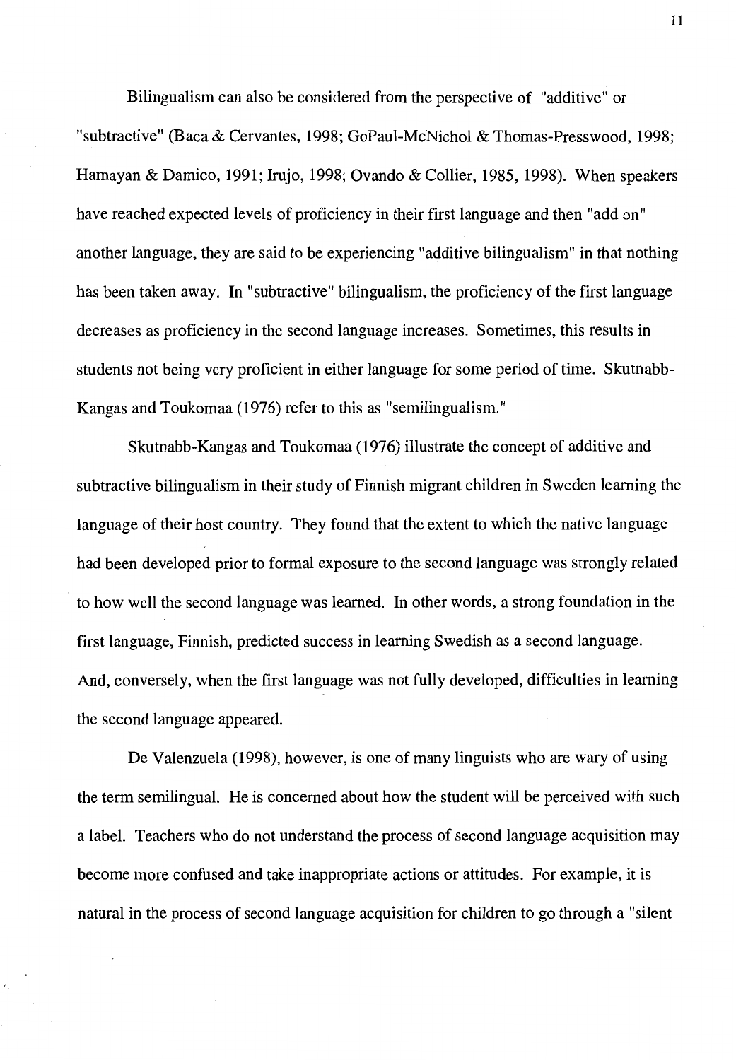Bilingualism can also be considered from the perspective of "additive" or "subtractive" (Baca & Cervantes, 1998; GoPaul-McNichol & Thomas-Presswood, 1998; Hamayan & Damico, 1991; Irujo, 1998; Ovando & Collier, 1985, 1998). When speakers have reached expected levels of proficiency in their first language and then "add on" another language, they are said to be experiencing "additive bilingualism" in that nothing has been taken away. In "subtractive" bilingualism, the proficiency of the first language decreases as proficiency in the second language increases. Sometimes, this results in students not being very proficient in either language for some period of time. Skutnabb-Kangas and Toukomaa (1976) refer to this as "semilingualism."

Skutnabb-Kangas and Toukomaa (1976) illustrate the concept of additive and subtractive bilingualism in their study of Finnish migrant children in Sweden learning the language of their host country. They found that the extent to which the native language had been developed prior to formal exposure to the second language was strongly related to how well the second language was learned. In other words, a strong foundation in the first language, Finnish, predicted success in learning Swedish as a second language. And, conversely, when the first language was not fully developed, difficulties in learning the second language appeared.

De Valenzuela (1998), however, is one of many linguists who are wary of using the term semilingual. He is concerned about how the student will be perceived with such a label. Teachers who do not understand the process of second language acquisition may become more confused and take inappropriate actions or attitudes. For example, it is natural in the process of second language acquisition for children to go through a "silent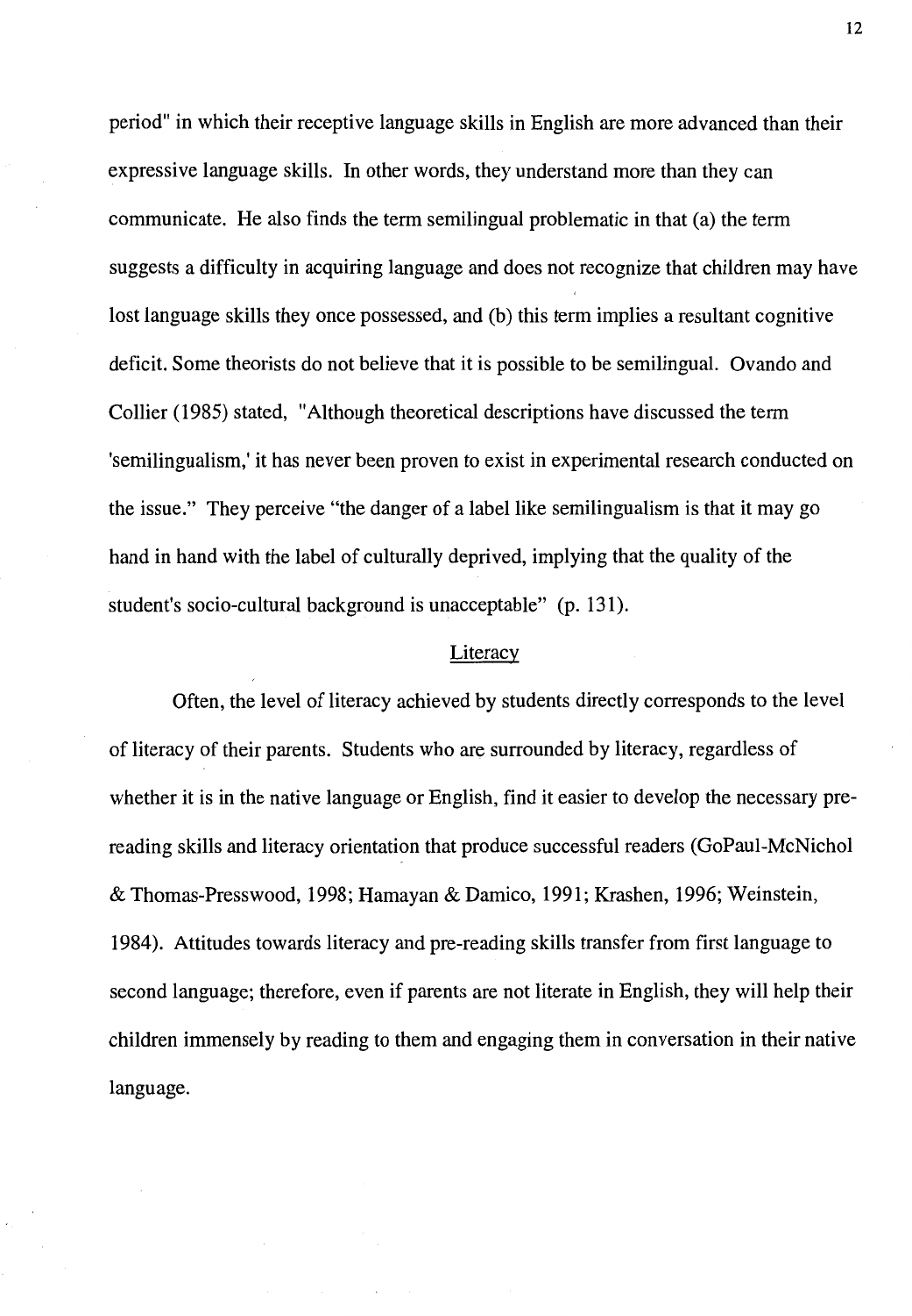period" in which their receptive language skills in English are more advanced than their expressive language skills. In other words, they understand more than they can communicate. He also finds the term semilingual problematic in that (a) the term suggests a difficulty in acquiring language and does not recognize that children may have lost language skills they once possessed, and (b) this term implies a resultant cognitive deficit. Some theorists do not believe that it is possible to be semilingual. Ovando and Collier (1985) stated, "Although theoretical descriptions have discussed the term 'semilingualism,' it has never been proven to exist in experimental research conducted on the issue." They perceive "the danger of a label like semilingualism is that it may go hand in hand with the label of culturally deprived, implying that the quality of the student's socio-cultural background is unacceptable" (p. 131).

## Literacy

Often, the level of literacy achieved by students directly corresponds to the level of literacy of their parents. Students who are surrounded by literacy, regardless of whether it is in the native language or English, find it easier to develop the necessary pre-reading skills and literacy orientation that produce successful readers (GoPaul-McNichol & Thomas-Presswood, 1998; Hamayan & Damico, 1991; Krashen, 1996; Weinstein, 1984). Attitudes towards literacy and pre-reading skills transfer from first language to second language; therefore, even if parents are not literate in English, they will help their children immensely by reading to them and engaging them in conversation in their native language.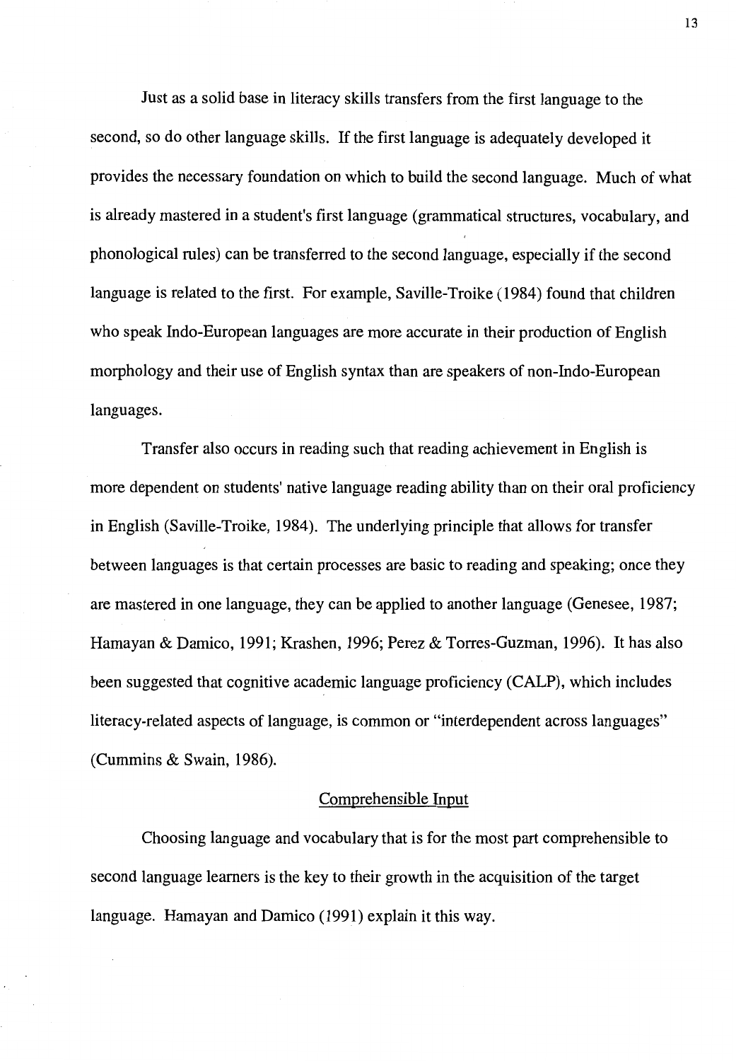Just as a solid base in literacy skills transfers from the first language to the second, so do other language skills. If the first language is adequately developed it provides the necessary foundation on which to build the second language. Much of what is already mastered in a student's first language (grammatical structures, vocabulary, and phonological rules) can be transferred to the second language, especially if the second language is related to the first. For example, Saville-Troike (1984) found that children who speak Indo-European languages are more accurate in their production of English morphology and their use of English syntax than are speakers of non-Indo-European languages.

Transfer also occurs in reading such that reading achievement in English is more dependent on students' native language reading ability than on their oral proficiency in English (Saville-Troike, 1984). The underlying principle that allows for transfer between languages is that certain processes are basic to reading and speaking; once they are mastered in one language, they can be applied to another language (Genesee, 1987; Hamayan & Damico, 1991; Krashen, 1996; Perez & Torres-Guzman, 1996). It has also been suggested that cognitive academic language proficiency (CALP), which includes literacy-related aspects of language, is common or "interdependent across languages" (Cummins & Swain, 1986).

## Comprehensible Input

Choosing language and vocabulary that is for the most part comprehensible to second language learners is the key to their growth in the acquisition of the target language. Hamayan and Damico (1991) explain it this way.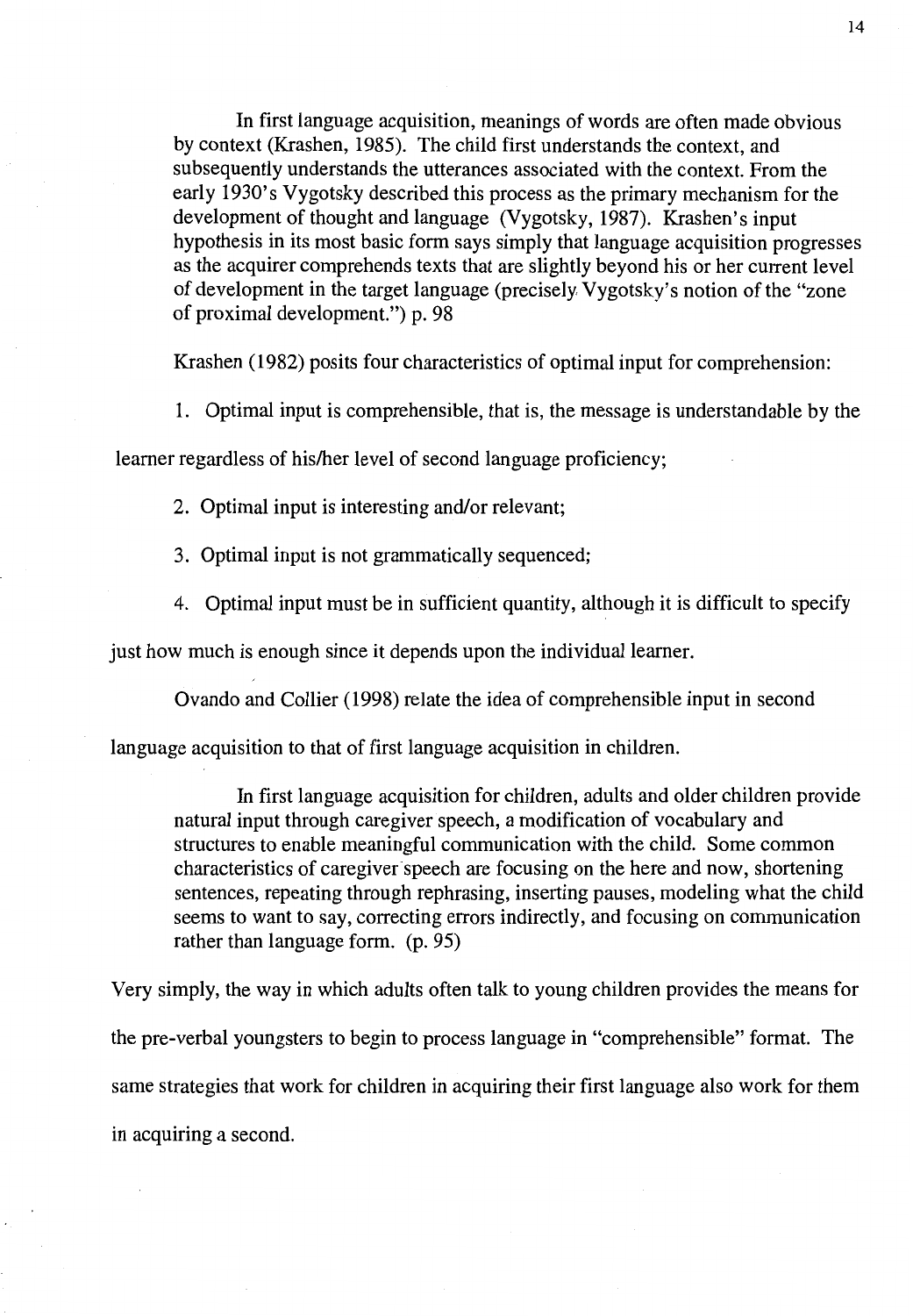> In first language acquisition, meanings of words are often made obvious by context (Krashen, 1985). The child first understands the context, and subsequently understands the utterances associated with the context. From the early 1930's Vygotsky described this process as the primary mechanism for the development of thought and language (Vygotsky, 1987). Krashen's input hypothesis in its most basic form says simply that language acquisition progresses as the acquirer comprehends texts that are slightly beyond his or her current level of development in the target language (precisely Vygotsky's notion of the "zone of proximal development.") p. 98

Krashen (1982) posits four characteristics of optimal input for comprehension:

1. Optimal input is comprehensible, that is, the message is understandable by the learner regardless of his/her level of second language proficiency;
2. Optimal input is interesting and/or relevant;
3. Optimal input is not grammatically sequenced;
4. Optimal input must be in sufficient quantity, although it is difficult to specify just how much is enough since it depends upon the individual learner.

Ovando and Collier (1998) relate the idea of comprehensible input in second language acquisition to that of first language acquisition in children.

> In first language acquisition for children, adults and older children provide natural input through caregiver speech, a modification of vocabulary and structures to enable meaningful communication with the child. Some common characteristics of caregiver speech are focusing on the here and now, shortening sentences, repeating through rephrasing, inserting pauses, modeling what the child seems to want to say, correcting errors indirectly, and focusing on communication rather than language form. (p. 95)

Very simply, the way in which adults often talk to young children provides the means for the pre-verbal youngsters to begin to process language in "comprehensible" format. The same strategies that work for children in acquiring their first language also work for them in acquiring a second.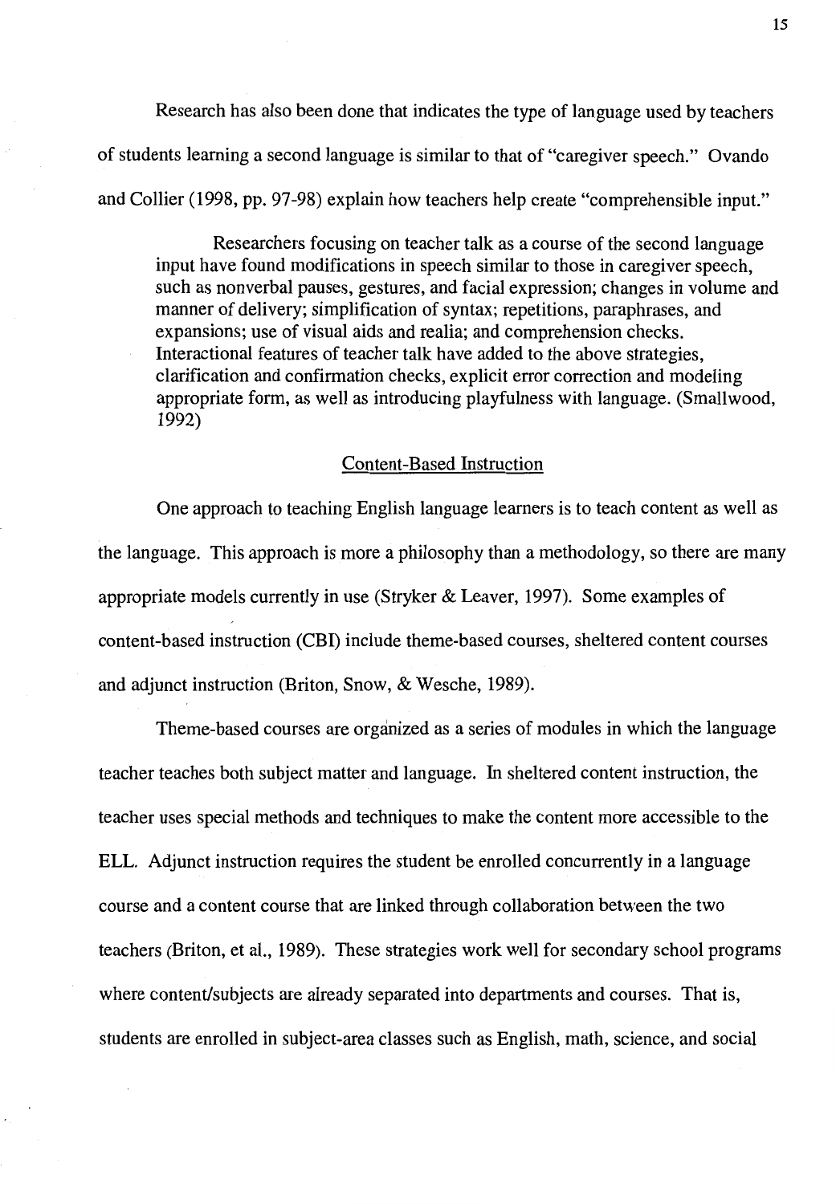Research has also been done that indicates the type of language used by teachers of students learning a second language is similar to that of "caregiver speech." Ovando and Collier (1998, pp. 97-98) explain how teachers help create "comprehensible input."

> Researchers focusing on teacher talk as a course of the second language input have found modifications in speech similar to those in caregiver speech, such as nonverbal pauses, gestures, and facial expression; changes in volume and manner of delivery; simplification of syntax; repetitions, paraphrases, and expansions; use of visual aids and realia; and comprehension checks. Interactional features of teacher talk have added to the above strategies, clarification and confirmation checks, explicit error correction and modeling appropriate form, as well as introducing playfulness with language. (Smallwood, 1992)

## Content-Based Instruction

One approach to teaching English language learners is to teach content as well as the language. This approach is more a philosophy than a methodology, so there are many appropriate models currently in use (Stryker & Leaver, 1997). Some examples of content-based instruction (CBI) include theme-based courses, sheltered content courses and adjunct instruction (Briton, Snow, & Wesche, 1989).

Theme-based courses are organized as a series of modules in which the language teacher teaches both subject matter and language. In sheltered content instruction, the teacher uses special methods and techniques to make the content more accessible to the ELL. Adjunct instruction requires the student be enrolled concurrently in a language course and a content course that are linked through collaboration between the two teachers (Briton, et al., 1989). These strategies work well for secondary school programs where content/subjects are already separated into departments and courses. That is, students are enrolled in subject-area classes such as English, math, science, and social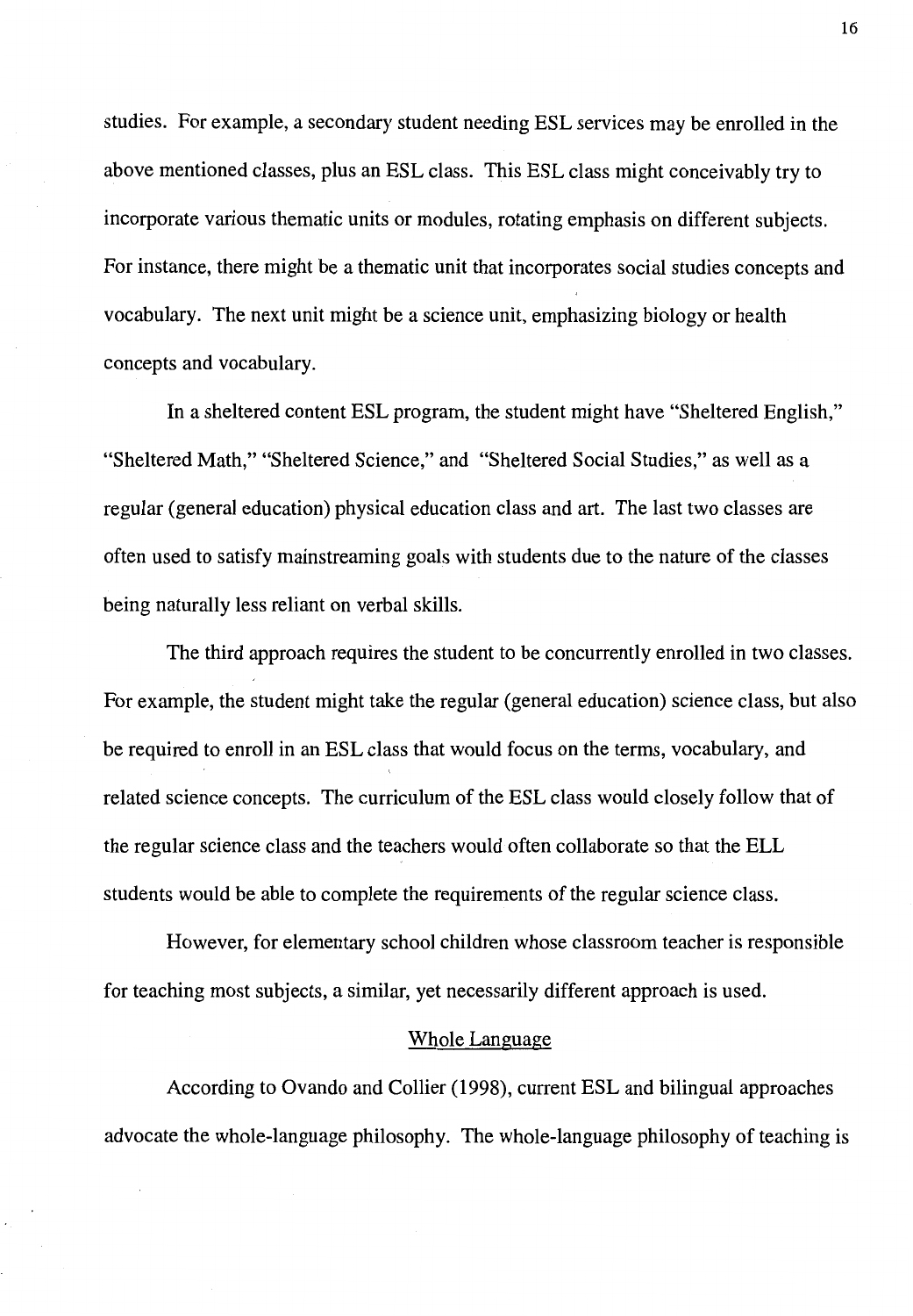studies. For example, a secondary student needing ESL services may be enrolled in the above mentioned classes, plus an ESL class. This ESL class might conceivably try to incorporate various thematic units or modules, rotating emphasis on different subjects. For instance, there might be a thematic unit that incorporates social studies concepts and vocabulary. The next unit might be a science unit, emphasizing biology or health concepts and vocabulary.

In a sheltered content ESL program, the student might have "Sheltered English," "Sheltered Math," "Sheltered Science," and "Sheltered Social Studies," as well as a regular (general education) physical education class and art. The last two classes are often used to satisfy mainstreaming goals with students due to the nature of the classes being naturally less reliant on verbal skills.

The third approach requires the student to be concurrently enrolled in two classes. For example, the student might take the regular (general education) science class, but also be required to enroll in an ESL class that would focus on the terms, vocabulary, and related science concepts. The curriculum of the ESL class would closely follow that of the regular science class and the teachers would often collaborate so that the ELL students would be able to complete the requirements of the regular science class.

However, for elementary school children whose classroom teacher is responsible for teaching most subjects, a similar, yet necessarily different approach is used.

## Whole Language

According to Ovando and Collier (1998), current ESL and bilingual approaches advocate the whole-language philosophy. The whole-language philosophy of teaching is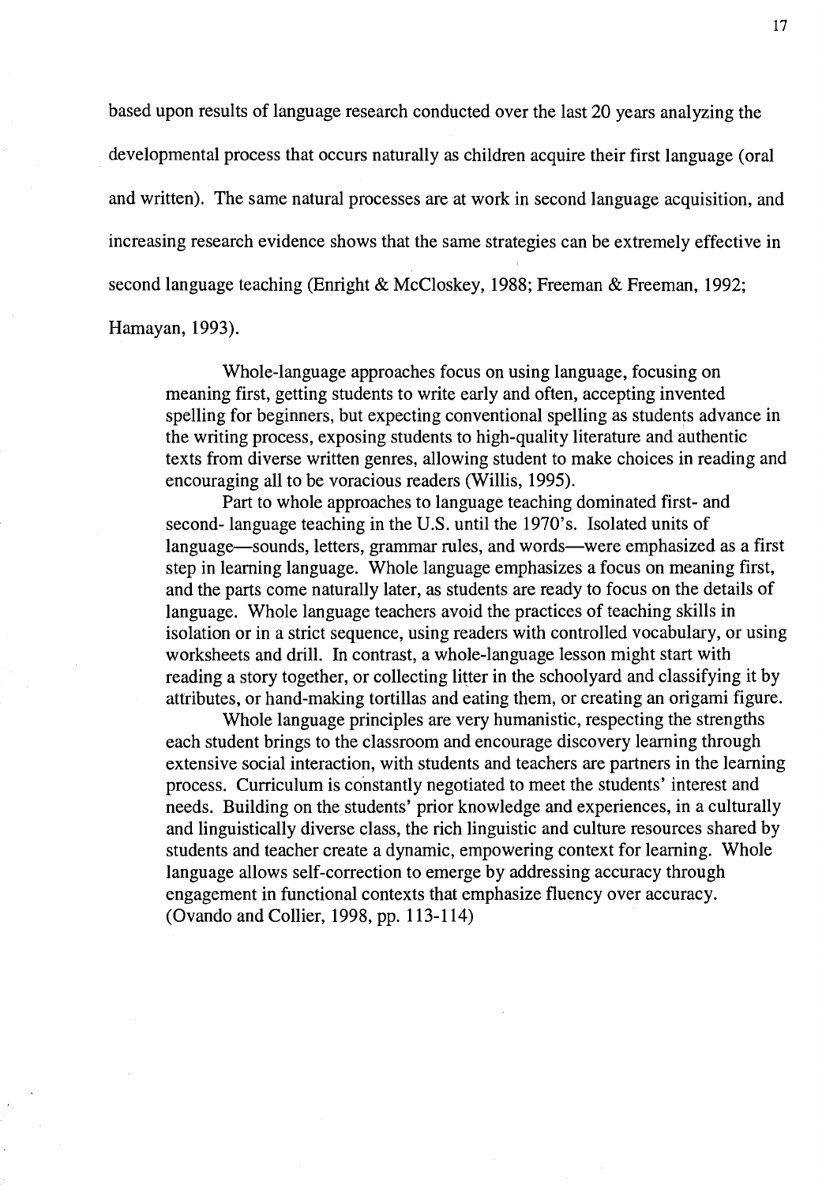based upon results of language research conducted over the last 20 years analyzing the developmental process that occurs naturally as children acquire their first language (oral and written). The same natural processes are at work in second language acquisition, and increasing research evidence shows that the same strategies can be extremely effective in second language teaching (Enright & McCloskey, 1988; Freeman & Freeman, 1992; Hamayan, 1993).

> Whole-language approaches focus on using language, focusing on meaning first, getting students to write early and often, accepting invented spelling for beginners, but expecting conventional spelling as students advance in the writing process, exposing students to high-quality literature and authentic texts from diverse written genres, allowing student to make choices in reading and encouraging all to be voracious readers (Willis, 1995).
>
> Part to whole approaches to language teaching dominated first- and second- language teaching in the U.S. until the 1970's. Isolated units of language—sounds, letters, grammar rules, and words—were emphasized as a first step in learning language. Whole language emphasizes a focus on meaning first, and the parts come naturally later, as students are ready to focus on the details of language. Whole language teachers avoid the practices of teaching skills in isolation or in a strict sequence, using readers with controlled vocabulary, or using worksheets and drill. In contrast, a whole-language lesson might start with reading a story together, or collecting litter in the schoolyard and classifying it by attributes, or hand-making tortillas and eating them, or creating an origami figure.
>
> Whole language principles are very humanistic, respecting the strengths each student brings to the classroom and encourage discovery learning through extensive social interaction, with students and teachers are partners in the learning process. Curriculum is constantly negotiated to meet the students' interest and needs. Building on the students' prior knowledge and experiences, in a culturally and linguistically diverse class, the rich linguistic and culture resources shared by students and teacher create a dynamic, empowering context for learning. Whole language allows self-correction to emerge by addressing accuracy through engagement in functional contexts that emphasize fluency over accuracy. (Ovando and Collier, 1998, pp. 113-114)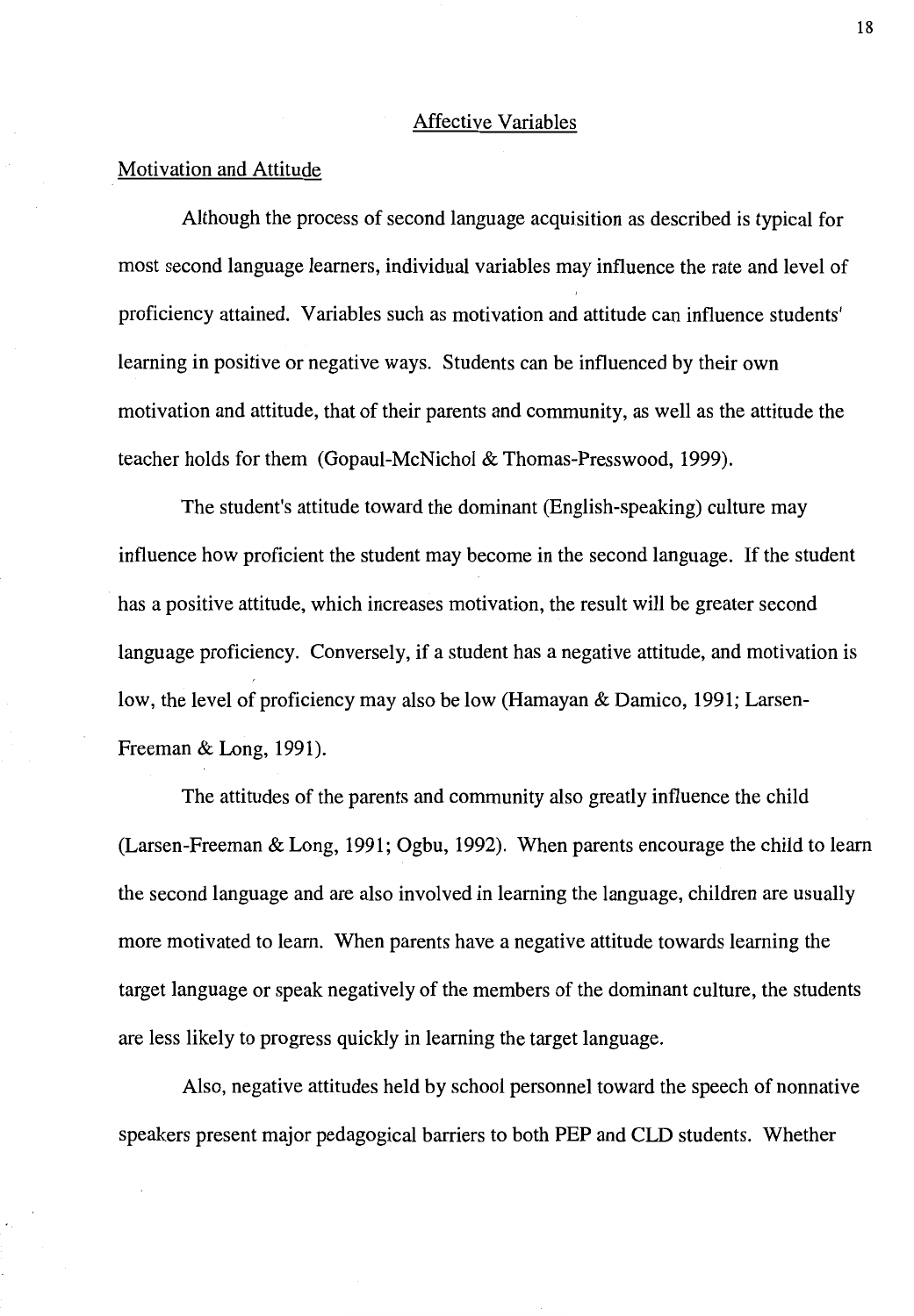## Affective Variables

### Motivation and Attitude

Although the process of second language acquisition as described is typical for most second language learners, individual variables may influence the rate and level of proficiency attained. Variables such as motivation and attitude can influence students' learning in positive or negative ways. Students can be influenced by their own motivation and attitude, that of their parents and community, as well as the attitude the teacher holds for them (Gopaul-McNichol & Thomas-Presswood, 1999).

The student's attitude toward the dominant (English-speaking) culture may influence how proficient the student may become in the second language. If the student has a positive attitude, which increases motivation, the result will be greater second language proficiency. Conversely, if a student has a negative attitude, and motivation is low, the level of proficiency may also be low (Hamayan & Damico, 1991; Larsen-Freeman & Long, 1991).

The attitudes of the parents and community also greatly influence the child (Larsen-Freeman & Long, 1991; Ogbu, 1992). When parents encourage the child to learn the second language and are also involved in learning the language, children are usually more motivated to learn. When parents have a negative attitude towards learning the target language or speak negatively of the members of the dominant culture, the students are less likely to progress quickly in learning the target language.

Also, negative attitudes held by school personnel toward the speech of nonnative speakers present major pedagogical barriers to both PEP and CLD students. Whether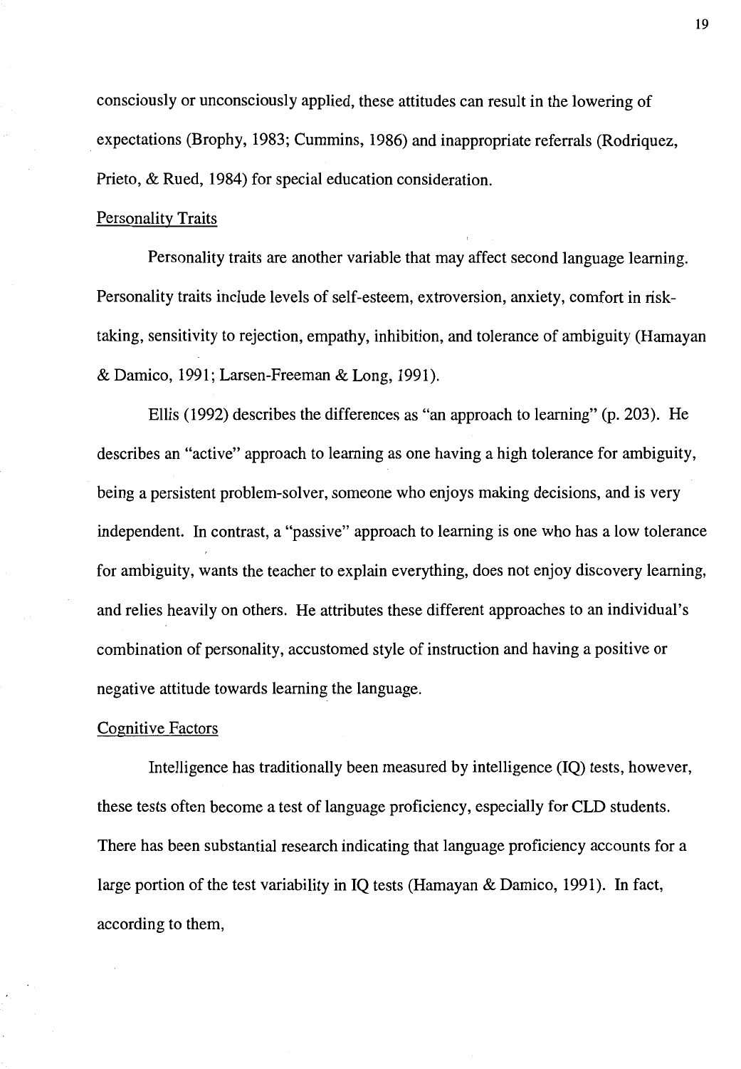consciously or unconsciously applied, these attitudes can result in the lowering of expectations (Brophy, 1983; Cummins, 1986) and inappropriate referrals (Rodriquez, Prieto, & Rued, 1984) for special education consideration.

### Personality Traits

Personality traits are another variable that may affect second language learning. Personality traits include levels of self-esteem, extroversion, anxiety, comfort in risk-taking, sensitivity to rejection, empathy, inhibition, and tolerance of ambiguity (Hamayan & Damico, 1991; Larsen-Freeman & Long, 1991).

Ellis (1992) describes the differences as "an approach to learning" (p. 203). He describes an "active" approach to learning as one having a high tolerance for ambiguity, being a persistent problem-solver, someone who enjoys making decisions, and is very independent. In contrast, a "passive" approach to learning is one who has a low tolerance for ambiguity, wants the teacher to explain everything, does not enjoy discovery learning, and relies heavily on others. He attributes these different approaches to an individual's combination of personality, accustomed style of instruction and having a positive or negative attitude towards learning the language.

### Cognitive Factors

Intelligence has traditionally been measured by intelligence (IQ) tests, however, these tests often become a test of language proficiency, especially for CLD students. There has been substantial research indicating that language proficiency accounts for a large portion of the test variability in IQ tests (Hamayan & Damico, 1991). In fact, according to them,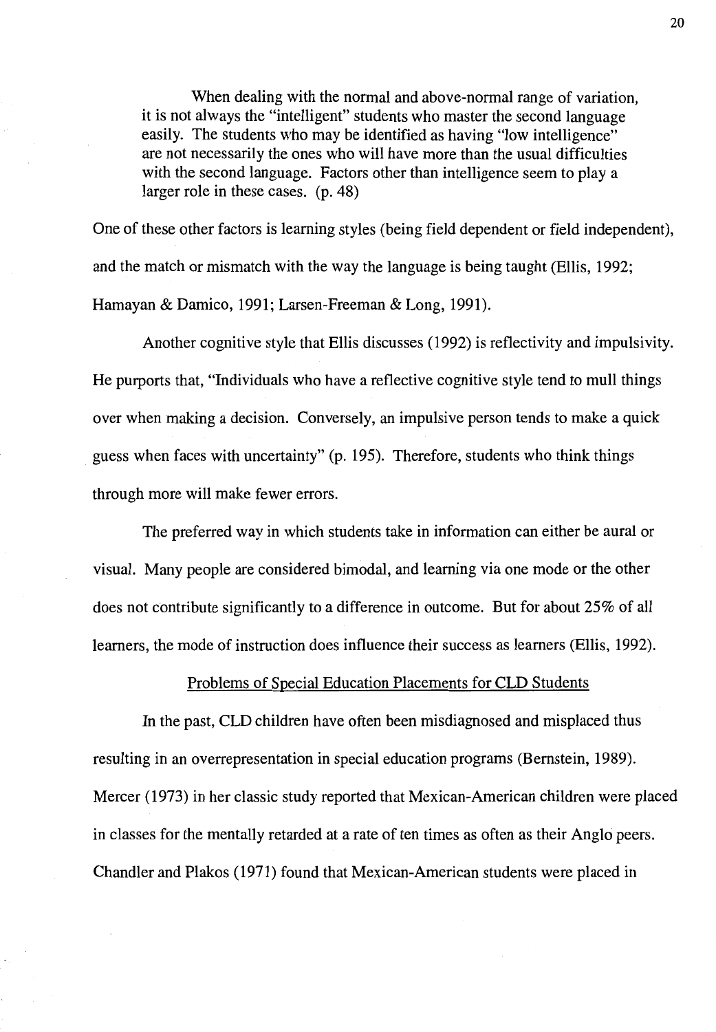> When dealing with the normal and above-normal range of variation, it is not always the "intelligent" students who master the second language easily. The students who may be identified as having "low intelligence" are not necessarily the ones who will have more than the usual difficulties with the second language. Factors other than intelligence seem to play a larger role in these cases. (p. 48)

One of these other factors is learning styles (being field dependent or field independent), and the match or mismatch with the way the language is being taught (Ellis, 1992; Hamayan & Damico, 1991; Larsen-Freeman & Long, 1991).

Another cognitive style that Ellis discusses (1992) is reflectivity and impulsivity. He purports that, "Individuals who have a reflective cognitive style tend to mull things over when making a decision. Conversely, an impulsive person tends to make a quick guess when faces with uncertainty" (p. 195). Therefore, students who think things through more will make fewer errors.

The preferred way in which students take in information can either be aural or visual. Many people are considered bimodal, and learning via one mode or the other does not contribute significantly to a difference in outcome. But for about 25% of all learners, the mode of instruction does influence their success as learners (Ellis, 1992).

## Problems of Special Education Placements for CLD Students

In the past, CLD children have often been misdiagnosed and misplaced thus resulting in an overrepresentation in special education programs (Bernstein, 1989). Mercer (1973) in her classic study reported that Mexican-American children were placed in classes for the mentally retarded at a rate of ten times as often as their Anglo peers. Chandler and Plakos (1971) found that Mexican-American students were placed in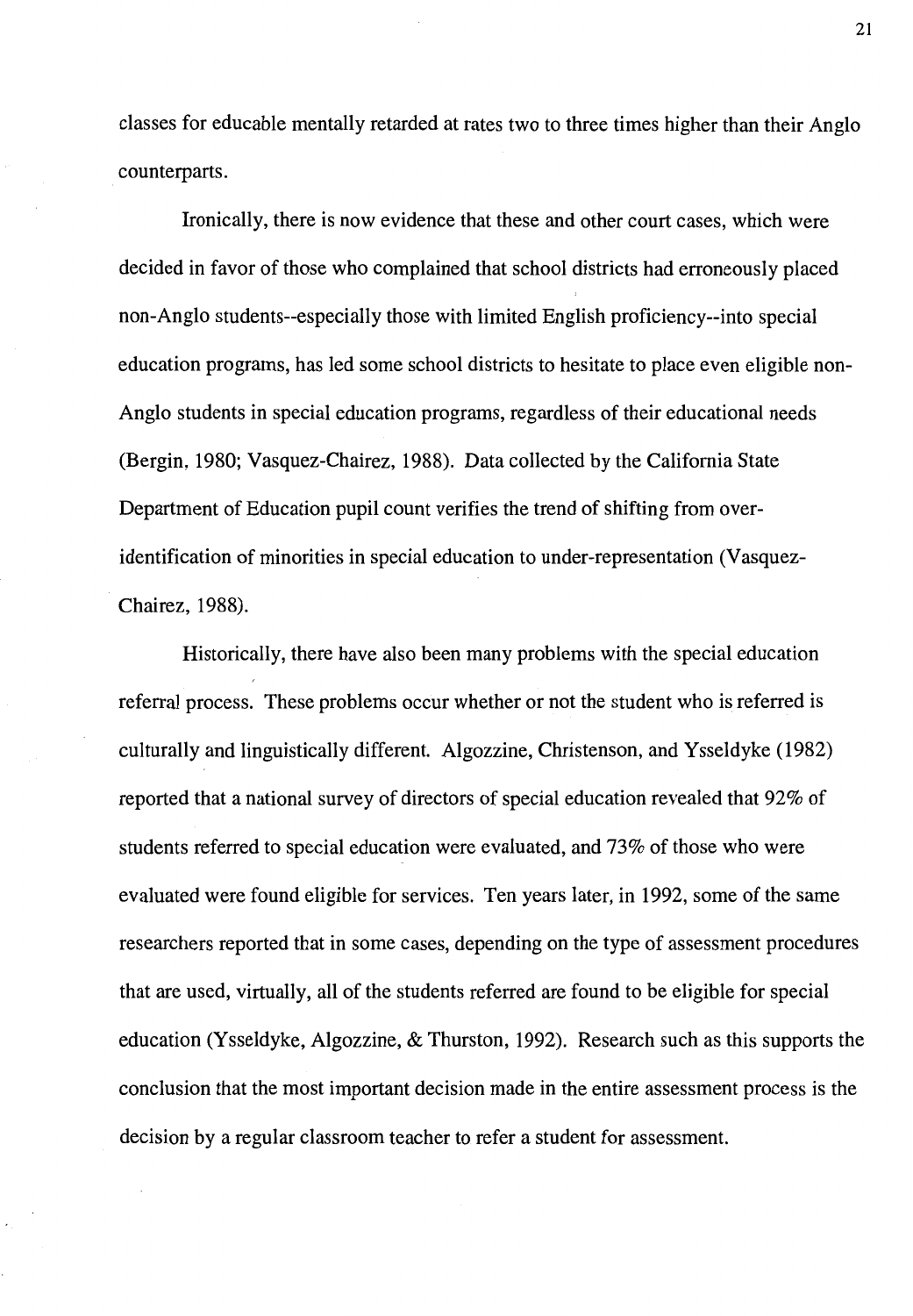classes for educable mentally retarded at rates two to three times higher than their Anglo counterparts.

Ironically, there is now evidence that these and other court cases, which were decided in favor of those who complained that school districts had erroneously placed non-Anglo students--especially those with limited English proficiency--into special education programs, has led some school districts to hesitate to place even eligible non-Anglo students in special education programs, regardless of their educational needs (Bergin, 1980; Vasquez-Chairez, 1988). Data collected by the California State Department of Education pupil count verifies the trend of shifting from over-identification of minorities in special education to under-representation (Vasquez-Chairez, 1988).

Historically, there have also been many problems with the special education referral process. These problems occur whether or not the student who is referred is culturally and linguistically different. Algozzine, Christenson, and Ysseldyke (1982) reported that a national survey of directors of special education revealed that 92% of students referred to special education were evaluated, and 73% of those who were evaluated were found eligible for services. Ten years later, in 1992, some of the same researchers reported that in some cases, depending on the type of assessment procedures that are used, virtually, all of the students referred are found to be eligible for special education (Ysseldyke, Algozzine, & Thurston, 1992). Research such as this supports the conclusion that the most important decision made in the entire assessment process is the decision by a regular classroom teacher to refer a student for assessment.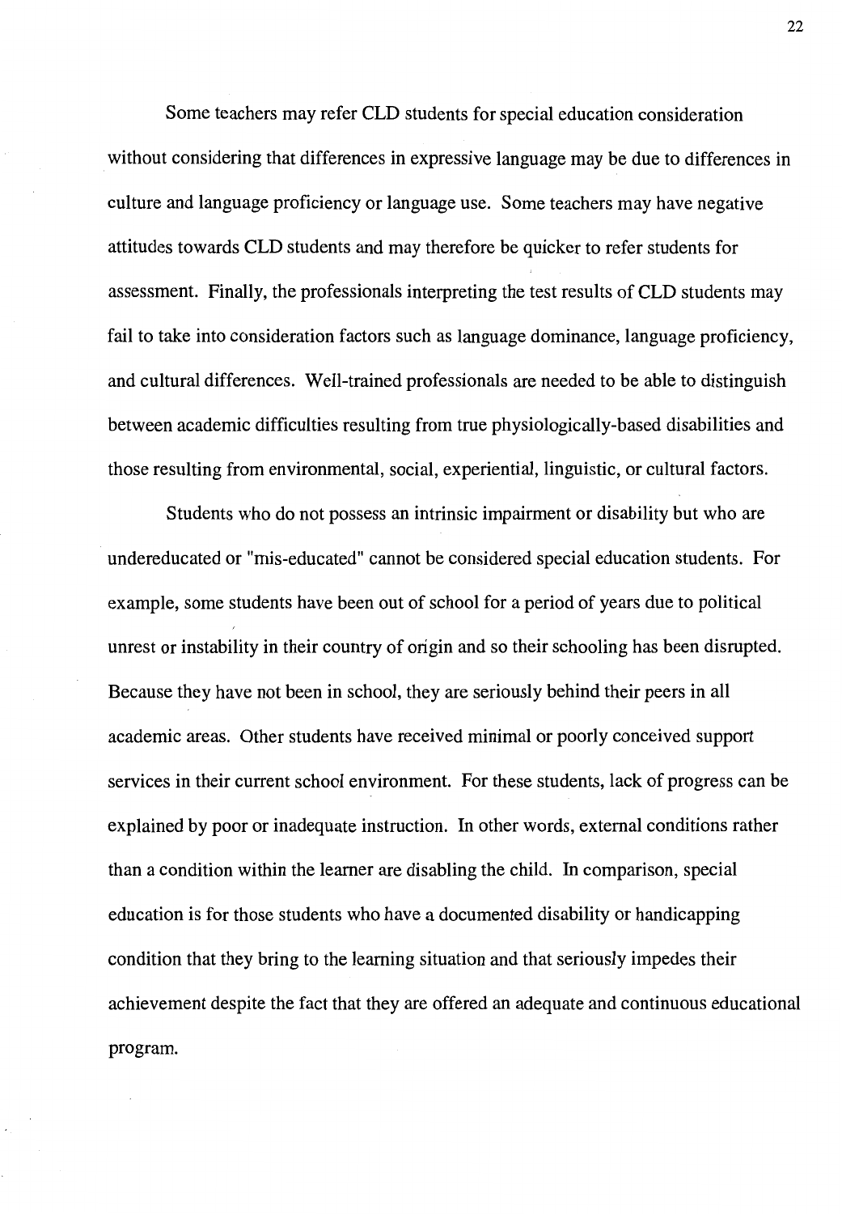Some teachers may refer CLD students for special education consideration without considering that differences in expressive language may be due to differences in culture and language proficiency or language use. Some teachers may have negative attitudes towards CLD students and may therefore be quicker to refer students for assessment. Finally, the professionals interpreting the test results of CLD students may fail to take into consideration factors such as language dominance, language proficiency, and cultural differences. Well-trained professionals are needed to be able to distinguish between academic difficulties resulting from true physiologically-based disabilities and those resulting from environmental, social, experiential, linguistic, or cultural factors.

Students who do not possess an intrinsic impairment or disability but who are undereducated or "mis-educated" cannot be considered special education students. For example, some students have been out of school for a period of years due to political unrest or instability in their country of origin and so their schooling has been disrupted. Because they have not been in school, they are seriously behind their peers in all academic areas. Other students have received minimal or poorly conceived support services in their current school environment. For these students, lack of progress can be explained by poor or inadequate instruction. In other words, external conditions rather than a condition within the learner are disabling the child. In comparison, special education is for those students who have a documented disability or handicapping condition that they bring to the learning situation and that seriously impedes their achievement despite the fact that they are offered an adequate and continuous educational program.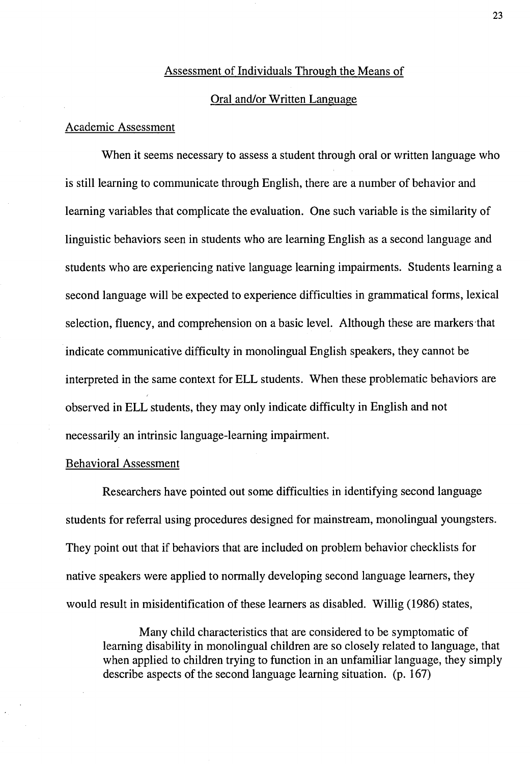## Assessment of Individuals Through the Means of Oral and/or Written Language

### Academic Assessment

When it seems necessary to assess a student through oral or written language who is still learning to communicate through English, there are a number of behavior and learning variables that complicate the evaluation. One such variable is the similarity of linguistic behaviors seen in students who are learning English as a second language and students who are experiencing native language learning impairments. Students learning a second language will be expected to experience difficulties in grammatical forms, lexical selection, fluency, and comprehension on a basic level. Although these are markers that indicate communicative difficulty in monolingual English speakers, they cannot be interpreted in the same context for ELL students. When these problematic behaviors are observed in ELL students, they may only indicate difficulty in English and not necessarily an intrinsic language-learning impairment.

### Behavioral Assessment

Researchers have pointed out some difficulties in identifying second language students for referral using procedures designed for mainstream, monolingual youngsters. They point out that if behaviors that are included on problem behavior checklists for native speakers were applied to normally developing second language learners, they would result in misidentification of these learners as disabled. Willig (1986) states,

> Many child characteristics that are considered to be symptomatic of learning disability in monolingual children are so closely related to language, that when applied to children trying to function in an unfamiliar language, they simply describe aspects of the second language learning situation. (p. 167)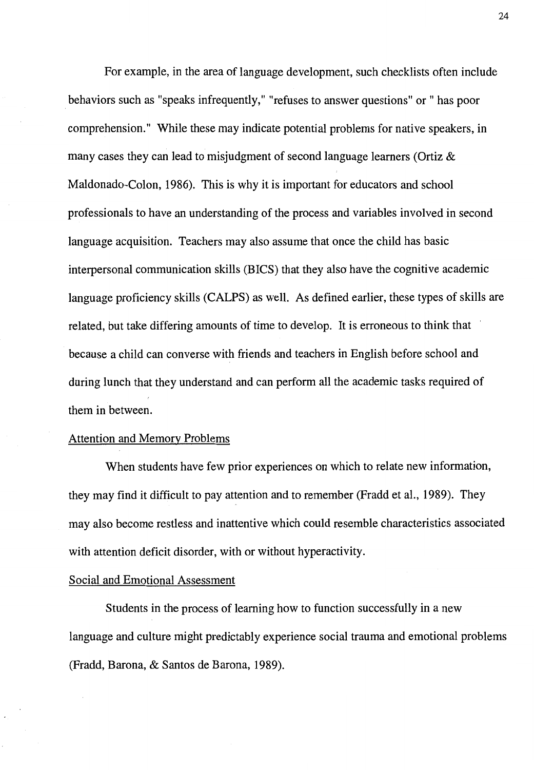For example, in the area of language development, such checklists often include behaviors such as "speaks infrequently," "refuses to answer questions" or " has poor comprehension." While these may indicate potential problems for native speakers, in many cases they can lead to misjudgment of second language learners (Ortiz & Maldonado-Colon, 1986). This is why it is important for educators and school professionals to have an understanding of the process and variables involved in second language acquisition. Teachers may also assume that once the child has basic interpersonal communication skills (BICS) that they also have the cognitive academic language proficiency skills (CALPS) as well. As defined earlier, these types of skills are related, but take differing amounts of time to develop. It is erroneous to think that because a child can converse with friends and teachers in English before school and during lunch that they understand and can perform all the academic tasks required of them in between.

### Attention and Memory Problems

When students have few prior experiences on which to relate new information, they may find it difficult to pay attention and to remember (Fradd et al., 1989). They may also become restless and inattentive which could resemble characteristics associated with attention deficit disorder, with or without hyperactivity.

### Social and Emotional Assessment

Students in the process of learning how to function successfully in a new language and culture might predictably experience social trauma and emotional problems (Fradd, Barona, & Santos de Barona, 1989).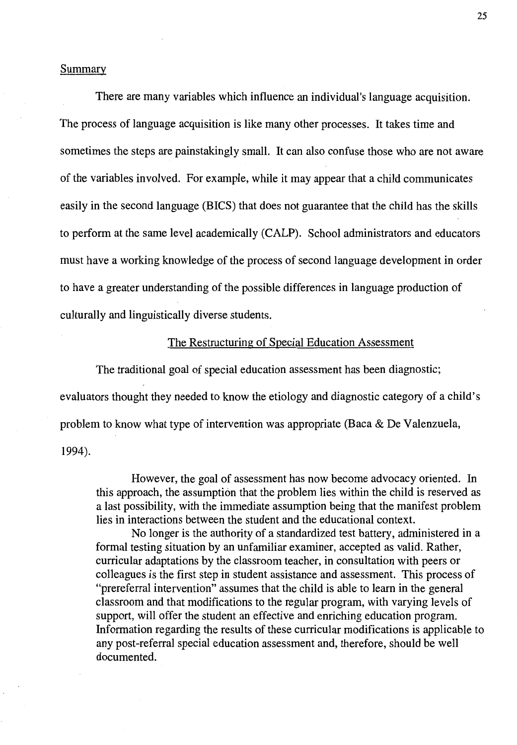## Summary

There are many variables which influence an individual's language acquisition. The process of language acquisition is like many other processes. It takes time and sometimes the steps are painstakingly small. It can also confuse those who are not aware of the variables involved. For example, while it may appear that a child communicates easily in the second language (BICS) that does not guarantee that the child has the skills to perform at the same level academically (CALP). School administrators and educators must have a working knowledge of the process of second language development in order to have a greater understanding of the possible differences in language production of culturally and linguistically diverse students.

## The Restructuring of Special Education Assessment

The traditional goal of special education assessment has been diagnostic; evaluators thought they needed to know the etiology and diagnostic category of a child's problem to know what type of intervention was appropriate (Baca & De Valenzuela, 1994).

> However, the goal of assessment has now become advocacy oriented. In this approach, the assumption that the problem lies within the child is reserved as a last possibility, with the immediate assumption being that the manifest problem lies in interactions between the student and the educational context.
>
> No longer is the authority of a standardized test battery, administered in a formal testing situation by an unfamiliar examiner, accepted as valid. Rather, curricular adaptations by the classroom teacher, in consultation with peers or colleagues is the first step in student assistance and assessment. This process of "prereferral intervention" assumes that the child is able to learn in the general classroom and that modifications to the regular program, with varying levels of support, will offer the student an effective and enriching education program. Information regarding the results of these curricular modifications is applicable to any post-referral special education assessment and, therefore, should be well documented.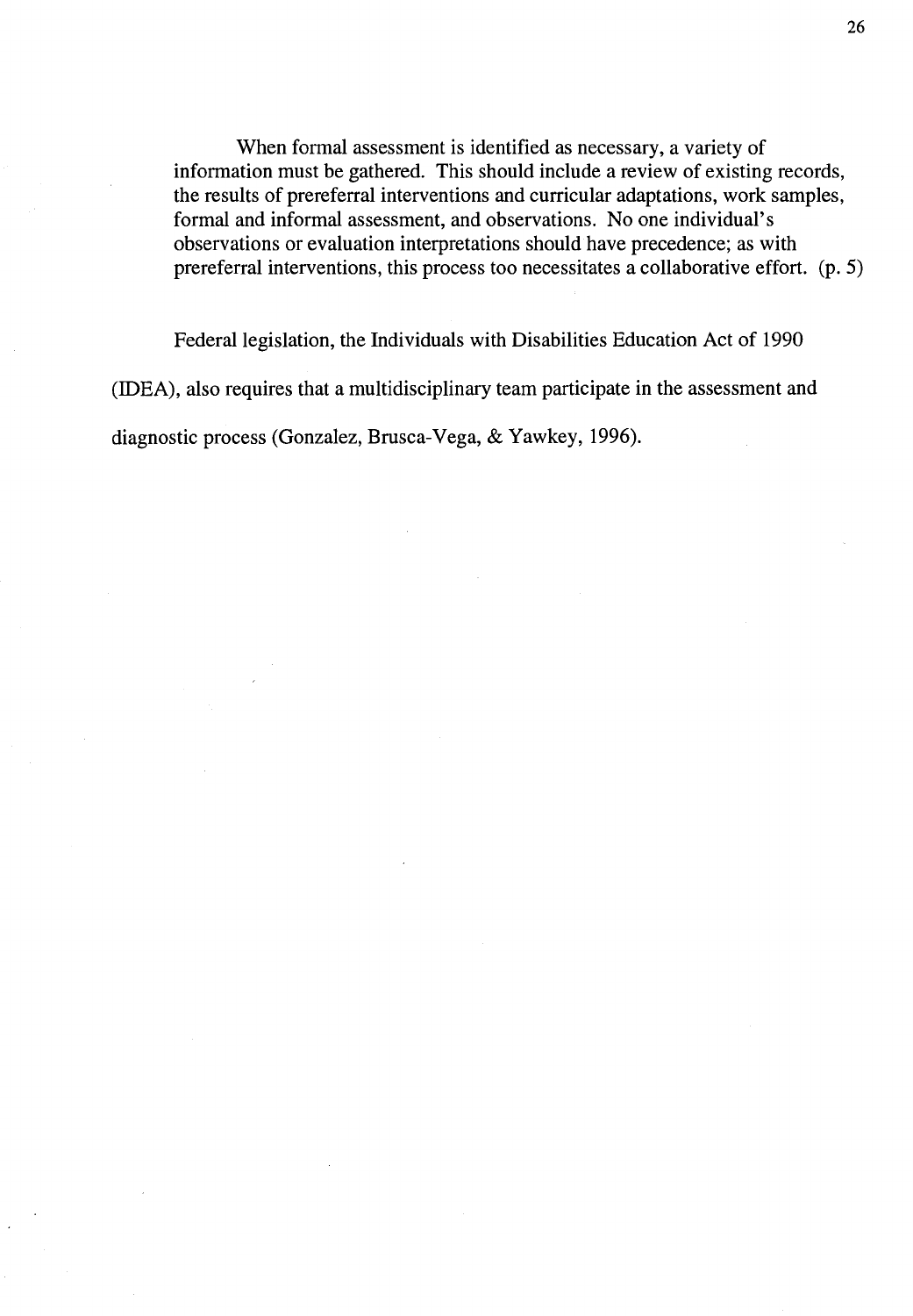> When formal assessment is identified as necessary, a variety of information must be gathered. This should include a review of existing records, the results of prereferral interventions and curricular adaptations, work samples, formal and informal assessment, and observations. No one individual's observations or evaluation interpretations should have precedence; as with prereferral interventions, this process too necessitates a collaborative effort. (p. 5)

Federal legislation, the Individuals with Disabilities Education Act of 1990 (IDEA), also requires that a multidisciplinary team participate in the assessment and diagnostic process (Gonzalez, Brusca-Vega, & Yawkey, 1996).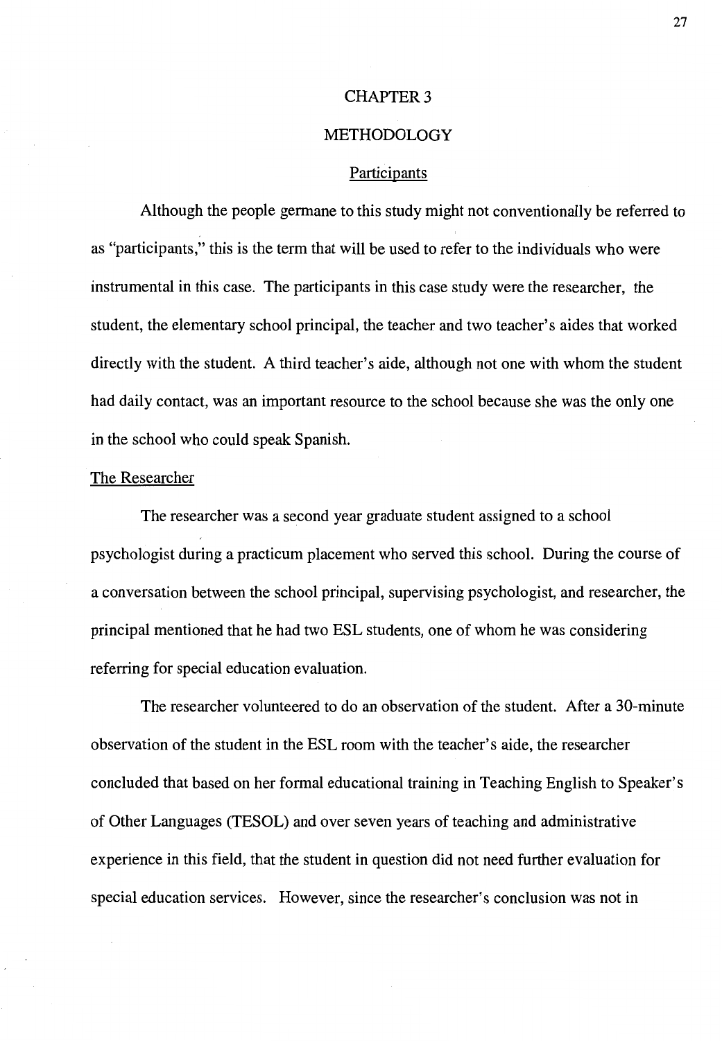# CHAPTER 3

# METHODOLOGY

## Participants

Although the people germane to this study might not conventionally be referred to as "participants," this is the term that will be used to refer to the individuals who were instrumental in this case. The participants in this case study were the researcher, the student, the elementary school principal, the teacher and two teacher's aides that worked directly with the student. A third teacher's aide, although not one with whom the student had daily contact, was an important resource to the school because she was the only one in the school who could speak Spanish.

### The Researcher

The researcher was a second year graduate student assigned to a school psychologist during a practicum placement who served this school. During the course of a conversation between the school principal, supervising psychologist, and researcher, the principal mentioned that he had two ESL students, one of whom he was considering referring for special education evaluation.

The researcher volunteered to do an observation of the student. After a 30-minute observation of the student in the ESL room with the teacher's aide, the researcher concluded that based on her formal educational training in Teaching English to Speaker's of Other Languages (TESOL) and over seven years of teaching and administrative experience in this field, that the student in question did not need further evaluation for special education services. However, since the researcher's conclusion was not in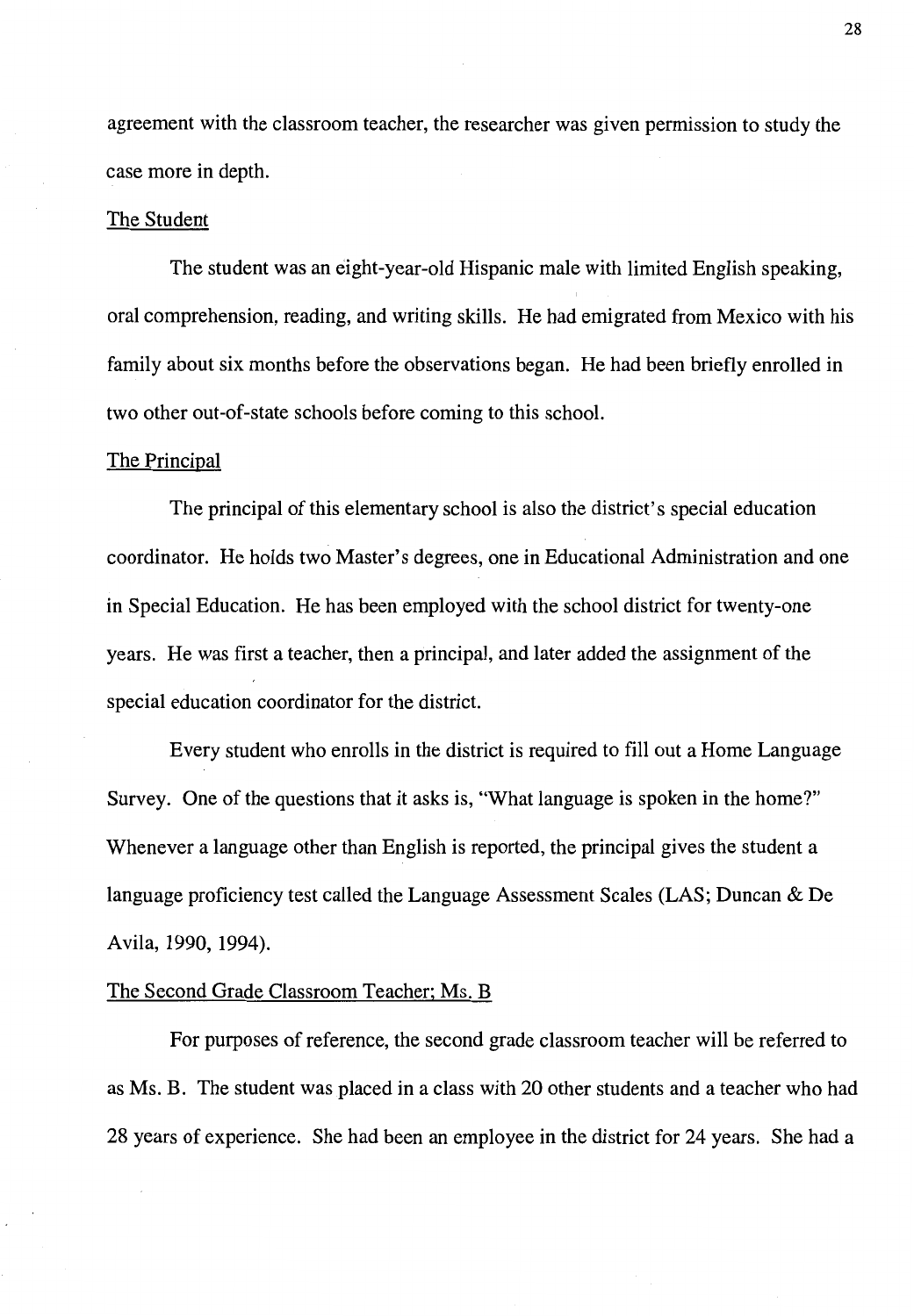agreement with the classroom teacher, the researcher was given permission to study the case more in depth.

### The Student

The student was an eight-year-old Hispanic male with limited English speaking, oral comprehension, reading, and writing skills. He had emigrated from Mexico with his family about six months before the observations began. He had been briefly enrolled in two other out-of-state schools before coming to this school.

### The Principal

The principal of this elementary school is also the district's special education coordinator. He holds two Master's degrees, one in Educational Administration and one in Special Education. He has been employed with the school district for twenty-one years. He was first a teacher, then a principal, and later added the assignment of the special education coordinator for the district.

Every student who enrolls in the district is required to fill out a Home Language Survey. One of the questions that it asks is, "What language is spoken in the home?" Whenever a language other than English is reported, the principal gives the student a language proficiency test called the Language Assessment Scales (LAS; Duncan & De Avila, 1990, 1994).

### The Second Grade Classroom Teacher; Ms. B

For purposes of reference, the second grade classroom teacher will be referred to as Ms. B. The student was placed in a class with 20 other students and a teacher who had 28 years of experience. She had been an employee in the district for 24 years. She had a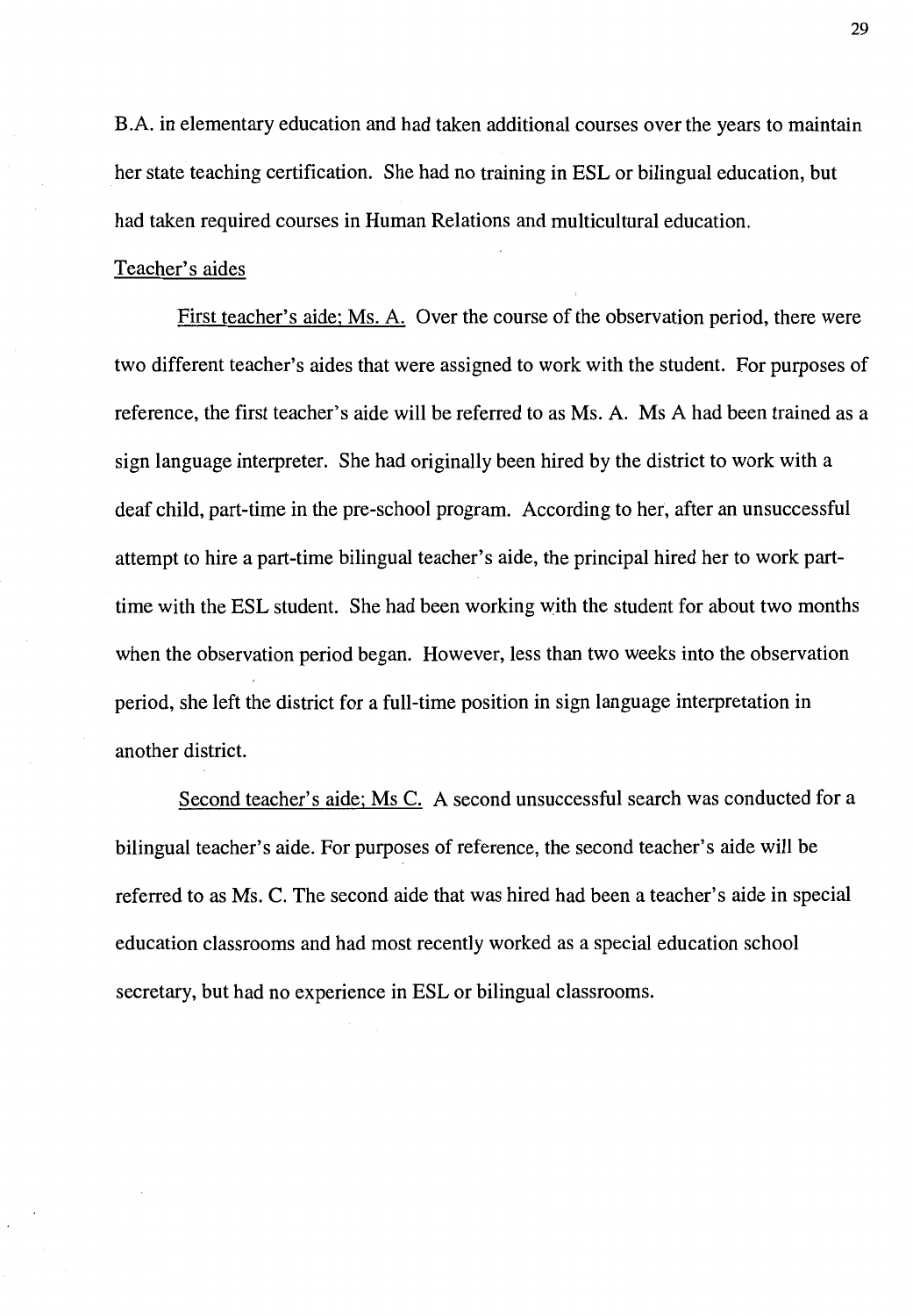B.A. in elementary education and had taken additional courses over the years to maintain her state teaching certification. She had no training in ESL or bilingual education, but had taken required courses in Human Relations and multicultural education.

Teacher's aides

First teacher's aide; Ms. A. Over the course of the observation period, there were two different teacher's aides that were assigned to work with the student. For purposes of reference, the first teacher's aide will be referred to as Ms. A. Ms A had been trained as a sign language interpreter. She had originally been hired by the district to work with a deaf child, part-time in the pre-school program. According to her, after an unsuccessful attempt to hire a part-time bilingual teacher's aide, the principal hired her to work part-time with the ESL student. She had been working with the student for about two months when the observation period began. However, less than two weeks into the observation period, she left the district for a full-time position in sign language interpretation in another district.

Second teacher's aide; Ms C. A second unsuccessful search was conducted for a bilingual teacher's aide. For purposes of reference, the second teacher's aide will be referred to as Ms. C. The second aide that was hired had been a teacher's aide in special education classrooms and had most recently worked as a special education school secretary, but had no experience in ESL or bilingual classrooms.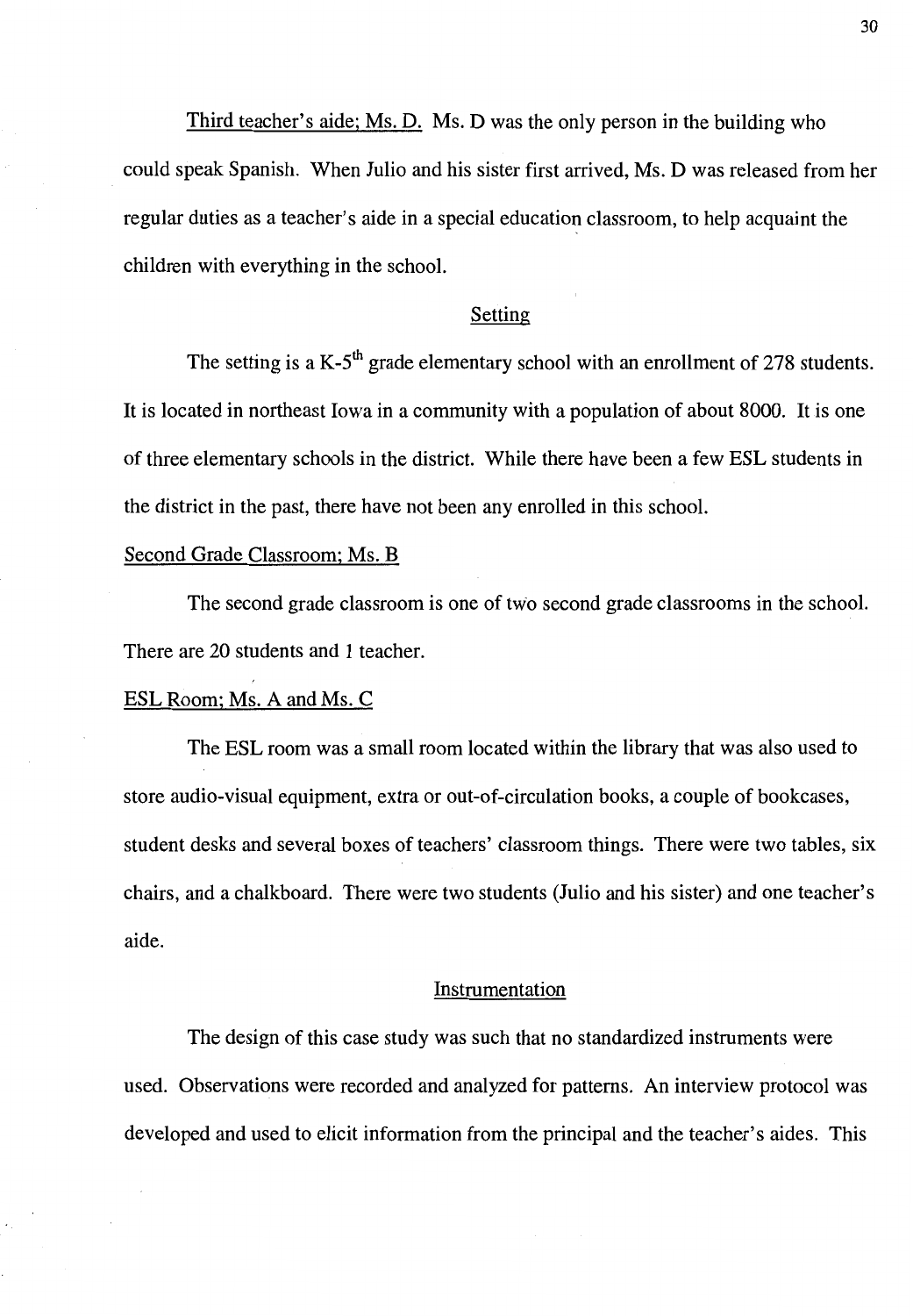Third teacher's aide; Ms. D. Ms. D was the only person in the building who could speak Spanish. When Julio and his sister first arrived, Ms. D was released from her regular duties as a teacher's aide in a special education classroom, to help acquaint the children with everything in the school.

## Setting

The setting is a K-5$^{th}$ grade elementary school with an enrollment of 278 students. It is located in northeast Iowa in a community with a population of about 8000. It is one of three elementary schools in the district. While there have been a few ESL students in the district in the past, there have not been any enrolled in this school.

### Second Grade Classroom; Ms. B

The second grade classroom is one of two second grade classrooms in the school. There are 20 students and 1 teacher.

### ESL Room; Ms. A and Ms. C

The ESL room was a small room located within the library that was also used to store audio-visual equipment, extra or out-of-circulation books, a couple of bookcases, student desks and several boxes of teachers' classroom things. There were two tables, six chairs, and a chalkboard. There were two students (Julio and his sister) and one teacher's aide.

## Instrumentation

The design of this case study was such that no standardized instruments were used. Observations were recorded and analyzed for patterns. An interview protocol was developed and used to elicit information from the principal and the teacher's aides. This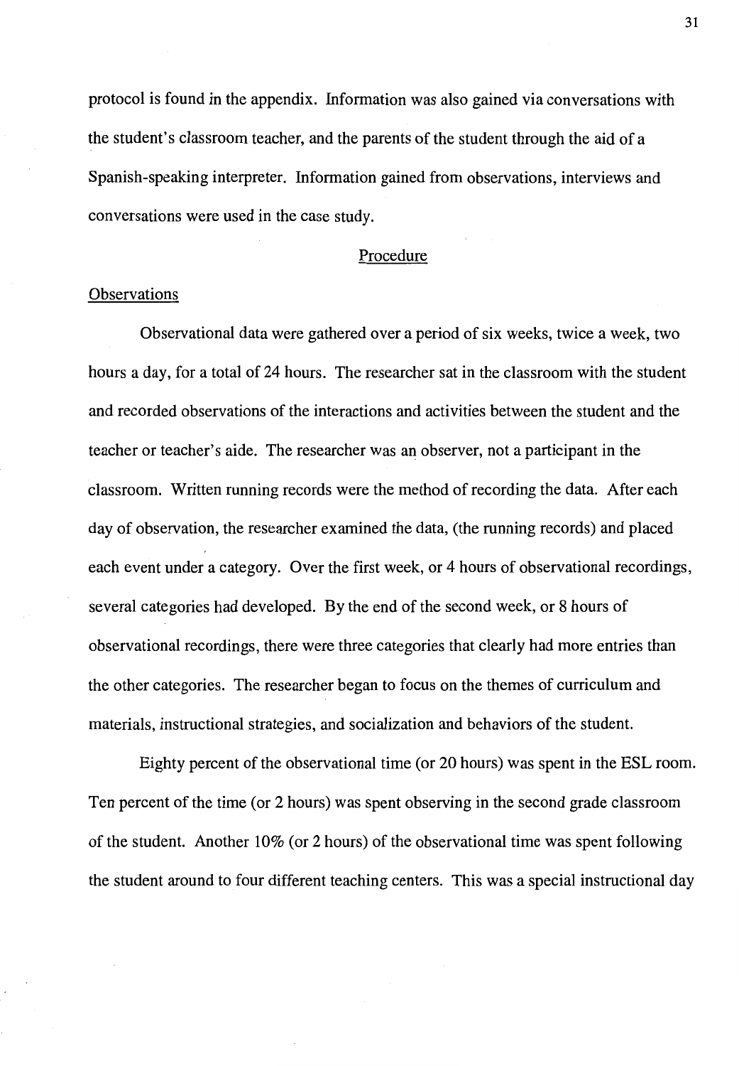protocol is found in the appendix. Information was also gained via conversations with the student's classroom teacher, and the parents of the student through the aid of a Spanish-speaking interpreter. Information gained from observations, interviews and conversations were used in the case study.

## Procedure

### Observations

Observational data were gathered over a period of six weeks, twice a week, two hours a day, for a total of 24 hours. The researcher sat in the classroom with the student and recorded observations of the interactions and activities between the student and the teacher or teacher's aide. The researcher was an observer, not a participant in the classroom. Written running records were the method of recording the data. After each day of observation, the researcher examined the data, (the running records) and placed each event under a category. Over the first week, or 4 hours of observational recordings, several categories had developed. By the end of the second week, or 8 hours of observational recordings, there were three categories that clearly had more entries than the other categories. The researcher began to focus on the themes of curriculum and materials, instructional strategies, and socialization and behaviors of the student.

Eighty percent of the observational time (or 20 hours) was spent in the ESL room. Ten percent of the time (or 2 hours) was spent observing in the second grade classroom of the student. Another 10% (or 2 hours) of the observational time was spent following the student around to four different teaching centers. This was a special instructional day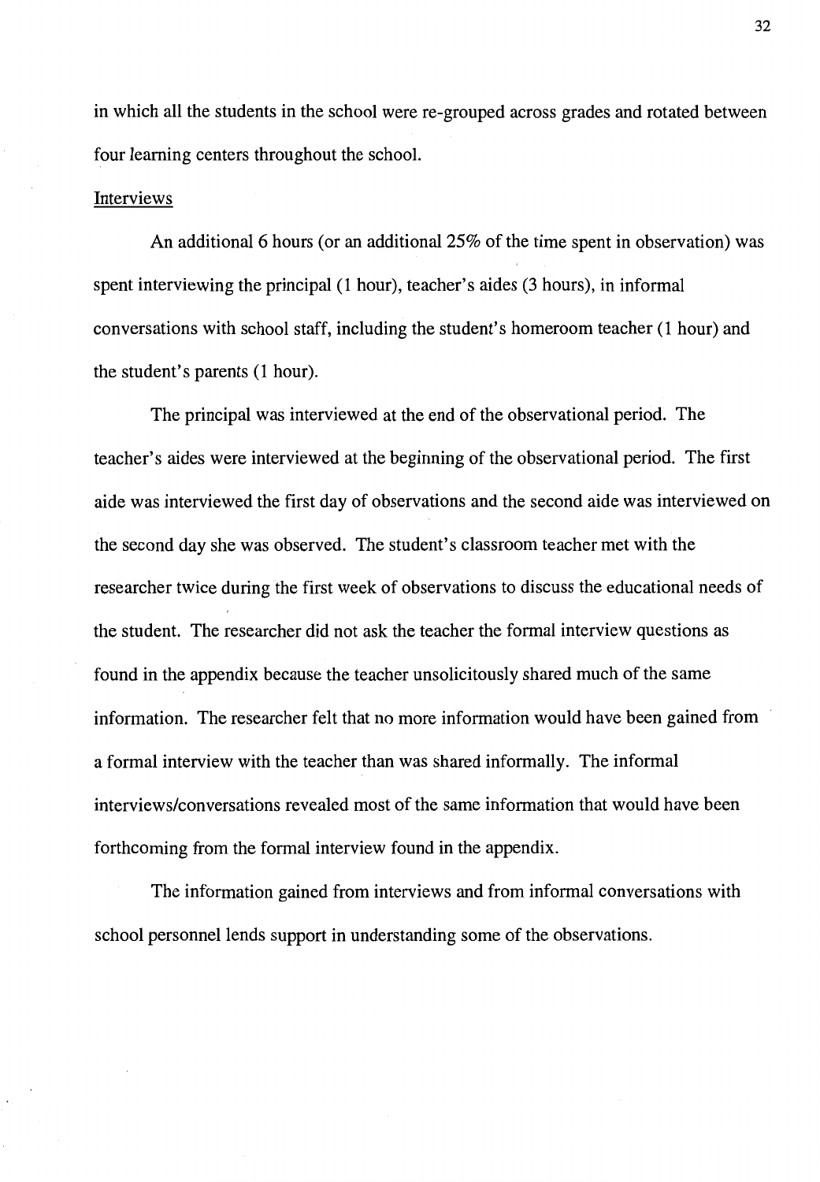in which all the students in the school were re-grouped across grades and rotated between four learning centers throughout the school.

Interviews

An additional 6 hours (or an additional 25% of the time spent in observation) was spent interviewing the principal (1 hour), teacher's aides (3 hours), in informal conversations with school staff, including the student's homeroom teacher (1 hour) and the student's parents (1 hour).

The principal was interviewed at the end of the observational period. The teacher's aides were interviewed at the beginning of the observational period. The first aide was interviewed the first day of observations and the second aide was interviewed on the second day she was observed. The student's classroom teacher met with the researcher twice during the first week of observations to discuss the educational needs of the student. The researcher did not ask the teacher the formal interview questions as found in the appendix because the teacher unsolicitously shared much of the same information. The researcher felt that no more information would have been gained from a formal interview with the teacher than was shared informally. The informal interviews/conversations revealed most of the same information that would have been forthcoming from the formal interview found in the appendix.

The information gained from interviews and from informal conversations with school personnel lends support in understanding some of the observations.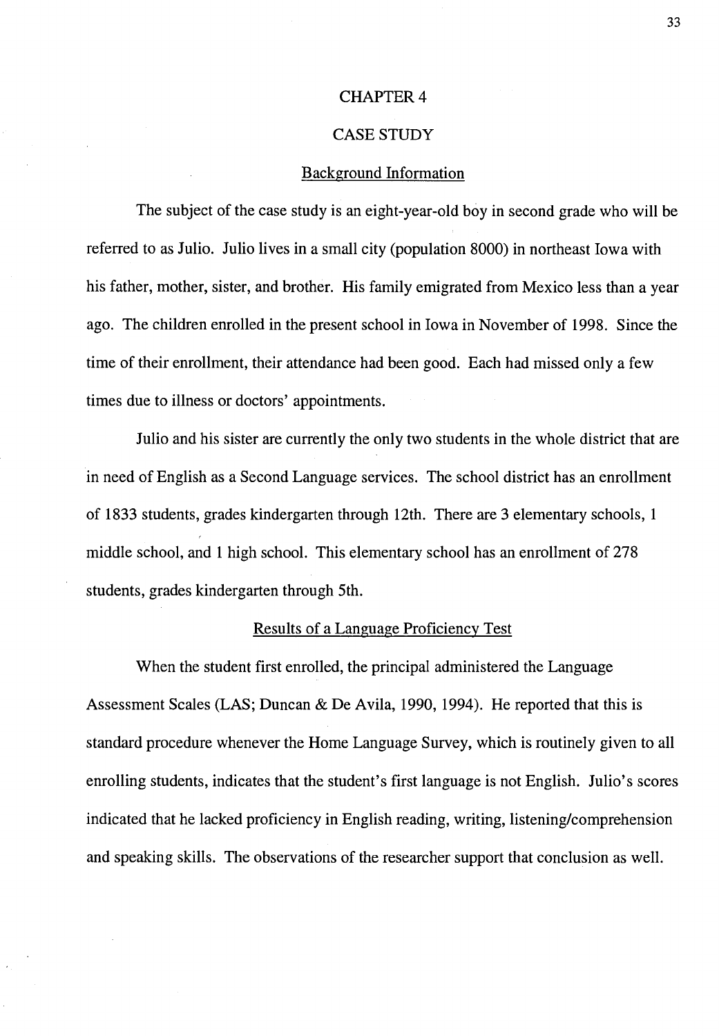# CHAPTER 4

# CASE STUDY

## Background Information

The subject of the case study is an eight-year-old boy in second grade who will be referred to as Julio. Julio lives in a small city (population 8000) in northeast Iowa with his father, mother, sister, and brother. His family emigrated from Mexico less than a year ago. The children enrolled in the present school in Iowa in November of 1998. Since the time of their enrollment, their attendance had been good. Each had missed only a few times due to illness or doctors' appointments.

Julio and his sister are currently the only two students in the whole district that are in need of English as a Second Language services. The school district has an enrollment of 1833 students, grades kindergarten through 12th. There are 3 elementary schools, 1 middle school, and 1 high school. This elementary school has an enrollment of 278 students, grades kindergarten through 5th.

## Results of a Language Proficiency Test

When the student first enrolled, the principal administered the Language Assessment Scales (LAS; Duncan & De Avila, 1990, 1994). He reported that this is standard procedure whenever the Home Language Survey, which is routinely given to all enrolling students, indicates that the student's first language is not English. Julio's scores indicated that he lacked proficiency in English reading, writing, listening/comprehension and speaking skills. The observations of the researcher support that conclusion as well.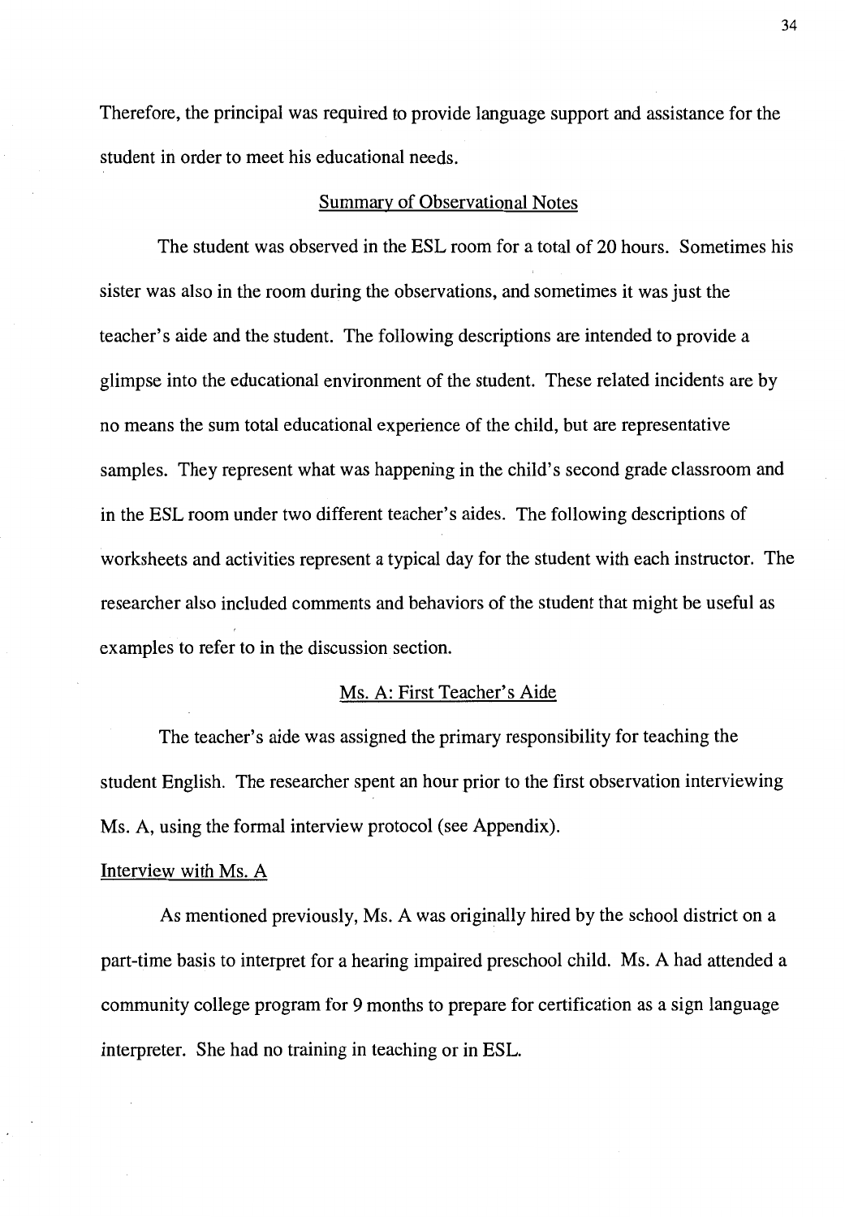Therefore, the principal was required to provide language support and assistance for the student in order to meet his educational needs.

## Summary of Observational Notes

The student was observed in the ESL room for a total of 20 hours. Sometimes his sister was also in the room during the observations, and sometimes it was just the teacher's aide and the student. The following descriptions are intended to provide a glimpse into the educational environment of the student. These related incidents are by no means the sum total educational experience of the child, but are representative samples. They represent what was happening in the child's second grade classroom and in the ESL room under two different teacher's aides. The following descriptions of worksheets and activities represent a typical day for the student with each instructor. The researcher also included comments and behaviors of the student that might be useful as examples to refer to in the discussion section.

## Ms. A: First Teacher's Aide

The teacher's aide was assigned the primary responsibility for teaching the student English. The researcher spent an hour prior to the first observation interviewing Ms. A, using the formal interview protocol (see Appendix).

### Interview with Ms. A

As mentioned previously, Ms. A was originally hired by the school district on a part-time basis to interpret for a hearing impaired preschool child. Ms. A had attended a community college program for 9 months to prepare for certification as a sign language interpreter. She had no training in teaching or in ESL.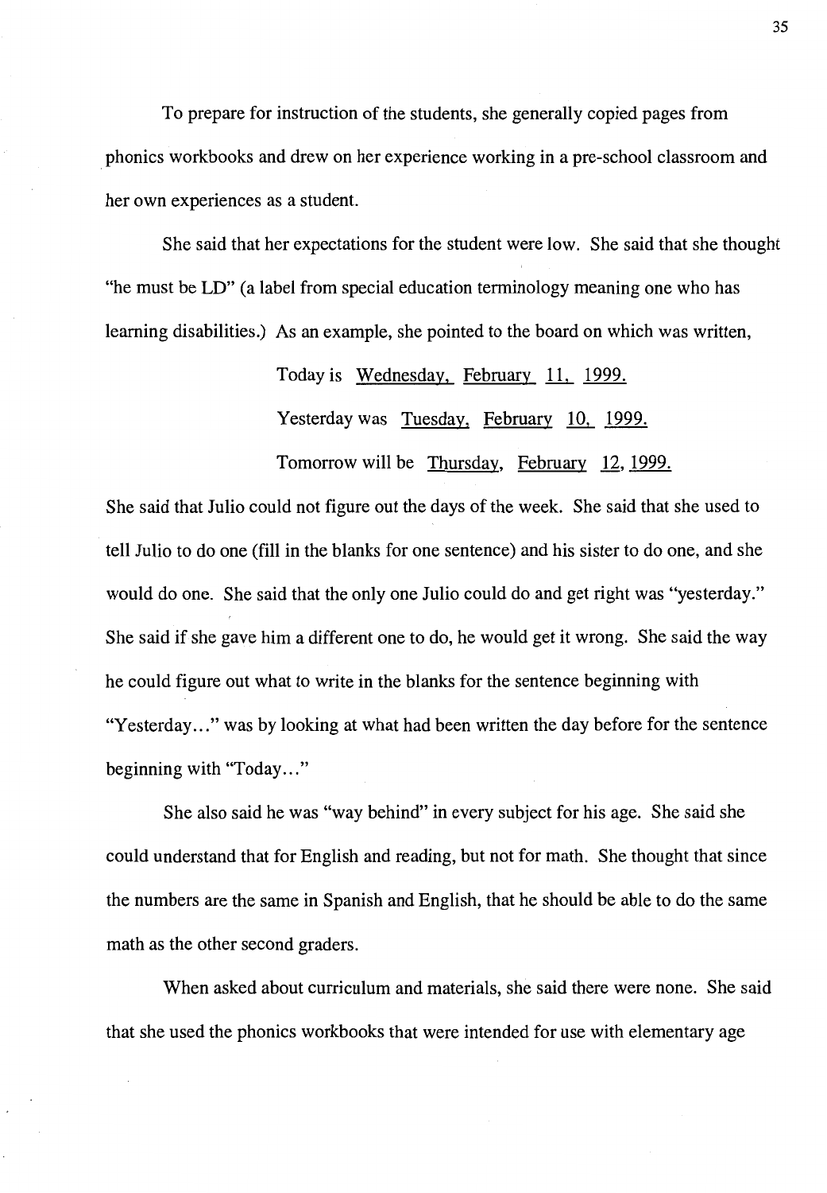To prepare for instruction of the students, she generally copied pages from phonics workbooks and drew on her experience working in a pre-school classroom and her own experiences as a student.

She said that her expectations for the student were low. She said that she thought "he must be LD" (a label from special education terminology meaning one who has learning disabilities.) As an example, she pointed to the board on which was written,

> Today is <u>Wednesday,</u> <u>February</u> <u>11,</u> <u>1999.</u>
>
> Yesterday was <u>Tuesday,</u> <u>February</u> <u>10,</u> <u>1999.</u>
>
> Tomorrow will be <u>Thursday,</u> <u>February</u> <u>12,</u> <u>1999.</u>

She said that Julio could not figure out the days of the week. She said that she used to tell Julio to do one (fill in the blanks for one sentence) and his sister to do one, and she would do one. She said that the only one Julio could do and get right was "yesterday." She said if she gave him a different one to do, he would get it wrong. She said the way he could figure out what to write in the blanks for the sentence beginning with "Yesterday..." was by looking at what had been written the day before for the sentence beginning with "Today..."

She also said he was "way behind" in every subject for his age. She said she could understand that for English and reading, but not for math. She thought that since the numbers are the same in Spanish and English, that he should be able to do the same math as the other second graders.

When asked about curriculum and materials, she said there were none. She said that she used the phonics workbooks that were intended for use with elementary age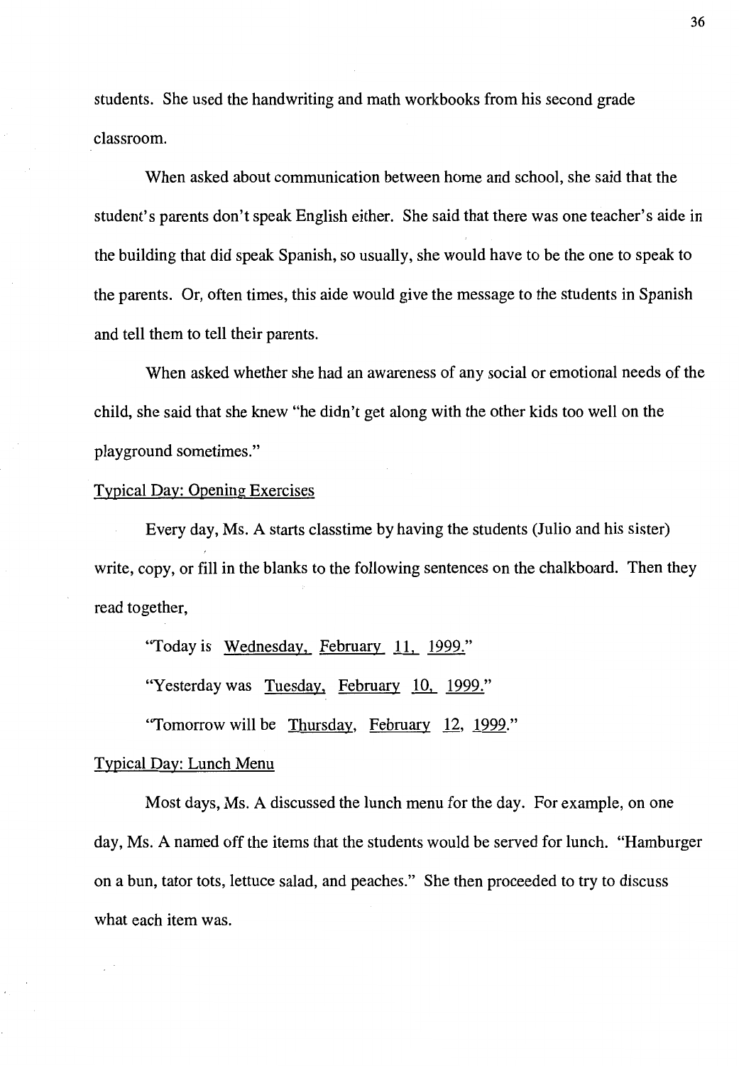students. She used the handwriting and math workbooks from his second grade classroom.

When asked about communication between home and school, she said that the student's parents don't speak English either. She said that there was one teacher's aide in the building that did speak Spanish, so usually, she would have to be the one to speak to the parents. Or, often times, this aide would give the message to the students in Spanish and tell them to tell their parents.

When asked whether she had an awareness of any social or emotional needs of the child, she said that she knew "he didn't get along with the other kids too well on the playground sometimes."

### Typical Day: Opening Exercises

Every day, Ms. A starts classtime by having the students (Julio and his sister) write, copy, or fill in the blanks to the following sentences on the chalkboard. Then they read together,

"Today is Wednesday, February 11, 1999."

"Yesterday was Tuesday, February 10, 1999."

"Tomorrow will be Thursday, February 12, 1999."

### Typical Day: Lunch Menu

Most days, Ms. A discussed the lunch menu for the day. For example, on one day, Ms. A named off the items that the students would be served for lunch. "Hamburger on a bun, tator tots, lettuce salad, and peaches." She then proceeded to try to discuss what each item was.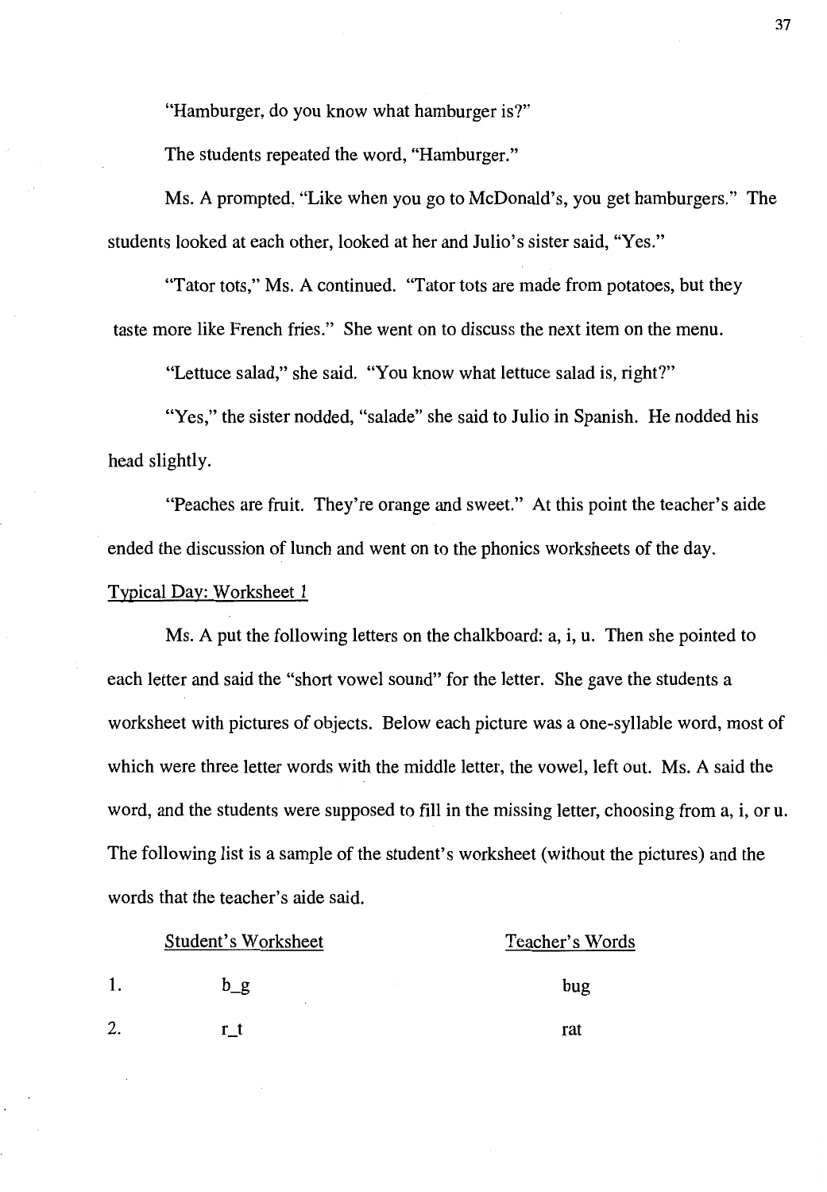"Hamburger, do you know what hamburger is?"

The students repeated the word, "Hamburger."

Ms. A prompted, "Like when you go to McDonald's, you get hamburgers." The students looked at each other, looked at her and Julio's sister said, "Yes."

"Tator tots," Ms. A continued. "Tator tots are made from potatoes, but they taste more like French fries." She went on to discuss the next item on the menu.

"Lettuce salad," she said. "You know what lettuce salad is, right?"

"Yes," the sister nodded, "salade" she said to Julio in Spanish. He nodded his head slightly.

"Peaches are fruit. They're orange and sweet." At this point the teacher's aide ended the discussion of lunch and went on to the phonics worksheets of the day.

<u>Typical Day: Worksheet 1</u>

Ms. A put the following letters on the chalkboard: a, i, u. Then she pointed to each letter and said the "short vowel sound" for the letter. She gave the students a worksheet with pictures of objects. Below each picture was a one-syllable word, most of which were three letter words with the middle letter, the vowel, left out. Ms. A said the word, and the students were supposed to fill in the missing letter, choosing from a, i, or u. The following list is a sample of the student's worksheet (without the pictures) and the words that the teacher's aide said.

| | Student's Worksheet | Teacher's Words |
|---|---|---|
| 1. | b_g | bug |
| 2. | r_t | rat |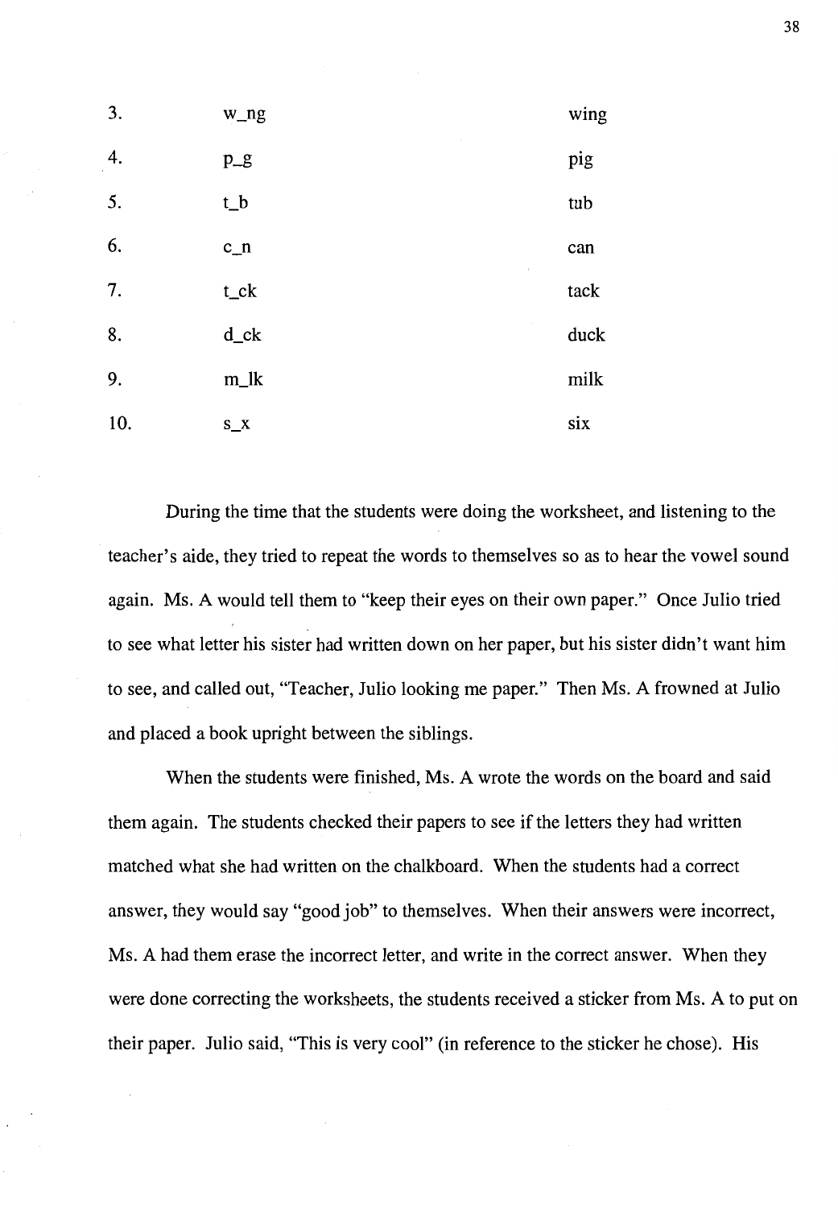| | | |
|---|---|---|
| 3. | w_ng | wing |
| 4. | p_g | pig |
| 5. | t_b | tub |
| 6. | c_n | can |
| 7. | t_ck | tack |
| 8. | d_ck | duck |
| 9. | m_lk | milk |
| 10. | s_x | six |

During the time that the students were doing the worksheet, and listening to the teacher's aide, they tried to repeat the words to themselves so as to hear the vowel sound again. Ms. A would tell them to "keep their eyes on their own paper." Once Julio tried to see what letter his sister had written down on her paper, but his sister didn't want him to see, and called out, "Teacher, Julio looking me paper." Then Ms. A frowned at Julio and placed a book upright between the siblings.

When the students were finished, Ms. A wrote the words on the board and said them again. The students checked their papers to see if the letters they had written matched what she had written on the chalkboard. When the students had a correct answer, they would say "good job" to themselves. When their answers were incorrect, Ms. A had them erase the incorrect letter, and write in the correct answer. When they were done correcting the worksheets, the students received a sticker from Ms. A to put on their paper. Julio said, "This is very cool" (in reference to the sticker he chose). His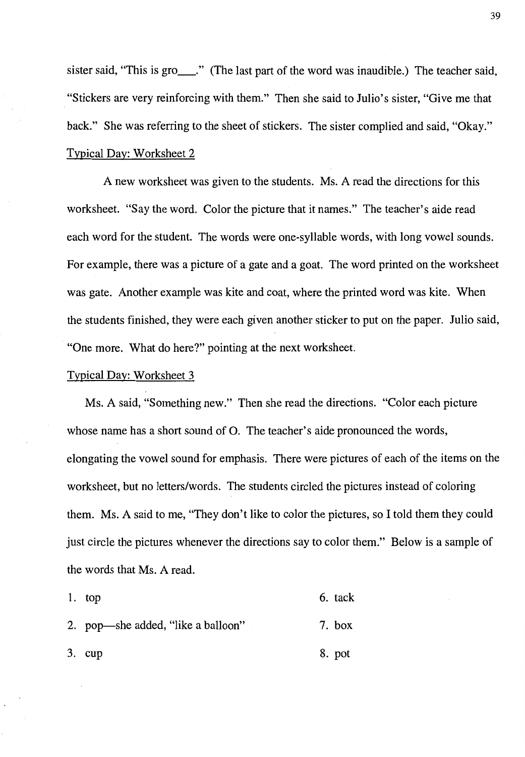sister said, "This is gro___." (The last part of the word was inaudible.) The teacher said, "Stickers are very reinforcing with them." Then she said to Julio's sister, "Give me that back." She was referring to the sheet of stickers. The sister complied and said, "Okay."

Typical Day: Worksheet 2

A new worksheet was given to the students. Ms. A read the directions for this worksheet. "Say the word. Color the picture that it names." The teacher's aide read each word for the student. The words were one-syllable words, with long vowel sounds. For example, there was a picture of a gate and a goat. The word printed on the worksheet was gate. Another example was kite and coat, where the printed word was kite. When the students finished, they were each given another sticker to put on the paper. Julio said, "One more. What do here?" pointing at the next worksheet.

Typical Day: Worksheet 3

Ms. A said, "Something new." Then she read the directions. "Color each picture whose name has a short sound of O. The teacher's aide pronounced the words, elongating the vowel sound for emphasis. There were pictures of each of the items on the worksheet, but no letters/words. The students circled the pictures instead of coloring them. Ms. A said to me, "They don't like to color the pictures, so I told them they could just circle the pictures whenever the directions say to color them." Below is a sample of the words that Ms. A read.

1. top
2. pop—she added, "like a balloon"
3. cup
6. tack
7. box
8. pot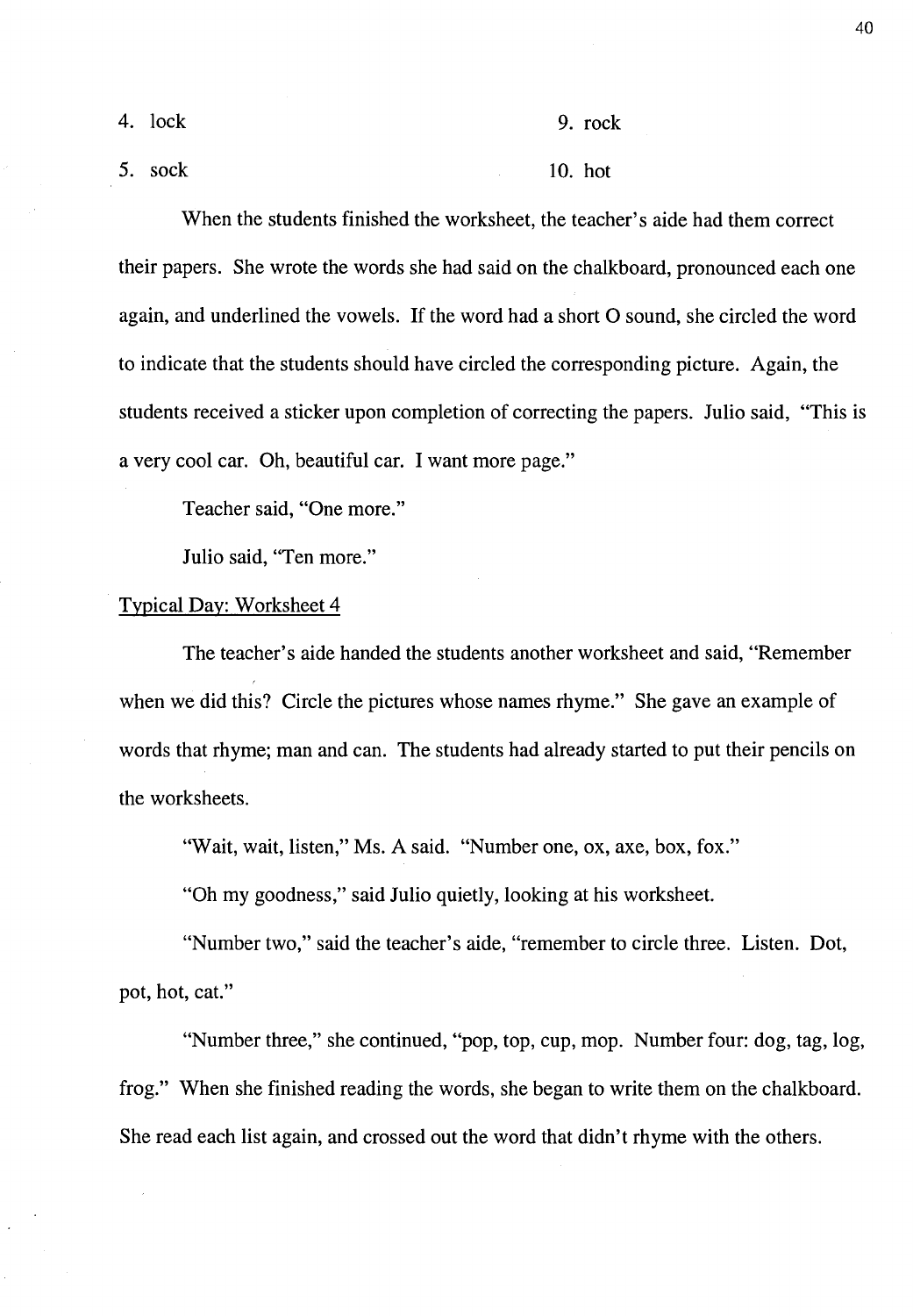4. lock
5. sock
9. rock
10. hot

When the students finished the worksheet, the teacher's aide had them correct their papers. She wrote the words she had said on the chalkboard, pronounced each one again, and underlined the vowels. If the word had a short O sound, she circled the word to indicate that the students should have circled the corresponding picture. Again, the students received a sticker upon completion of correcting the papers. Julio said, "This is a very cool car. Oh, beautiful car. I want more page."

Teacher said, "One more."

Julio said, "Ten more."

<u>Typical Day: Worksheet 4</u>

The teacher's aide handed the students another worksheet and said, "Remember when we did this? Circle the pictures whose names rhyme." She gave an example of words that rhyme; man and can. The students had already started to put their pencils on the worksheets.

"Wait, wait, listen," Ms. A said. "Number one, ox, axe, box, fox."

"Oh my goodness," said Julio quietly, looking at his worksheet.

"Number two," said the teacher's aide, "remember to circle three. Listen. Dot, pot, hot, cat."

"Number three," she continued, "pop, top, cup, mop. Number four: dog, tag, log, frog." When she finished reading the words, she began to write them on the chalkboard. She read each list again, and crossed out the word that didn't rhyme with the others.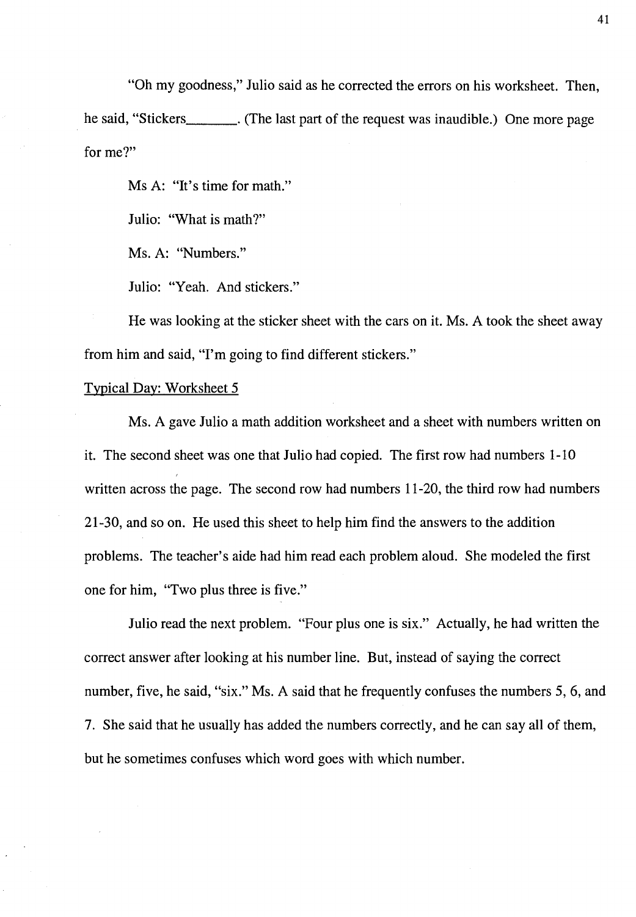"Oh my goodness," Julio said as he corrected the errors on his worksheet. Then, he said, "Stickers________. (The last part of the request was inaudible.) One more page for me?"

Ms A: "It's time for math."

Julio: "What is math?"

Ms. A: "Numbers."

Julio: "Yeah. And stickers."

He was looking at the sticker sheet with the cars on it. Ms. A took the sheet away from him and said, "I'm going to find different stickers."

Typical Day: Worksheet 5

Ms. A gave Julio a math addition worksheet and a sheet with numbers written on it. The second sheet was one that Julio had copied. The first row had numbers 1-10 written across the page. The second row had numbers 11-20, the third row had numbers 21-30, and so on. He used this sheet to help him find the answers to the addition problems. The teacher's aide had him read each problem aloud. She modeled the first one for him, "Two plus three is five."

Julio read the next problem. "Four plus one is six." Actually, he had written the correct answer after looking at his number line. But, instead of saying the correct number, five, he said, "six." Ms. A said that he frequently confuses the numbers 5, 6, and 7. She said that he usually has added the numbers correctly, and he can say all of them, but he sometimes confuses which word goes with which number.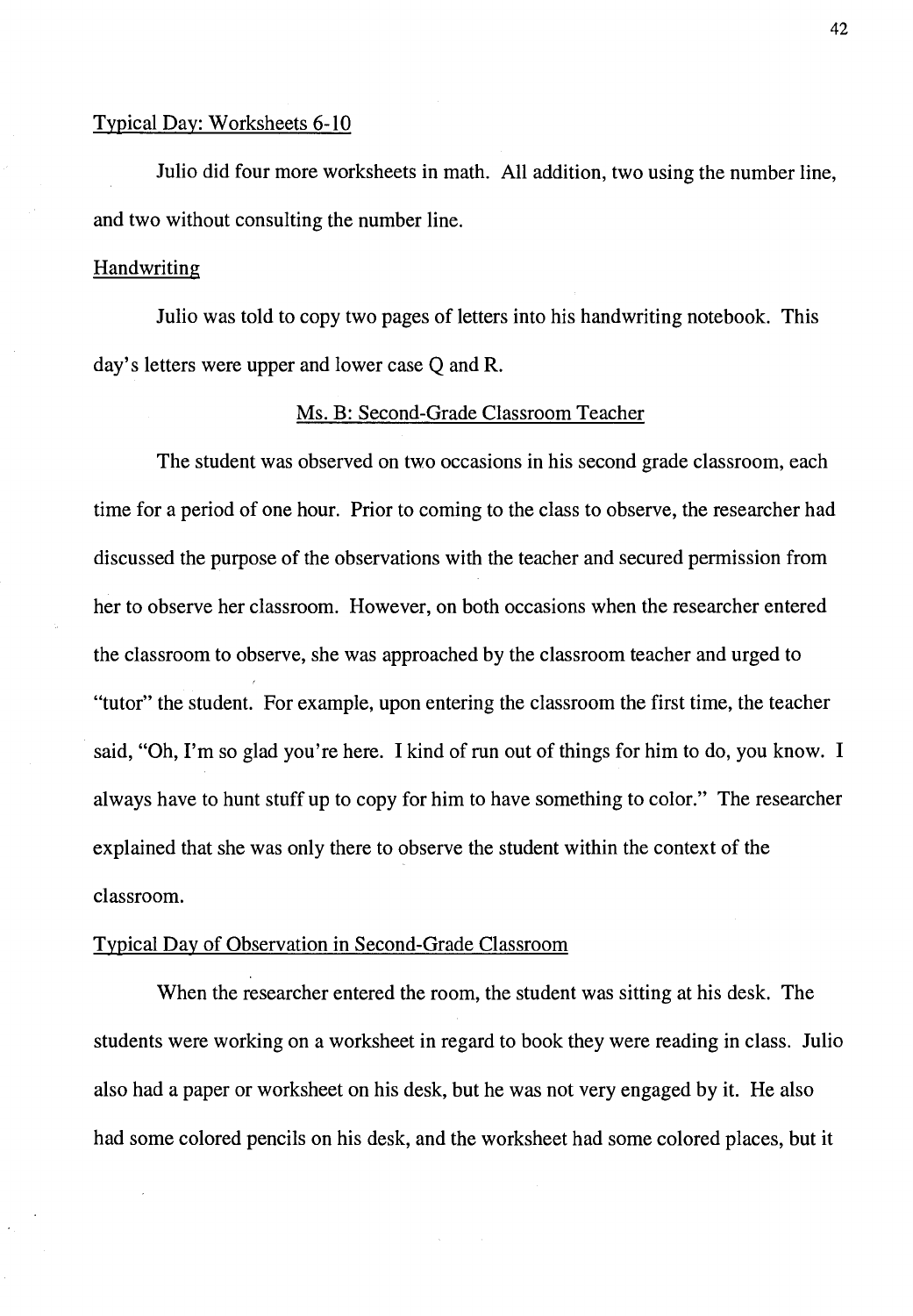Typical Day: Worksheets 6-10

Julio did four more worksheets in math. All addition, two using the number line, and two without consulting the number line.

Handwriting

Julio was told to copy two pages of letters into his handwriting notebook. This day's letters were upper and lower case Q and R.

## Ms. B: Second-Grade Classroom Teacher

The student was observed on two occasions in his second grade classroom, each time for a period of one hour. Prior to coming to the class to observe, the researcher had discussed the purpose of the observations with the teacher and secured permission from her to observe her classroom. However, on both occasions when the researcher entered the classroom to observe, she was approached by the classroom teacher and urged to "tutor" the student. For example, upon entering the classroom the first time, the teacher said, "Oh, I'm so glad you're here. I kind of run out of things for him to do, you know. I always have to hunt stuff up to copy for him to have something to color." The researcher explained that she was only there to observe the student within the context of the classroom.

Typical Day of Observation in Second-Grade Classroom

When the researcher entered the room, the student was sitting at his desk. The students were working on a worksheet in regard to book they were reading in class. Julio also had a paper or worksheet on his desk, but he was not very engaged by it. He also had some colored pencils on his desk, and the worksheet had some colored places, but it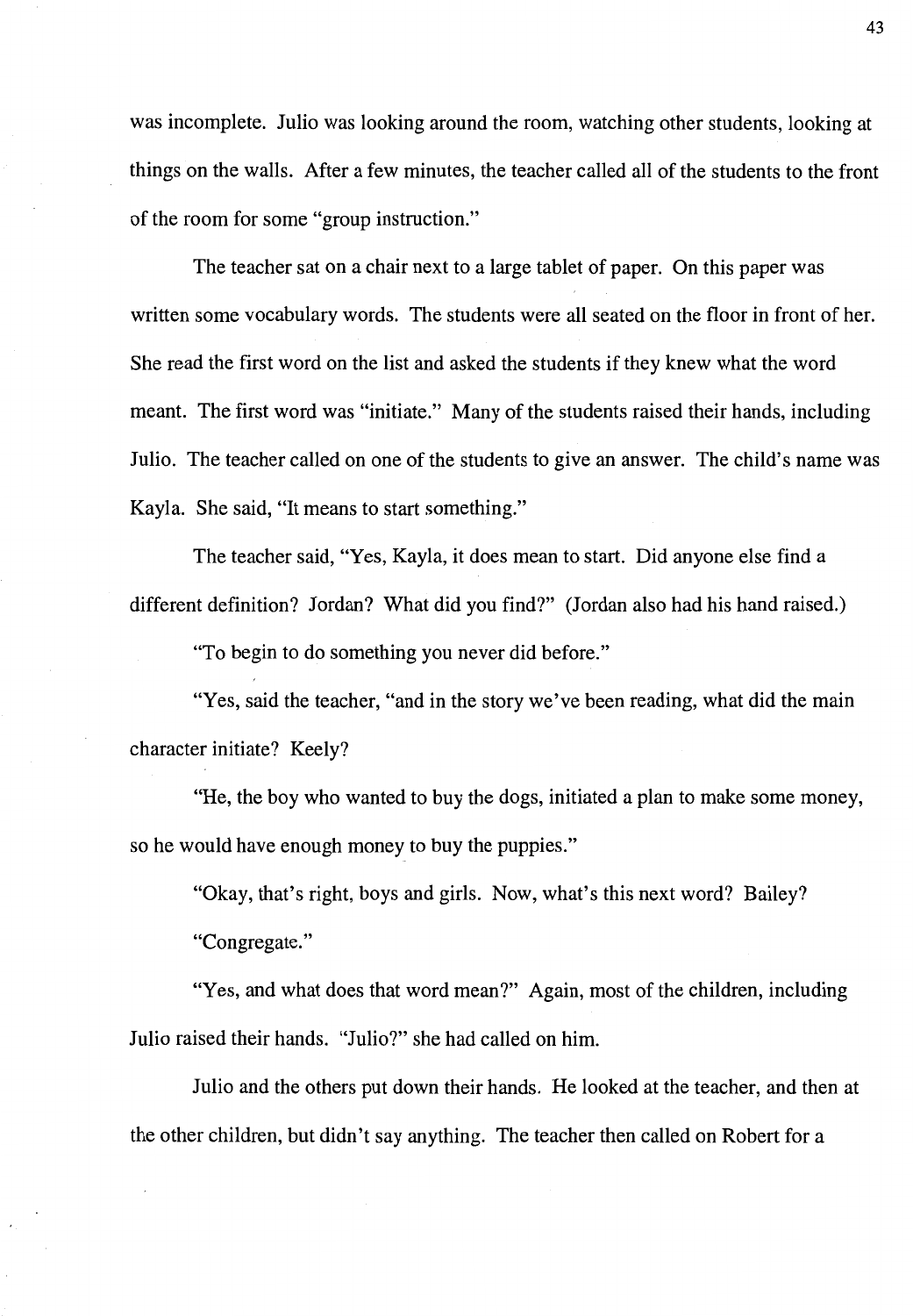was incomplete. Julio was looking around the room, watching other students, looking at things on the walls. After a few minutes, the teacher called all of the students to the front of the room for some "group instruction."

The teacher sat on a chair next to a large tablet of paper. On this paper was written some vocabulary words. The students were all seated on the floor in front of her. She read the first word on the list and asked the students if they knew what the word meant. The first word was "initiate." Many of the students raised their hands, including Julio. The teacher called on one of the students to give an answer. The child's name was Kayla. She said, "It means to start something."

The teacher said, "Yes, Kayla, it does mean to start. Did anyone else find a different definition? Jordan? What did you find?" (Jordan also had his hand raised.)

"To begin to do something you never did before."

"Yes, said the teacher, "and in the story we've been reading, what did the main character initiate? Keely?

"He, the boy who wanted to buy the dogs, initiated a plan to make some money, so he would have enough money to buy the puppies."

"Okay, that's right, boys and girls. Now, what's this next word? Bailey?

"Congregate."

"Yes, and what does that word mean?" Again, most of the children, including Julio raised their hands. "Julio?" she had called on him.

Julio and the others put down their hands. He looked at the teacher, and then at the other children, but didn't say anything. The teacher then called on Robert for a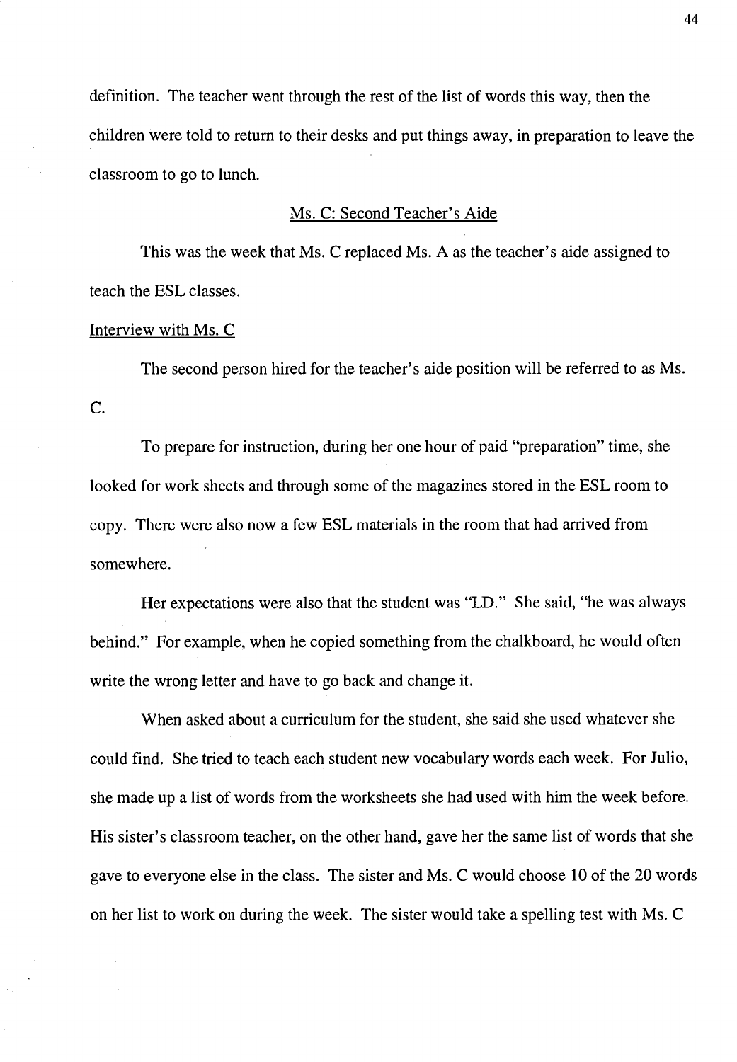definition. The teacher went through the rest of the list of words this way, then the children were told to return to their desks and put things away, in preparation to leave the classroom to go to lunch.

## Ms. C: Second Teacher's Aide

This was the week that Ms. C replaced Ms. A as the teacher's aide assigned to teach the ESL classes.

### Interview with Ms. C

The second person hired for the teacher's aide position will be referred to as Ms. C.

To prepare for instruction, during her one hour of paid "preparation" time, she looked for work sheets and through some of the magazines stored in the ESL room to copy. There were also now a few ESL materials in the room that had arrived from somewhere.

Her expectations were also that the student was "LD." She said, "he was always behind." For example, when he copied something from the chalkboard, he would often write the wrong letter and have to go back and change it.

When asked about a curriculum for the student, she said she used whatever she could find. She tried to teach each student new vocabulary words each week. For Julio, she made up a list of words from the worksheets she had used with him the week before. His sister's classroom teacher, on the other hand, gave her the same list of words that she gave to everyone else in the class. The sister and Ms. C would choose 10 of the 20 words on her list to work on during the week. The sister would take a spelling test with Ms. C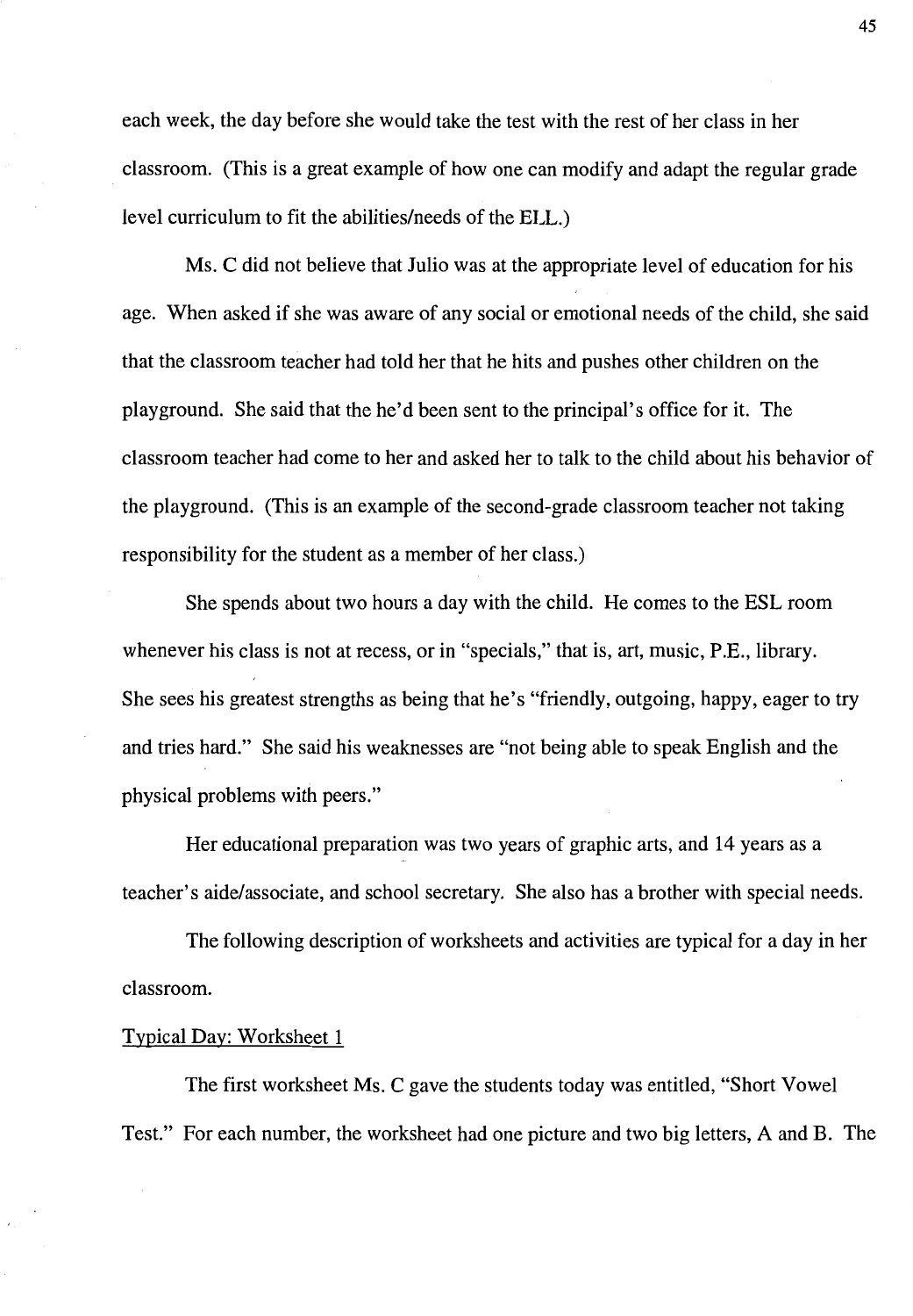each week, the day before she would take the test with the rest of her class in her classroom. (This is a great example of how one can modify and adapt the regular grade level curriculum to fit the abilities/needs of the ELL.)

Ms. C did not believe that Julio was at the appropriate level of education for his age. When asked if she was aware of any social or emotional needs of the child, she said that the classroom teacher had told her that he hits and pushes other children on the playground. She said that the he'd been sent to the principal's office for it. The classroom teacher had come to her and asked her to talk to the child about his behavior of the playground. (This is an example of the second-grade classroom teacher not taking responsibility for the student as a member of her class.)

She spends about two hours a day with the child. He comes to the ESL room whenever his class is not at recess, or in "specials," that is, art, music, P.E., library. She sees his greatest strengths as being that he's "friendly, outgoing, happy, eager to try and tries hard." She said his weaknesses are "not being able to speak English and the physical problems with peers."

Her educational preparation was two years of graphic arts, and 14 years as a teacher's aide/associate, and school secretary. She also has a brother with special needs.

The following description of worksheets and activities are typical for a day in her classroom.

Typical Day: Worksheet 1

The first worksheet Ms. C gave the students today was entitled, "Short Vowel Test." For each number, the worksheet had one picture and two big letters, A and B. The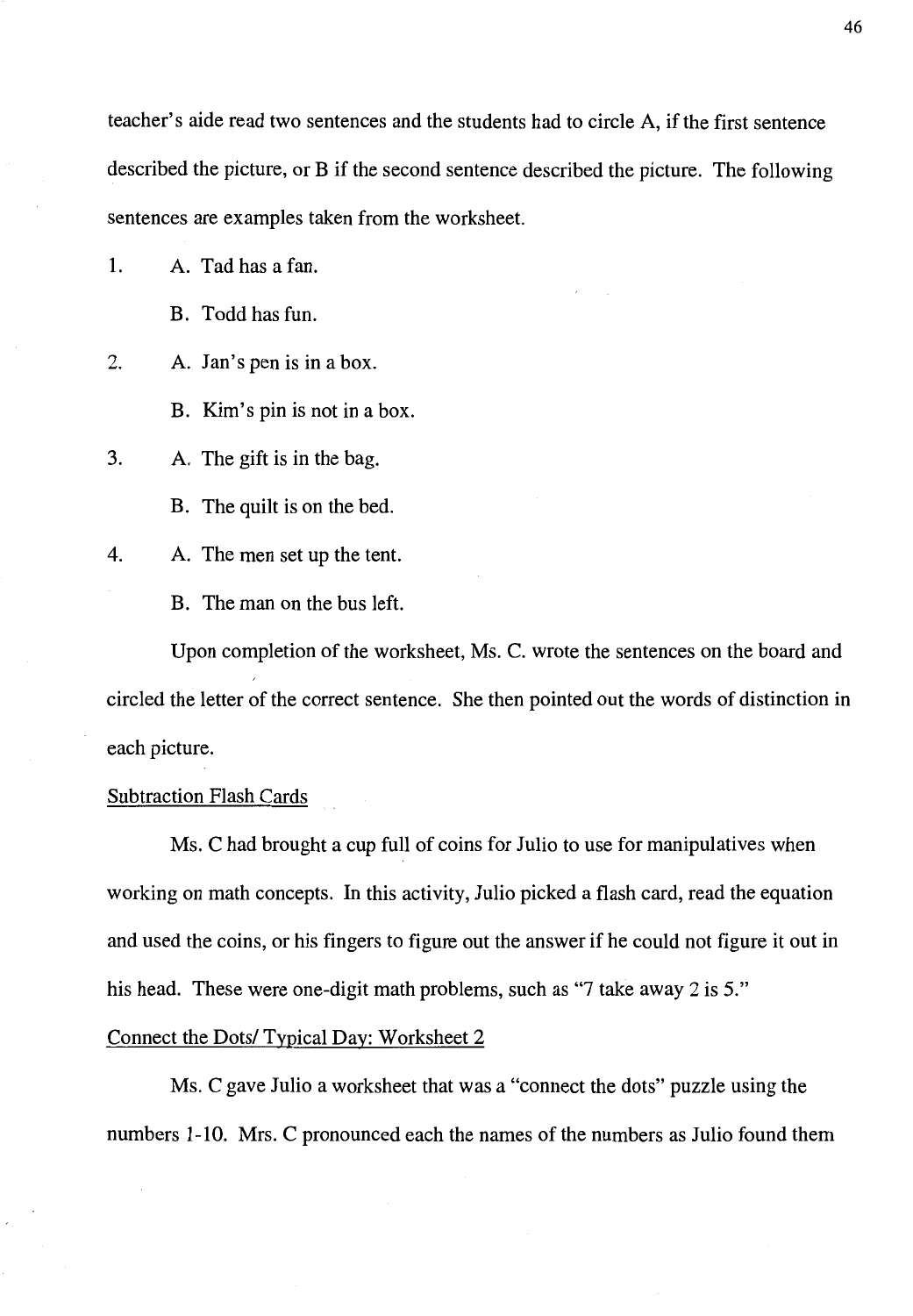teacher's aide read two sentences and the students had to circle A, if the first sentence described the picture, or B if the second sentence described the picture. The following sentences are examples taken from the worksheet.

1. A. Tad has a fan.

   B. Todd has fun.

2. A. Jan's pen is in a box.

   B. Kim's pin is not in a box.

3. A. The gift is in the bag.

   B. The quilt is on the bed.

4. A. The men set up the tent.

   B. The man on the bus left.

Upon completion of the worksheet, Ms. C. wrote the sentences on the board and circled the letter of the correct sentence. She then pointed out the words of distinction in each picture.

<u>Subtraction Flash Cards</u>

Ms. C had brought a cup full of coins for Julio to use for manipulatives when working on math concepts. In this activity, Julio picked a flash card, read the equation and used the coins, or his fingers to figure out the answer if he could not figure it out in his head. These were one-digit math problems, such as "7 take away 2 is 5."

<u>Connect the Dots/ Typical Day: Worksheet 2</u>

Ms. C gave Julio a worksheet that was a "connect the dots" puzzle using the numbers 1-10. Mrs. C pronounced each the names of the numbers as Julio found them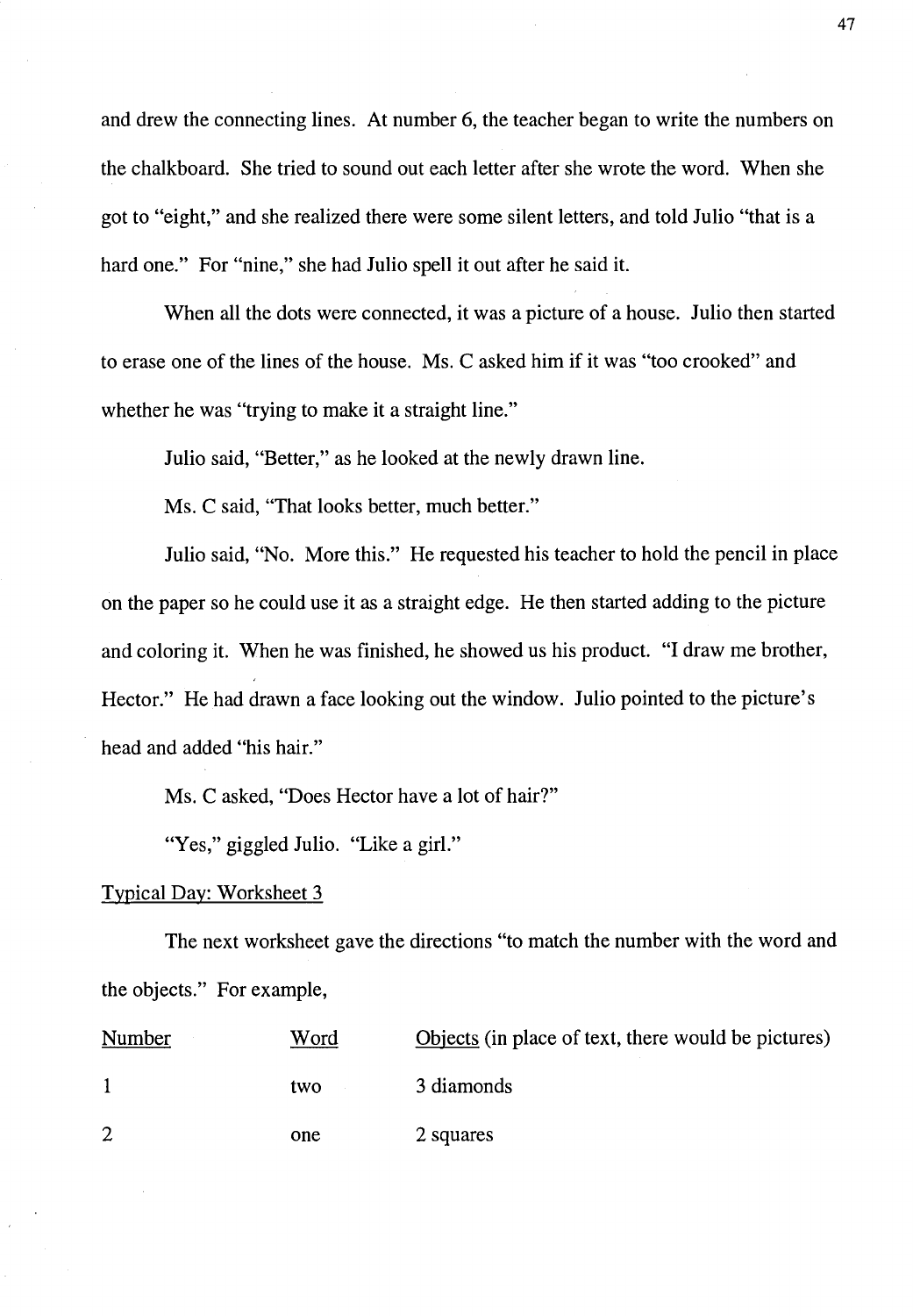and drew the connecting lines. At number 6, the teacher began to write the numbers on the chalkboard. She tried to sound out each letter after she wrote the word. When she got to "eight," and she realized there were some silent letters, and told Julio "that is a hard one." For "nine," she had Julio spell it out after he said it.

When all the dots were connected, it was a picture of a house. Julio then started to erase one of the lines of the house. Ms. C asked him if it was "too crooked" and whether he was "trying to make it a straight line."

Julio said, "Better," as he looked at the newly drawn line.

Ms. C said, "That looks better, much better."

Julio said, "No. More this." He requested his teacher to hold the pencil in place on the paper so he could use it as a straight edge. He then started adding to the picture and coloring it. When he was finished, he showed us his product. "I draw me brother, Hector." He had drawn a face looking out the window. Julio pointed to the picture's head and added "his hair."

Ms. C asked, "Does Hector have a lot of hair?"

"Yes," giggled Julio. "Like a girl."

<u>Typical Day: Worksheet 3</u>

The next worksheet gave the directions "to match the number with the word and the objects." For example,

| Number | Word | Objects (in place of text, there would be pictures) |
|---|---|---|
| 1 | two | 3 diamonds |
| 2 | one | 2 squares |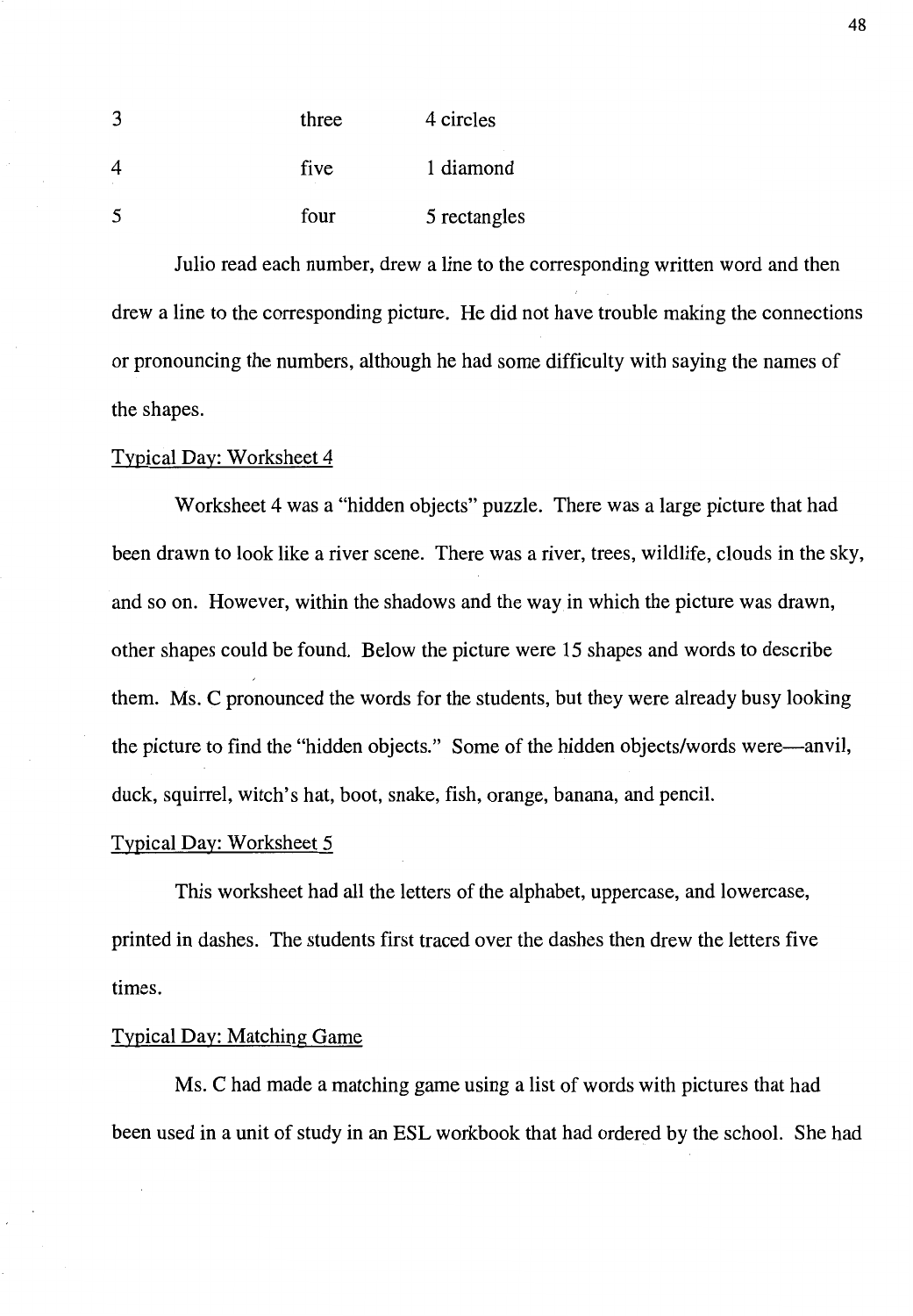| | | |
|---|---|---|
| 3 | three | 4 circles |
| 4 | five | 1 diamond |
| 5 | four | 5 rectangles |

Julio read each number, drew a line to the corresponding written word and then drew a line to the corresponding picture. He did not have trouble making the connections or pronouncing the numbers, although he had some difficulty with saying the names of the shapes.

Typical Day: Worksheet 4

Worksheet 4 was a "hidden objects" puzzle. There was a large picture that had been drawn to look like a river scene. There was a river, trees, wildlife, clouds in the sky, and so on. However, within the shadows and the way in which the picture was drawn, other shapes could be found. Below the picture were 15 shapes and words to describe them. Ms. C pronounced the words for the students, but they were already busy looking the picture to find the "hidden objects." Some of the hidden objects/words were—anvil, duck, squirrel, witch's hat, boot, snake, fish, orange, banana, and pencil.

Typical Day: Worksheet 5

This worksheet had all the letters of the alphabet, uppercase, and lowercase, printed in dashes. The students first traced over the dashes then drew the letters five times.

Typical Day: Matching Game

Ms. C had made a matching game using a list of words with pictures that had been used in a unit of study in an ESL workbook that had ordered by the school. She had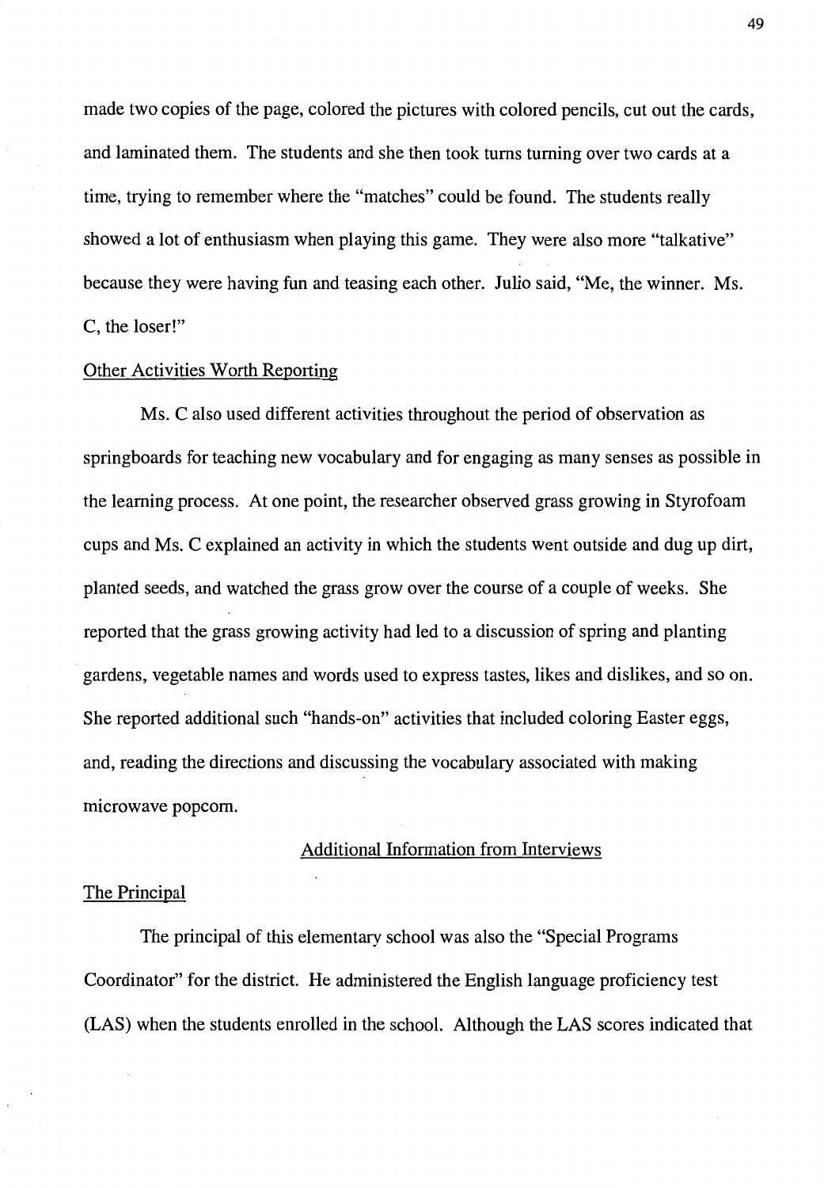made two copies of the page, colored the pictures with colored pencils, cut out the cards, and laminated them. The students and she then took turns turning over two cards at a time, trying to remember where the "matches" could be found. The students really showed a lot of enthusiasm when playing this game. They were also more "talkative" because they were having fun and teasing each other. Julio said, "Me, the winner. Ms. C, the loser!"

<u>Other Activities Worth Reporting</u>

Ms. C also used different activities throughout the period of observation as springboards for teaching new vocabulary and for engaging as many senses as possible in the learning process. At one point, the researcher observed grass growing in Styrofoam cups and Ms. C explained an activity in which the students went outside and dug up dirt, planted seeds, and watched the grass grow over the course of a couple of weeks. She reported that the grass growing activity had led to a discussion of spring and planting gardens, vegetable names and words used to express tastes, likes and dislikes, and so on. She reported additional such "hands-on" activities that included coloring Easter eggs, and, reading the directions and discussing the vocabulary associated with making microwave popcorn.

## <u>Additional Information from Interviews</u>

<u>The Principal</u>

The principal of this elementary school was also the "Special Programs Coordinator" for the district. He administered the English language proficiency test (LAS) when the students enrolled in the school. Although the LAS scores indicated that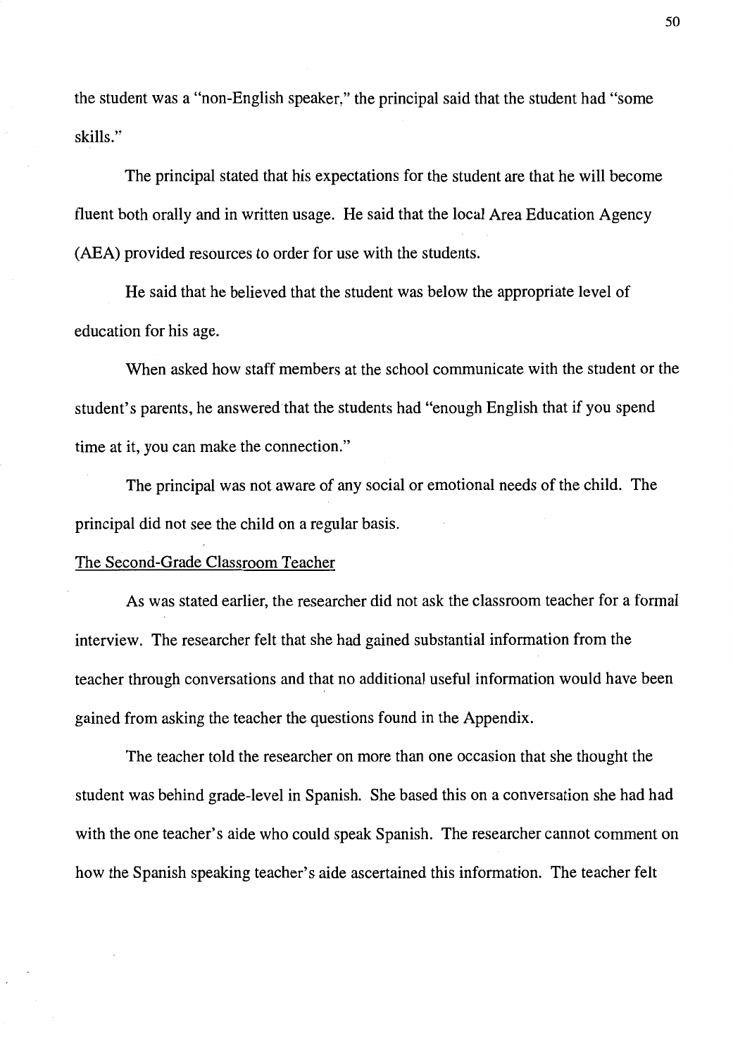the student was a "non-English speaker," the principal said that the student had "some skills."

The principal stated that his expectations for the student are that he will become fluent both orally and in written usage. He said that the local Area Education Agency (AEA) provided resources to order for use with the students.

He said that he believed that the student was below the appropriate level of education for his age.

When asked how staff members at the school communicate with the student or the student's parents, he answered that the students had "enough English that if you spend time at it, you can make the connection."

The principal was not aware of any social or emotional needs of the child. The principal did not see the child on a regular basis.

### The Second-Grade Classroom Teacher

As was stated earlier, the researcher did not ask the classroom teacher for a formal interview. The researcher felt that she had gained substantial information from the teacher through conversations and that no additional useful information would have been gained from asking the teacher the questions found in the Appendix.

The teacher told the researcher on more than one occasion that she thought the student was behind grade-level in Spanish. She based this on a conversation she had had with the one teacher's aide who could speak Spanish. The researcher cannot comment on how the Spanish speaking teacher's aide ascertained this information. The teacher felt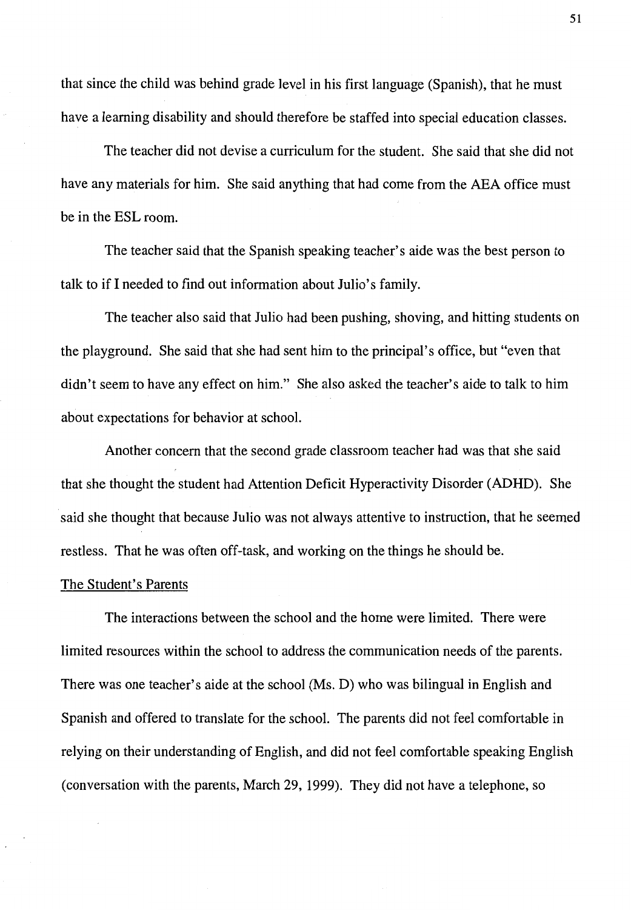that since the child was behind grade level in his first language (Spanish), that he must have a learning disability and should therefore be staffed into special education classes.

The teacher did not devise a curriculum for the student. She said that she did not have any materials for him. She said anything that had come from the AEA office must be in the ESL room.

The teacher said that the Spanish speaking teacher's aide was the best person to talk to if I needed to find out information about Julio's family.

The teacher also said that Julio had been pushing, shoving, and hitting students on the playground. She said that she had sent him to the principal's office, but "even that didn't seem to have any effect on him." She also asked the teacher's aide to talk to him about expectations for behavior at school.

Another concern that the second grade classroom teacher had was that she said that she thought the student had Attention Deficit Hyperactivity Disorder (ADHD). She said she thought that because Julio was not always attentive to instruction, that he seemed restless. That he was often off-task, and working on the things he should be.

### The Student's Parents

The interactions between the school and the home were limited. There were limited resources within the school to address the communication needs of the parents. There was one teacher's aide at the school (Ms. D) who was bilingual in English and Spanish and offered to translate for the school. The parents did not feel comfortable in relying on their understanding of English, and did not feel comfortable speaking English (conversation with the parents, March 29, 1999). They did not have a telephone, so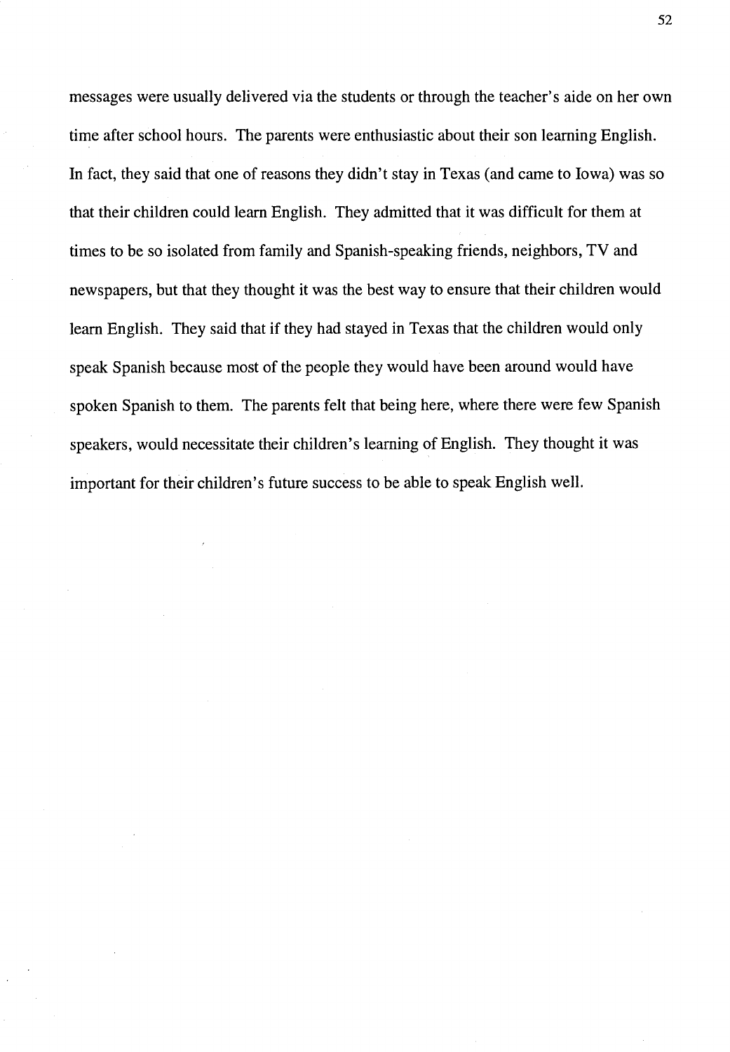messages were usually delivered via the students or through the teacher's aide on her own time after school hours. The parents were enthusiastic about their son learning English. In fact, they said that one of reasons they didn't stay in Texas (and came to Iowa) was so that their children could learn English. They admitted that it was difficult for them at times to be so isolated from family and Spanish-speaking friends, neighbors, TV and newspapers, but that they thought it was the best way to ensure that their children would learn English. They said that if they had stayed in Texas that the children would only speak Spanish because most of the people they would have been around would have spoken Spanish to them. The parents felt that being here, where there were few Spanish speakers, would necessitate their children's learning of English. They thought it was important for their children's future success to be able to speak English well.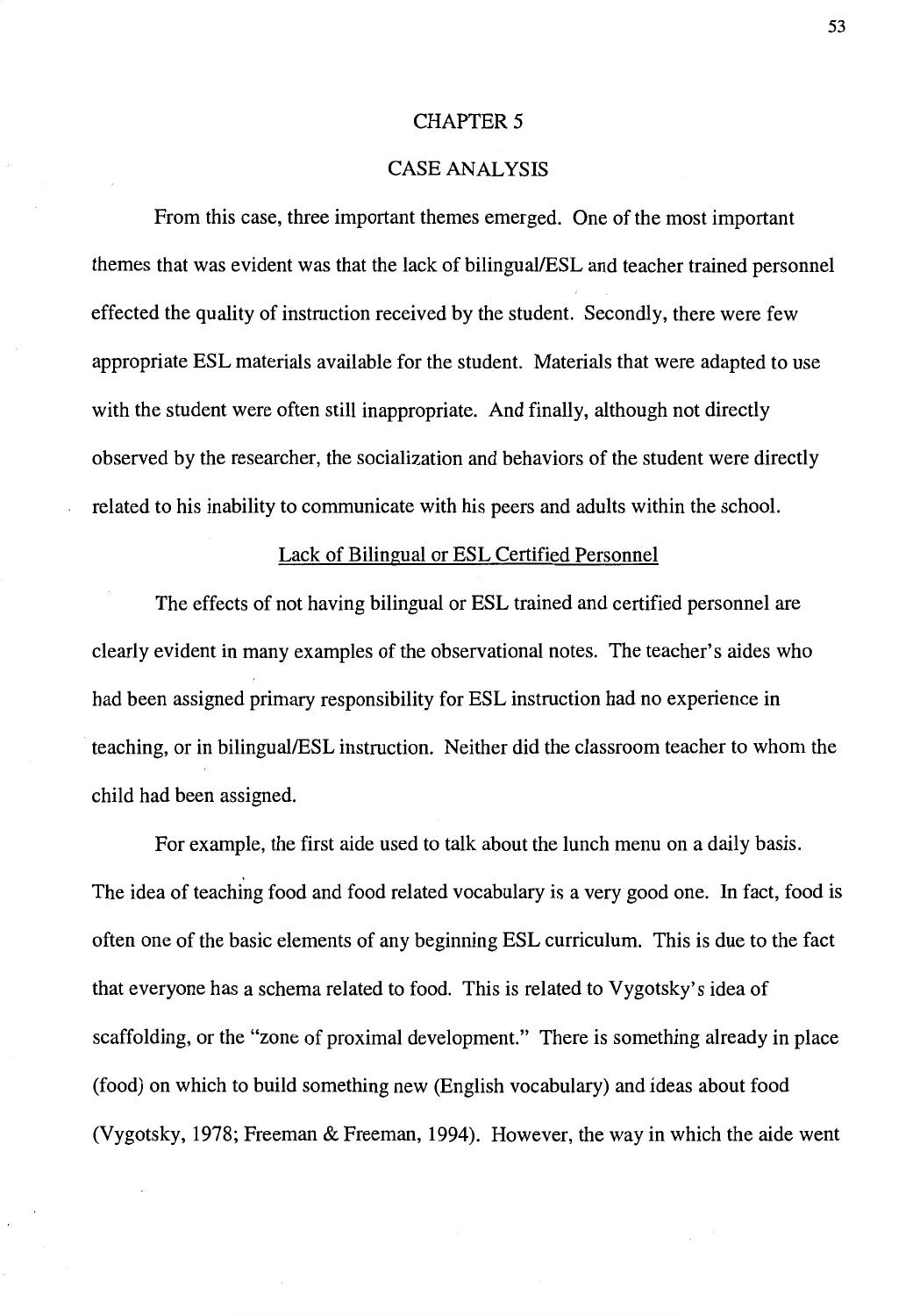# CHAPTER 5

# CASE ANALYSIS

From this case, three important themes emerged. One of the most important themes that was evident was that the lack of bilingual/ESL and teacher trained personnel effected the quality of instruction received by the student. Secondly, there were few appropriate ESL materials available for the student. Materials that were adapted to use with the student were often still inappropriate. And finally, although not directly observed by the researcher, the socialization and behaviors of the student were directly related to his inability to communicate with his peers and adults within the school.

## Lack of Bilingual or ESL Certified Personnel

The effects of not having bilingual or ESL trained and certified personnel are clearly evident in many examples of the observational notes. The teacher's aides who had been assigned primary responsibility for ESL instruction had no experience in teaching, or in bilingual/ESL instruction. Neither did the classroom teacher to whom the child had been assigned.

For example, the first aide used to talk about the lunch menu on a daily basis. The idea of teaching food and food related vocabulary is a very good one. In fact, food is often one of the basic elements of any beginning ESL curriculum. This is due to the fact that everyone has a schema related to food. This is related to Vygotsky's idea of scaffolding, or the "zone of proximal development." There is something already in place (food) on which to build something new (English vocabulary) and ideas about food (Vygotsky, 1978; Freeman & Freeman, 1994). However, the way in which the aide went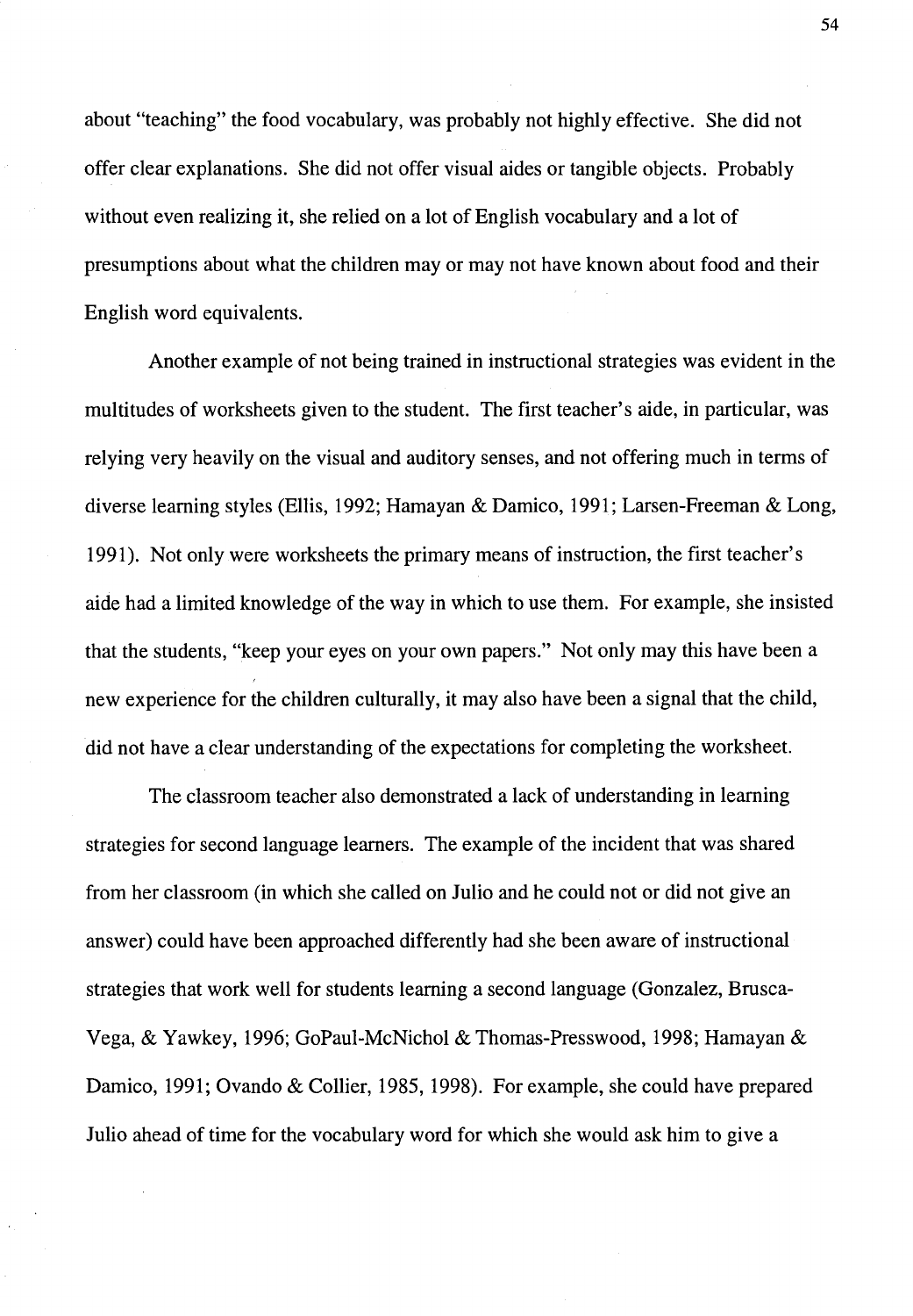about "teaching" the food vocabulary, was probably not highly effective. She did not offer clear explanations. She did not offer visual aides or tangible objects. Probably without even realizing it, she relied on a lot of English vocabulary and a lot of presumptions about what the children may or may not have known about food and their English word equivalents.

Another example of not being trained in instructional strategies was evident in the multitudes of worksheets given to the student. The first teacher's aide, in particular, was relying very heavily on the visual and auditory senses, and not offering much in terms of diverse learning styles (Ellis, 1992; Hamayan & Damico, 1991; Larsen-Freeman & Long, 1991). Not only were worksheets the primary means of instruction, the first teacher's aide had a limited knowledge of the way in which to use them. For example, she insisted that the students, "keep your eyes on your own papers." Not only may this have been a new experience for the children culturally, it may also have been a signal that the child, did not have a clear understanding of the expectations for completing the worksheet.

The classroom teacher also demonstrated a lack of understanding in learning strategies for second language learners. The example of the incident that was shared from her classroom (in which she called on Julio and he could not or did not give an answer) could have been approached differently had she been aware of instructional strategies that work well for students learning a second language (Gonzalez, Brusca-Vega, & Yawkey, 1996; GoPaul-McNichol & Thomas-Presswood, 1998; Hamayan & Damico, 1991; Ovando & Collier, 1985, 1998). For example, she could have prepared Julio ahead of time for the vocabulary word for which she would ask him to give a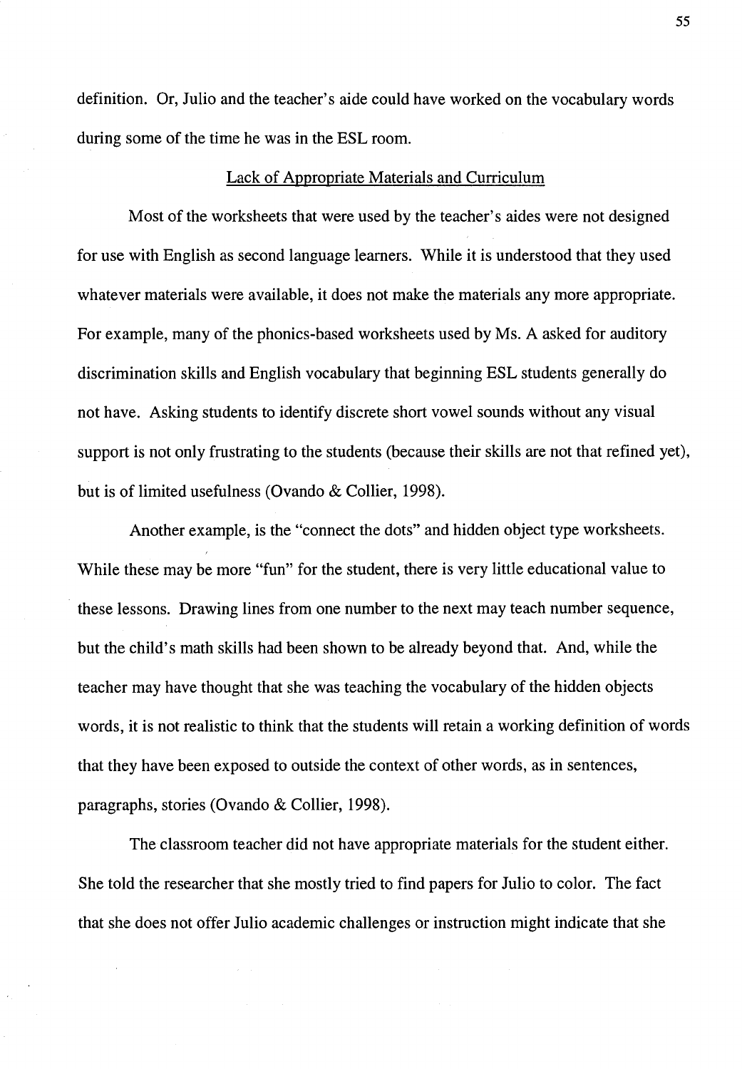definition. Or, Julio and the teacher's aide could have worked on the vocabulary words during some of the time he was in the ESL room.

## Lack of Appropriate Materials and Curriculum

Most of the worksheets that were used by the teacher's aides were not designed for use with English as second language learners. While it is understood that they used whatever materials were available, it does not make the materials any more appropriate. For example, many of the phonics-based worksheets used by Ms. A asked for auditory discrimination skills and English vocabulary that beginning ESL students generally do not have. Asking students to identify discrete short vowel sounds without any visual support is not only frustrating to the students (because their skills are not that refined yet), but is of limited usefulness (Ovando & Collier, 1998).

Another example, is the "connect the dots" and hidden object type worksheets. While these may be more "fun" for the student, there is very little educational value to these lessons. Drawing lines from one number to the next may teach number sequence, but the child's math skills had been shown to be already beyond that. And, while the teacher may have thought that she was teaching the vocabulary of the hidden objects words, it is not realistic to think that the students will retain a working definition of words that they have been exposed to outside the context of other words, as in sentences, paragraphs, stories (Ovando & Collier, 1998).

The classroom teacher did not have appropriate materials for the student either. She told the researcher that she mostly tried to find papers for Julio to color. The fact that she does not offer Julio academic challenges or instruction might indicate that she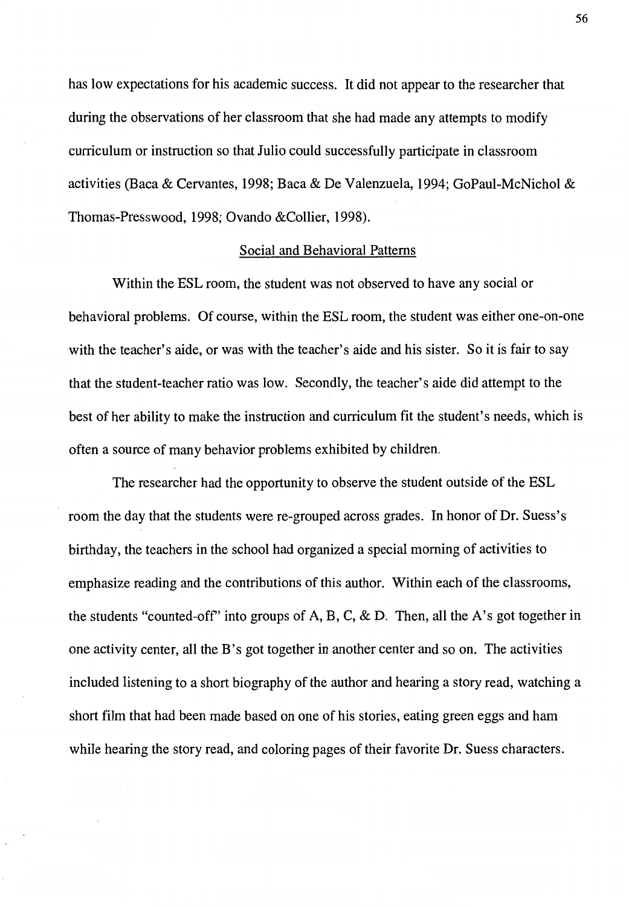has low expectations for his academic success. It did not appear to the researcher that during the observations of her classroom that she had made any attempts to modify curriculum or instruction so that Julio could successfully participate in classroom activities (Baca & Cervantes, 1998; Baca & De Valenzuela, 1994; GoPaul-McNichol & Thomas-Presswood, 1998; Ovando &Collier, 1998).

## Social and Behavioral Patterns

Within the ESL room, the student was not observed to have any social or behavioral problems. Of course, within the ESL room, the student was either one-on-one with the teacher's aide, or was with the teacher's aide and his sister. So it is fair to say that the student-teacher ratio was low. Secondly, the teacher's aide did attempt to the best of her ability to make the instruction and curriculum fit the student's needs, which is often a source of many behavior problems exhibited by children.

The researcher had the opportunity to observe the student outside of the ESL room the day that the students were re-grouped across grades. In honor of Dr. Suess's birthday, the teachers in the school had organized a special morning of activities to emphasize reading and the contributions of this author. Within each of the classrooms, the students "counted-off" into groups of A, B, C, & D. Then, all the A's got together in one activity center, all the B's got together in another center and so on. The activities included listening to a short biography of the author and hearing a story read, watching a short film that had been made based on one of his stories, eating green eggs and ham while hearing the story read, and coloring pages of their favorite Dr. Suess characters.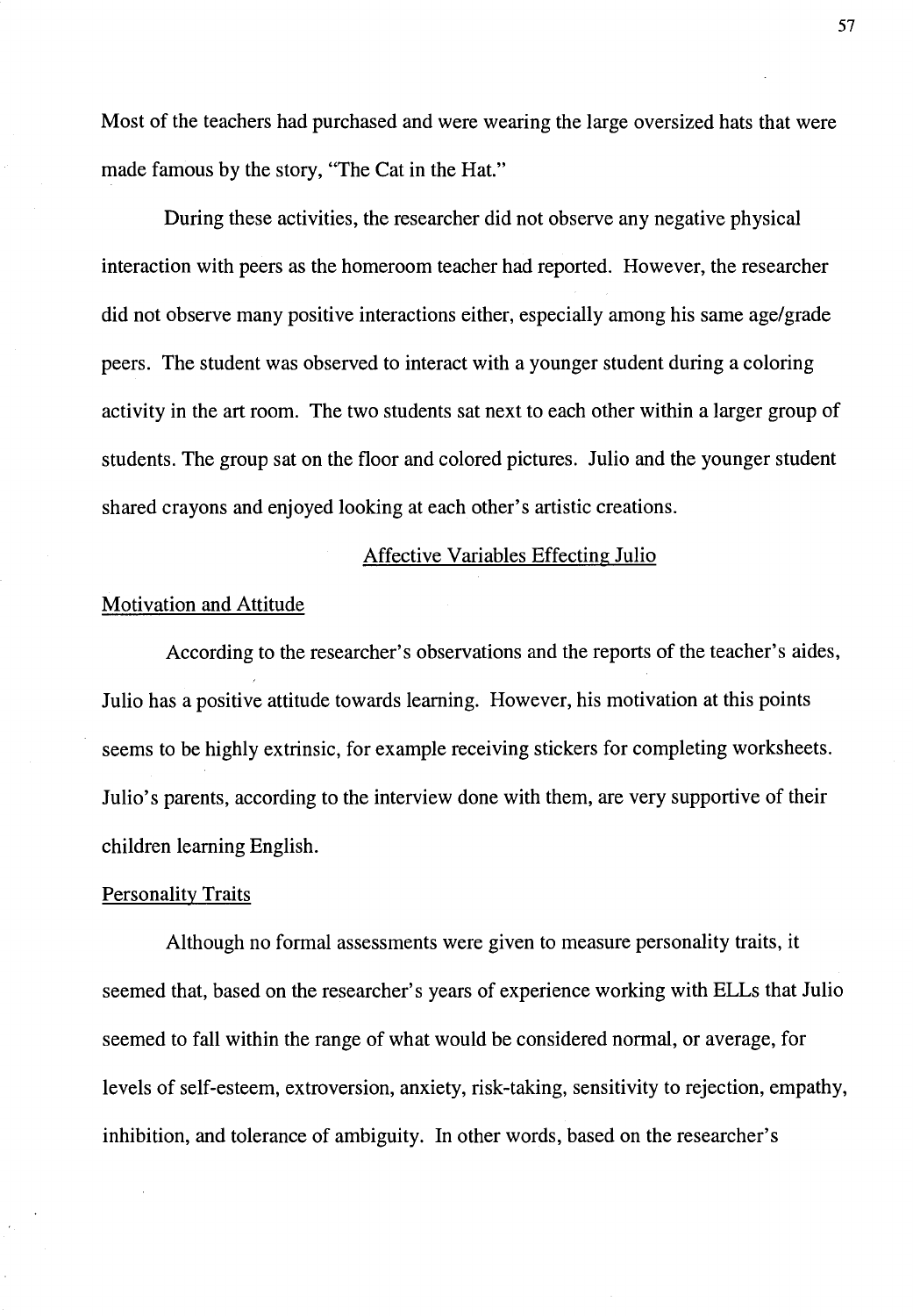Most of the teachers had purchased and were wearing the large oversized hats that were made famous by the story, "The Cat in the Hat."

During these activities, the researcher did not observe any negative physical interaction with peers as the homeroom teacher had reported. However, the researcher did not observe many positive interactions either, especially among his same age/grade peers. The student was observed to interact with a younger student during a coloring activity in the art room. The two students sat next to each other within a larger group of students. The group sat on the floor and colored pictures. Julio and the younger student shared crayons and enjoyed looking at each other's artistic creations.

## Affective Variables Effecting Julio

### Motivation and Attitude

According to the researcher's observations and the reports of the teacher's aides, Julio has a positive attitude towards learning. However, his motivation at this points seems to be highly extrinsic, for example receiving stickers for completing worksheets. Julio's parents, according to the interview done with them, are very supportive of their children learning English.

### Personality Traits

Although no formal assessments were given to measure personality traits, it seemed that, based on the researcher's years of experience working with ELLs that Julio seemed to fall within the range of what would be considered normal, or average, for levels of self-esteem, extroversion, anxiety, risk-taking, sensitivity to rejection, empathy, inhibition, and tolerance of ambiguity. In other words, based on the researcher's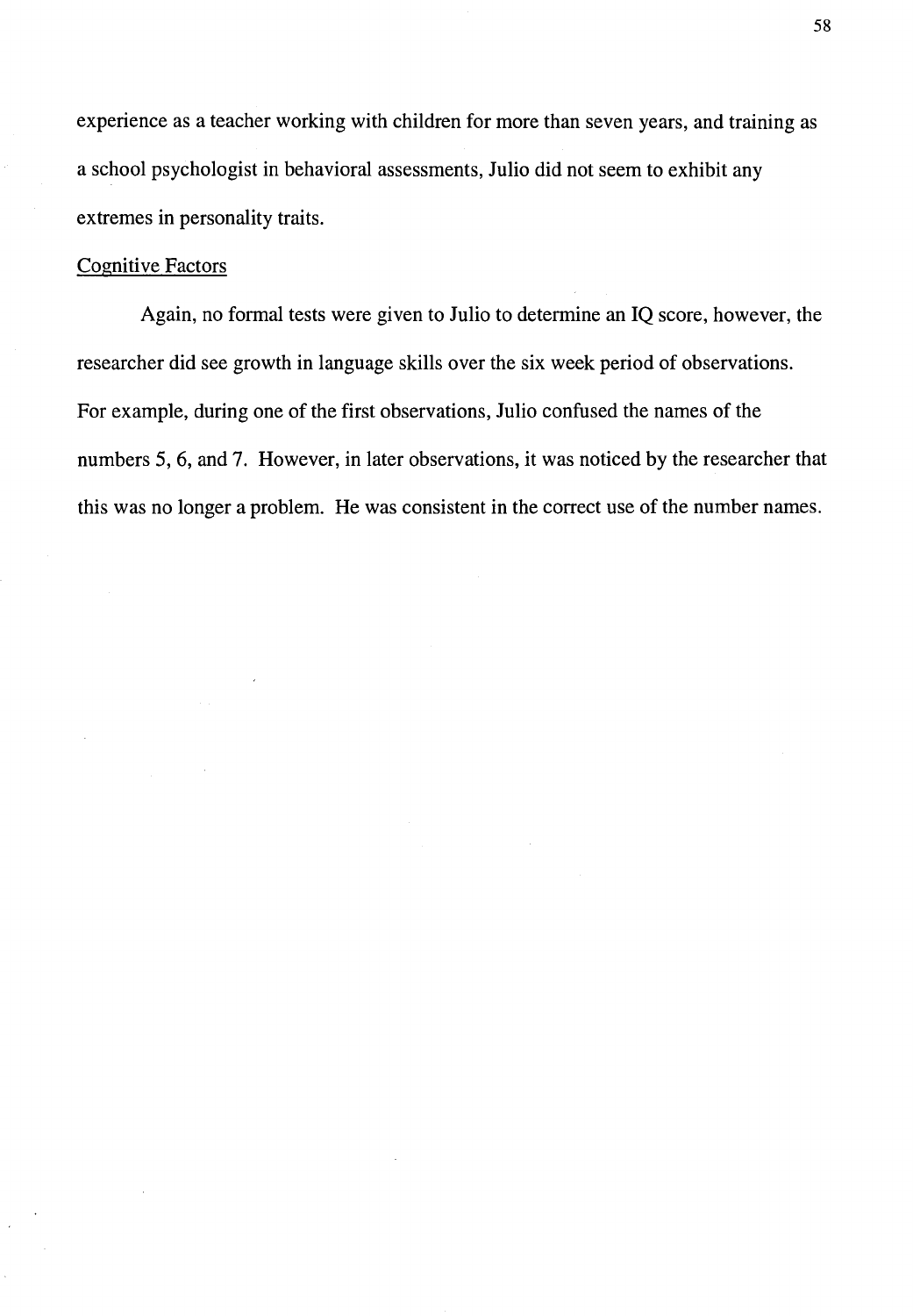experience as a teacher working with children for more than seven years, and training as a school psychologist in behavioral assessments, Julio did not seem to exhibit any extremes in personality traits.

Cognitive Factors

Again, no formal tests were given to Julio to determine an IQ score, however, the researcher did see growth in language skills over the six week period of observations. For example, during one of the first observations, Julio confused the names of the numbers 5, 6, and 7. However, in later observations, it was noticed by the researcher that this was no longer a problem. He was consistent in the correct use of the number names.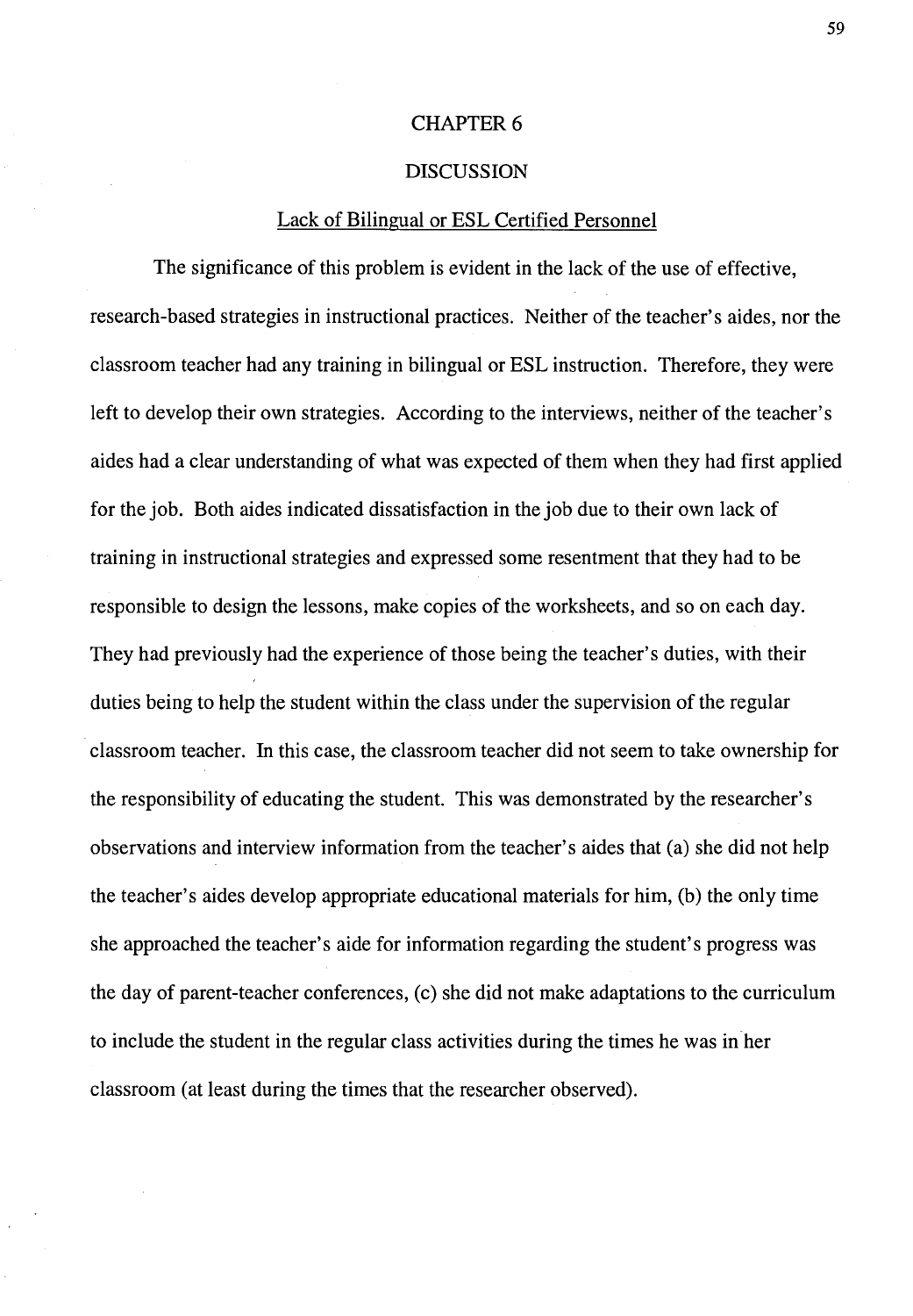# CHAPTER 6

# DISCUSSION

## Lack of Bilingual or ESL Certified Personnel

The significance of this problem is evident in the lack of the use of effective, research-based strategies in instructional practices. Neither of the teacher's aides, nor the classroom teacher had any training in bilingual or ESL instruction. Therefore, they were left to develop their own strategies. According to the interviews, neither of the teacher's aides had a clear understanding of what was expected of them when they had first applied for the job. Both aides indicated dissatisfaction in the job due to their own lack of training in instructional strategies and expressed some resentment that they had to be responsible to design the lessons, make copies of the worksheets, and so on each day. They had previously had the experience of those being the teacher's duties, with their duties being to help the student within the class under the supervision of the regular classroom teacher. In this case, the classroom teacher did not seem to take ownership for the responsibility of educating the student. This was demonstrated by the researcher's observations and interview information from the teacher's aides that (a) she did not help the teacher's aides develop appropriate educational materials for him, (b) the only time she approached the teacher's aide for information regarding the student's progress was the day of parent-teacher conferences, (c) she did not make adaptations to the curriculum to include the student in the regular class activities during the times he was in her classroom (at least during the times that the researcher observed).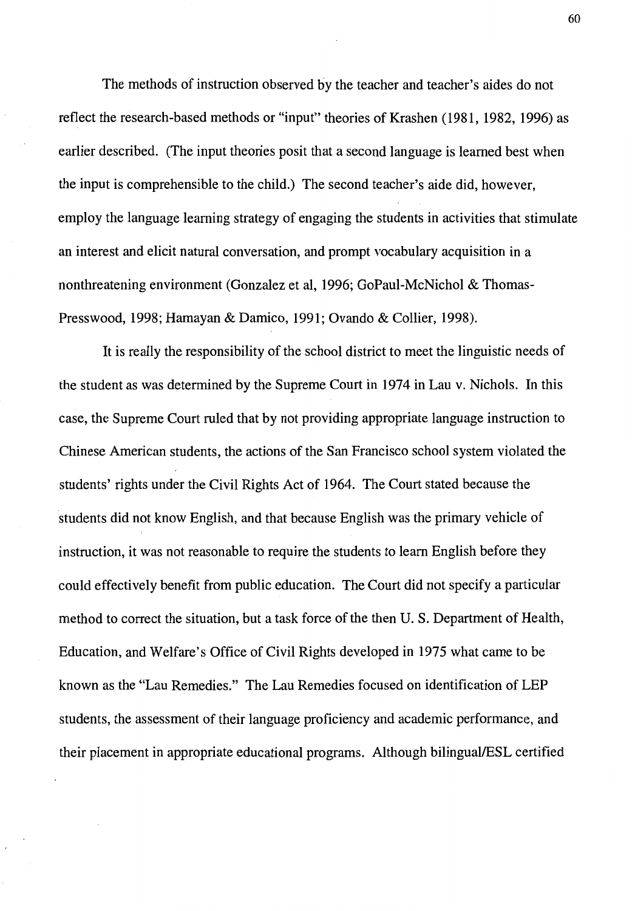The methods of instruction observed by the teacher and teacher's aides do not reflect the research-based methods or "input" theories of Krashen (1981, 1982, 1996) as earlier described. (The input theories posit that a second language is learned best when the input is comprehensible to the child.) The second teacher's aide did, however, employ the language learning strategy of engaging the students in activities that stimulate an interest and elicit natural conversation, and prompt vocabulary acquisition in a nonthreatening environment (Gonzalez et al, 1996; GoPaul-McNichol & Thomas-Presswood, 1998; Hamayan & Damico, 1991; Ovando & Collier, 1998).

It is really the responsibility of the school district to meet the linguistic needs of the student as was determined by the Supreme Court in 1974 in Lau v. Nichols. In this case, the Supreme Court ruled that by not providing appropriate language instruction to Chinese American students, the actions of the San Francisco school system violated the students' rights under the Civil Rights Act of 1964. The Court stated because the students did not know English, and that because English was the primary vehicle of instruction, it was not reasonable to require the students to learn English before they could effectively benefit from public education. The Court did not specify a particular method to correct the situation, but a task force of the then U. S. Department of Health, Education, and Welfare's Office of Civil Rights developed in 1975 what came to be known as the "Lau Remedies." The Lau Remedies focused on identification of LEP students, the assessment of their language proficiency and academic performance, and their placement in appropriate educational programs. Although bilingual/ESL certified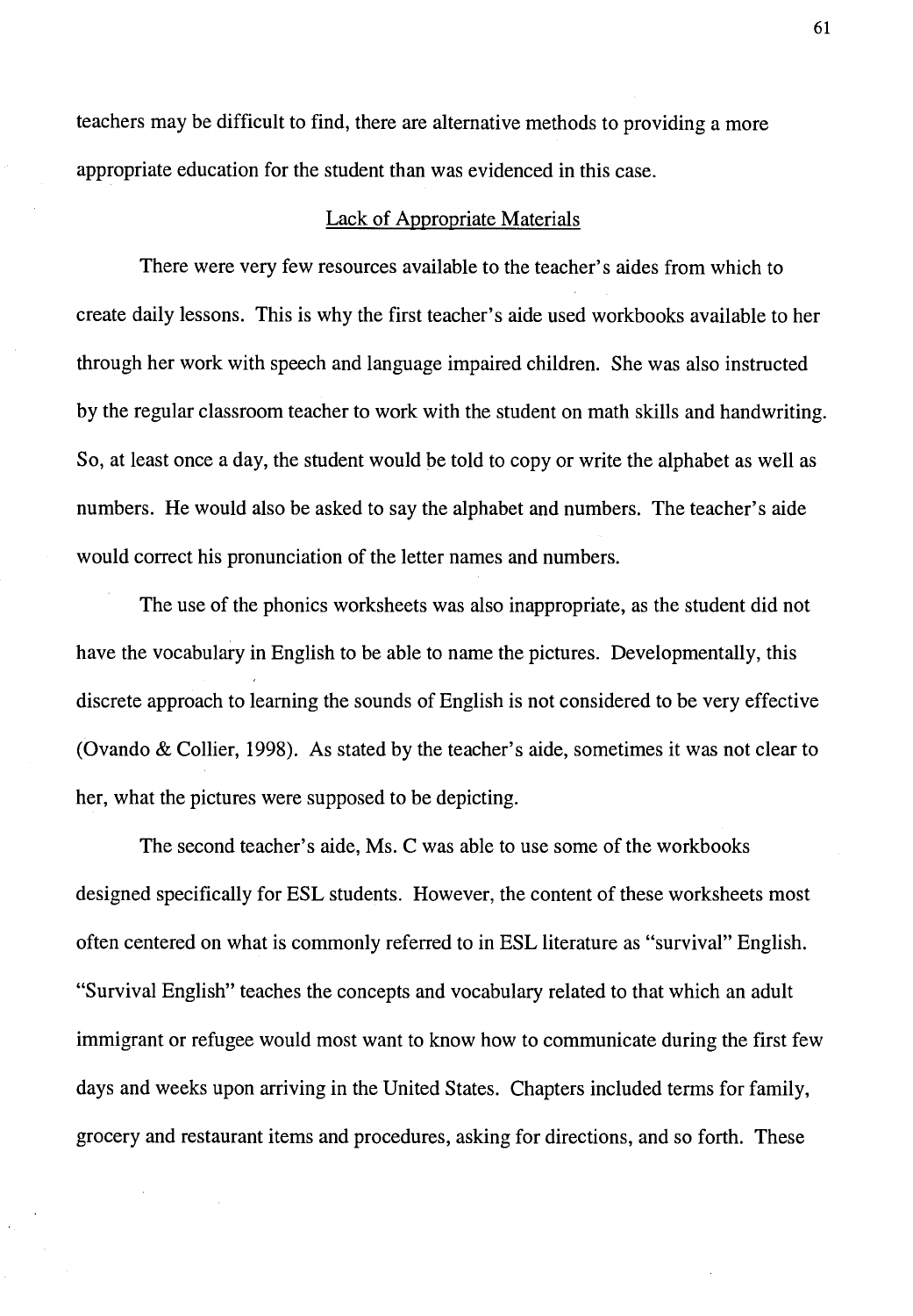teachers may be difficult to find, there are alternative methods to providing a more appropriate education for the student than was evidenced in this case.

## Lack of Appropriate Materials

There were very few resources available to the teacher's aides from which to create daily lessons. This is why the first teacher's aide used workbooks available to her through her work with speech and language impaired children. She was also instructed by the regular classroom teacher to work with the student on math skills and handwriting. So, at least once a day, the student would be told to copy or write the alphabet as well as numbers. He would also be asked to say the alphabet and numbers. The teacher's aide would correct his pronunciation of the letter names and numbers.

The use of the phonics worksheets was also inappropriate, as the student did not have the vocabulary in English to be able to name the pictures. Developmentally, this discrete approach to learning the sounds of English is not considered to be very effective (Ovando & Collier, 1998). As stated by the teacher's aide, sometimes it was not clear to her, what the pictures were supposed to be depicting.

The second teacher's aide, Ms. C was able to use some of the workbooks designed specifically for ESL students. However, the content of these worksheets most often centered on what is commonly referred to in ESL literature as "survival" English. "Survival English" teaches the concepts and vocabulary related to that which an adult immigrant or refugee would most want to know how to communicate during the first few days and weeks upon arriving in the United States. Chapters included terms for family, grocery and restaurant items and procedures, asking for directions, and so forth. These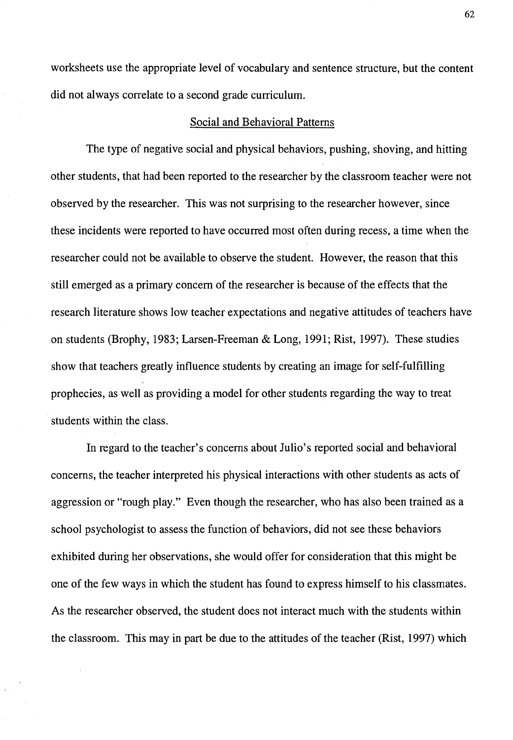worksheets use the appropriate level of vocabulary and sentence structure, but the content did not always correlate to a second grade curriculum.

## Social and Behavioral Patterns

The type of negative social and physical behaviors, pushing, shoving, and hitting other students, that had been reported to the researcher by the classroom teacher were not observed by the researcher. This was not surprising to the researcher however, since these incidents were reported to have occurred most often during recess, a time when the researcher could not be available to observe the student. However, the reason that this still emerged as a primary concern of the researcher is because of the effects that the research literature shows low teacher expectations and negative attitudes of teachers have on students (Brophy, 1983; Larsen-Freeman & Long, 1991; Rist, 1997). These studies show that teachers greatly influence students by creating an image for self-fulfilling prophecies, as well as providing a model for other students regarding the way to treat students within the class.

In regard to the teacher's concerns about Julio's reported social and behavioral concerns, the teacher interpreted his physical interactions with other students as acts of aggression or "rough play." Even though the researcher, who has also been trained as a school psychologist to assess the function of behaviors, did not see these behaviors exhibited during her observations, she would offer for consideration that this might be one of the few ways in which the student has found to express himself to his classmates. As the researcher observed, the student does not interact much with the students within the classroom. This may in part be due to the attitudes of the teacher (Rist, 1997) which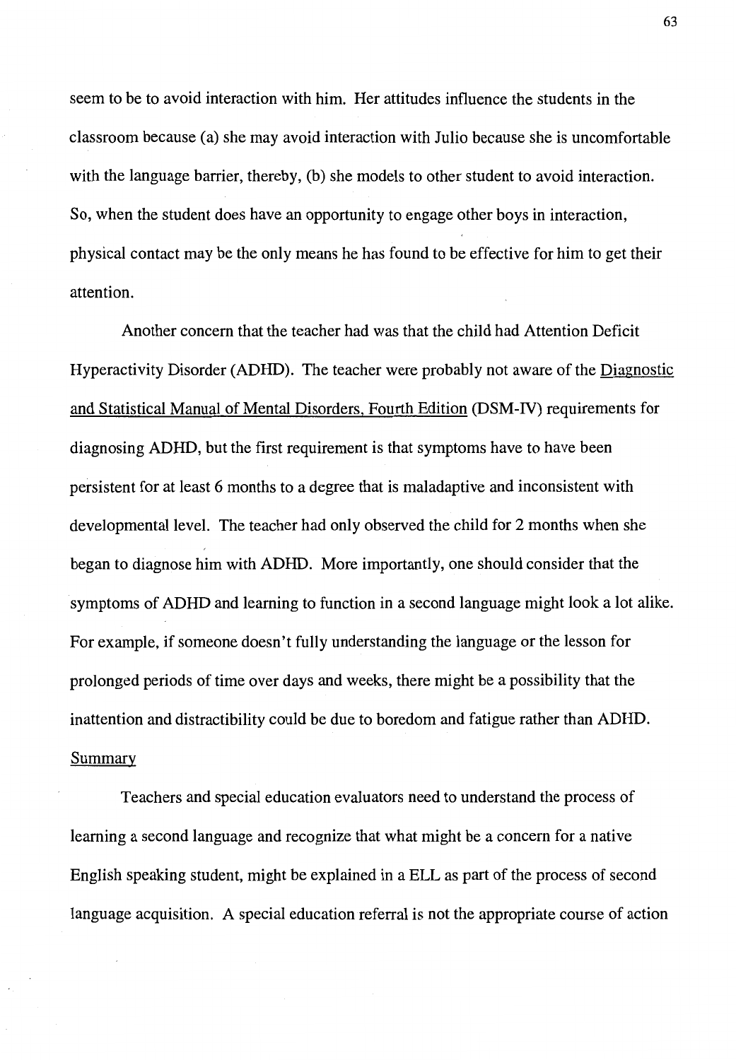seem to be to avoid interaction with him. Her attitudes influence the students in the classroom because (a) she may avoid interaction with Julio because she is uncomfortable with the language barrier, thereby, (b) she models to other student to avoid interaction. So, when the student does have an opportunity to engage other boys in interaction, physical contact may be the only means he has found to be effective for him to get their attention.

Another concern that the teacher had was that the child had Attention Deficit Hyperactivity Disorder (ADHD). The teacher were probably not aware of the Diagnostic and Statistical Manual of Mental Disorders, Fourth Edition (DSM-IV) requirements for diagnosing ADHD, but the first requirement is that symptoms have to have been persistent for at least 6 months to a degree that is maladaptive and inconsistent with developmental level. The teacher had only observed the child for 2 months when she began to diagnose him with ADHD. More importantly, one should consider that the symptoms of ADHD and learning to function in a second language might look a lot alike. For example, if someone doesn't fully understanding the language or the lesson for prolonged periods of time over days and weeks, there might be a possibility that the inattention and distractibility could be due to boredom and fatigue rather than ADHD.

## Summary

Teachers and special education evaluators need to understand the process of learning a second language and recognize that what might be a concern for a native English speaking student, might be explained in a ELL as part of the process of second language acquisition. A special education referral is not the appropriate course of action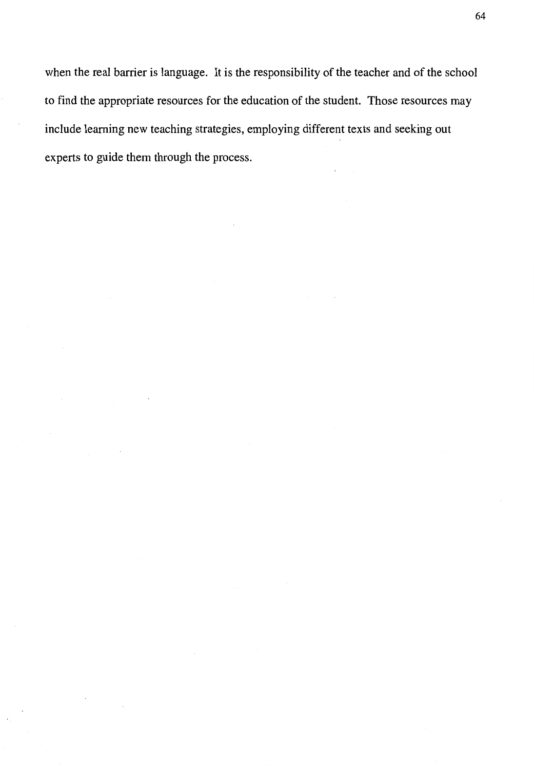when the real barrier is language. It is the responsibility of the teacher and of the school to find the appropriate resources for the education of the student. Those resources may include learning new teaching strategies, employing different texts and seeking out experts to guide them through the process.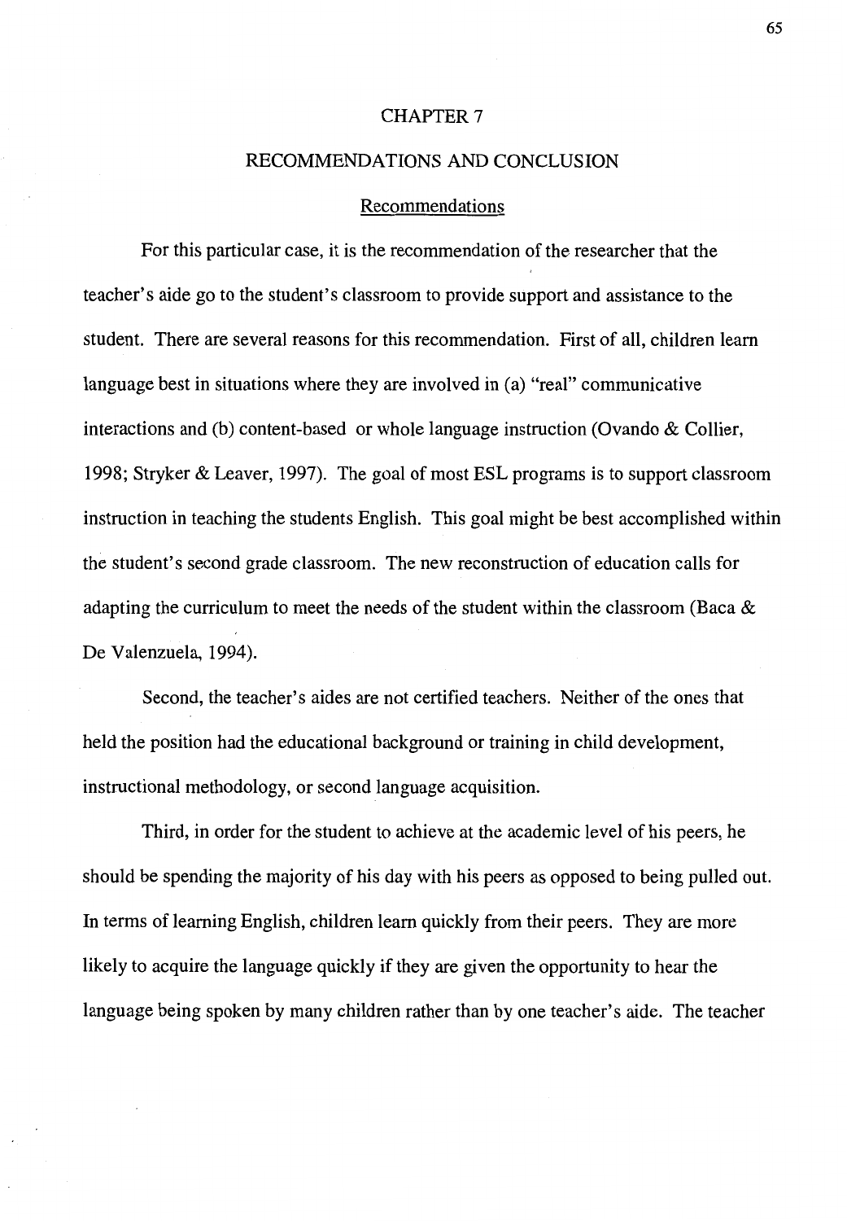# CHAPTER 7

# RECOMMENDATIONS AND CONCLUSION

## Recommendations

For this particular case, it is the recommendation of the researcher that the teacher's aide go to the student's classroom to provide support and assistance to the student. There are several reasons for this recommendation. First of all, children learn language best in situations where they are involved in (a) "real" communicative interactions and (b) content-based or whole language instruction (Ovando & Collier, 1998; Stryker & Leaver, 1997). The goal of most ESL programs is to support classroom instruction in teaching the students English. This goal might be best accomplished within the student's second grade classroom. The new reconstruction of education calls for adapting the curriculum to meet the needs of the student within the classroom (Baca & De Valenzuela, 1994).

Second, the teacher's aides are not certified teachers. Neither of the ones that held the position had the educational background or training in child development, instructional methodology, or second language acquisition.

Third, in order for the student to achieve at the academic level of his peers, he should be spending the majority of his day with his peers as opposed to being pulled out. In terms of learning English, children learn quickly from their peers. They are more likely to acquire the language quickly if they are given the opportunity to hear the language being spoken by many children rather than by one teacher's aide. The teacher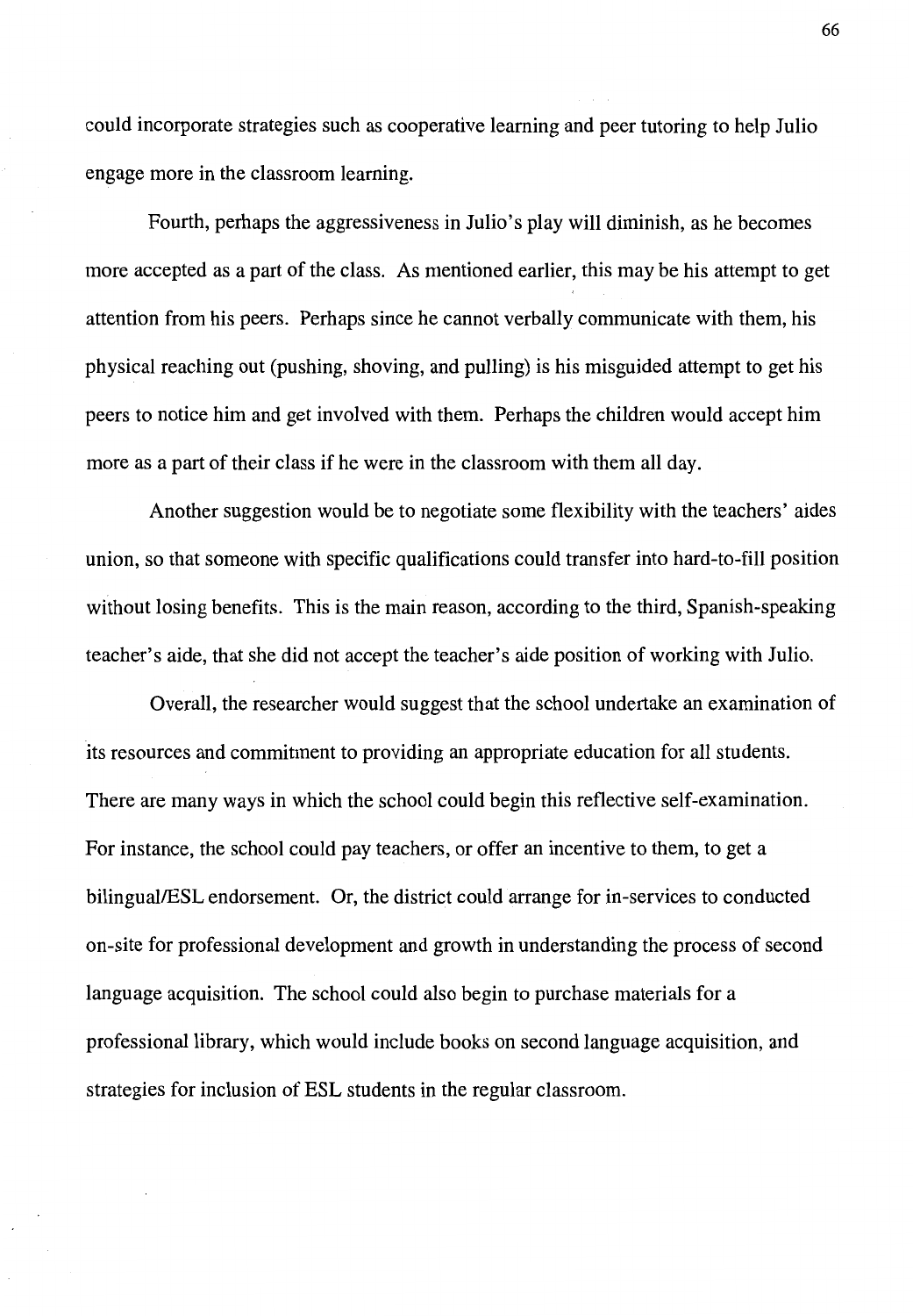could incorporate strategies such as cooperative learning and peer tutoring to help Julio engage more in the classroom learning.

Fourth, perhaps the aggressiveness in Julio's play will diminish, as he becomes more accepted as a part of the class. As mentioned earlier, this may be his attempt to get attention from his peers. Perhaps since he cannot verbally communicate with them, his physical reaching out (pushing, shoving, and pulling) is his misguided attempt to get his peers to notice him and get involved with them. Perhaps the children would accept him more as a part of their class if he were in the classroom with them all day.

Another suggestion would be to negotiate some flexibility with the teachers' aides union, so that someone with specific qualifications could transfer into hard-to-fill position without losing benefits. This is the main reason, according to the third, Spanish-speaking teacher's aide, that she did not accept the teacher's aide position of working with Julio.

Overall, the researcher would suggest that the school undertake an examination of its resources and commitment to providing an appropriate education for all students. There are many ways in which the school could begin this reflective self-examination. For instance, the school could pay teachers, or offer an incentive to them, to get a bilingual/ESL endorsement. Or, the district could arrange for in-services to conducted on-site for professional development and growth in understanding the process of second language acquisition. The school could also begin to purchase materials for a professional library, which would include books on second language acquisition, and strategies for inclusion of ESL students in the regular classroom.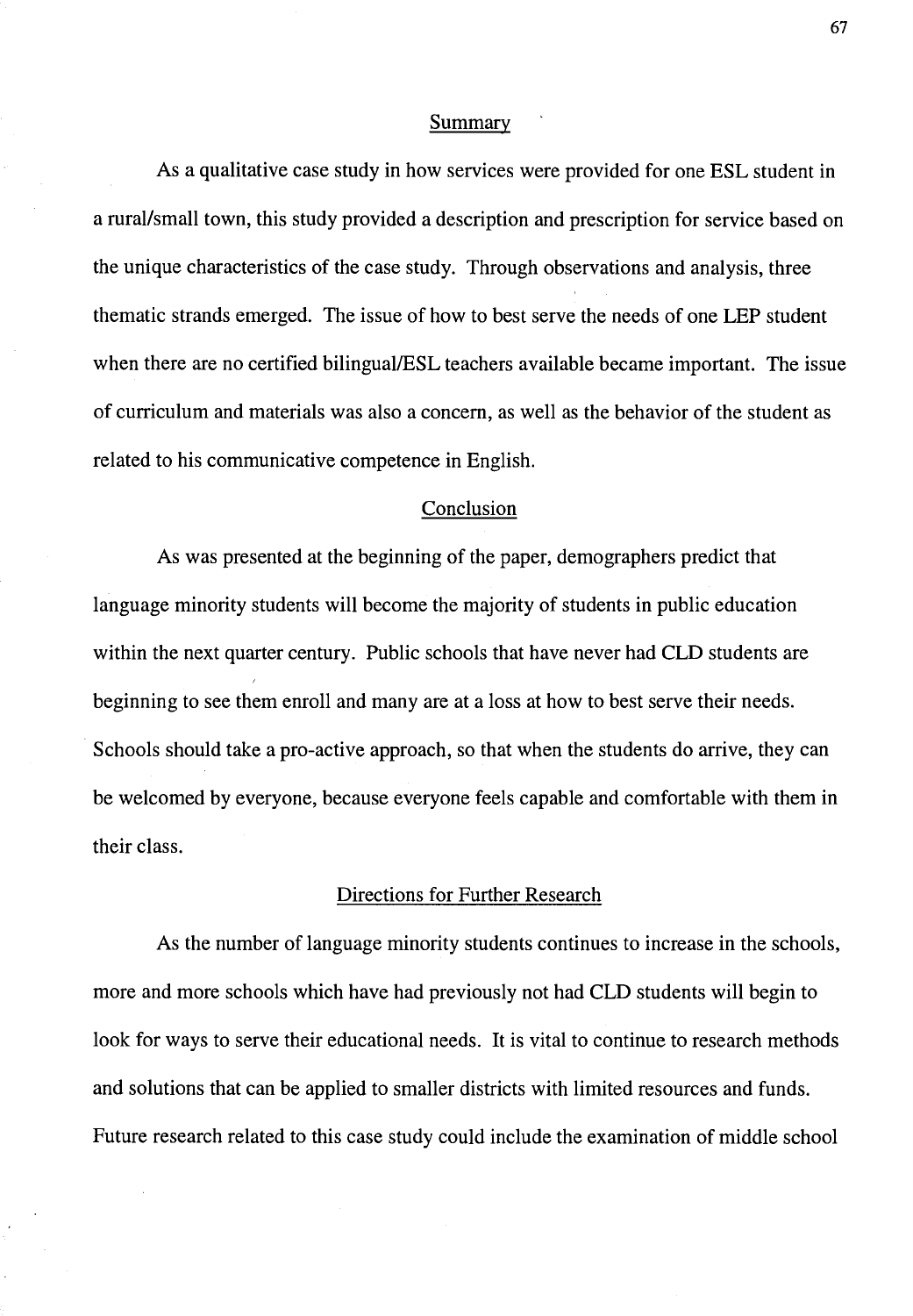## Summary

As a qualitative case study in how services were provided for one ESL student in a rural/small town, this study provided a description and prescription for service based on the unique characteristics of the case study. Through observations and analysis, three thematic strands emerged. The issue of how to best serve the needs of one LEP student when there are no certified bilingual/ESL teachers available became important. The issue of curriculum and materials was also a concern, as well as the behavior of the student as related to his communicative competence in English.

## Conclusion

As was presented at the beginning of the paper, demographers predict that language minority students will become the majority of students in public education within the next quarter century. Public schools that have never had CLD students are beginning to see them enroll and many are at a loss at how to best serve their needs. Schools should take a pro-active approach, so that when the students do arrive, they can be welcomed by everyone, because everyone feels capable and comfortable with them in their class.

## Directions for Further Research

As the number of language minority students continues to increase in the schools, more and more schools which have had previously not had CLD students will begin to look for ways to serve their educational needs. It is vital to continue to research methods and solutions that can be applied to smaller districts with limited resources and funds. Future research related to this case study could include the examination of middle school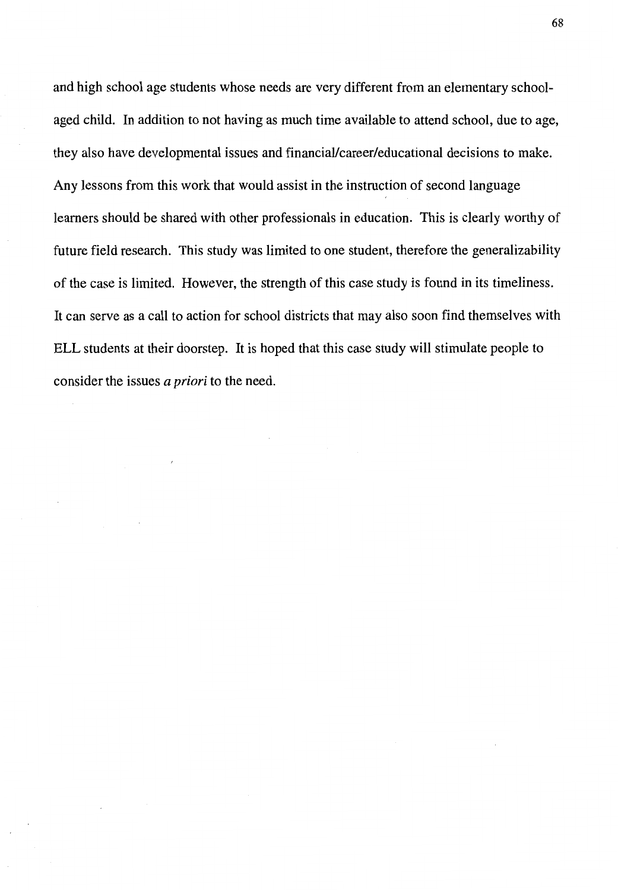and high school age students whose needs are very different from an elementary school-aged child. In addition to not having as much time available to attend school, due to age, they also have developmental issues and financial/career/educational decisions to make. Any lessons from this work that would assist in the instruction of second language learners should be shared with other professionals in education. This is clearly worthy of future field research. This study was limited to one student, therefore the generalizability of the case is limited. However, the strength of this case study is found in its timeliness. It can serve as a call to action for school districts that may also soon find themselves with ELL students at their doorstep. It is hoped that this case study will stimulate people to consider the issues *a priori* to the need.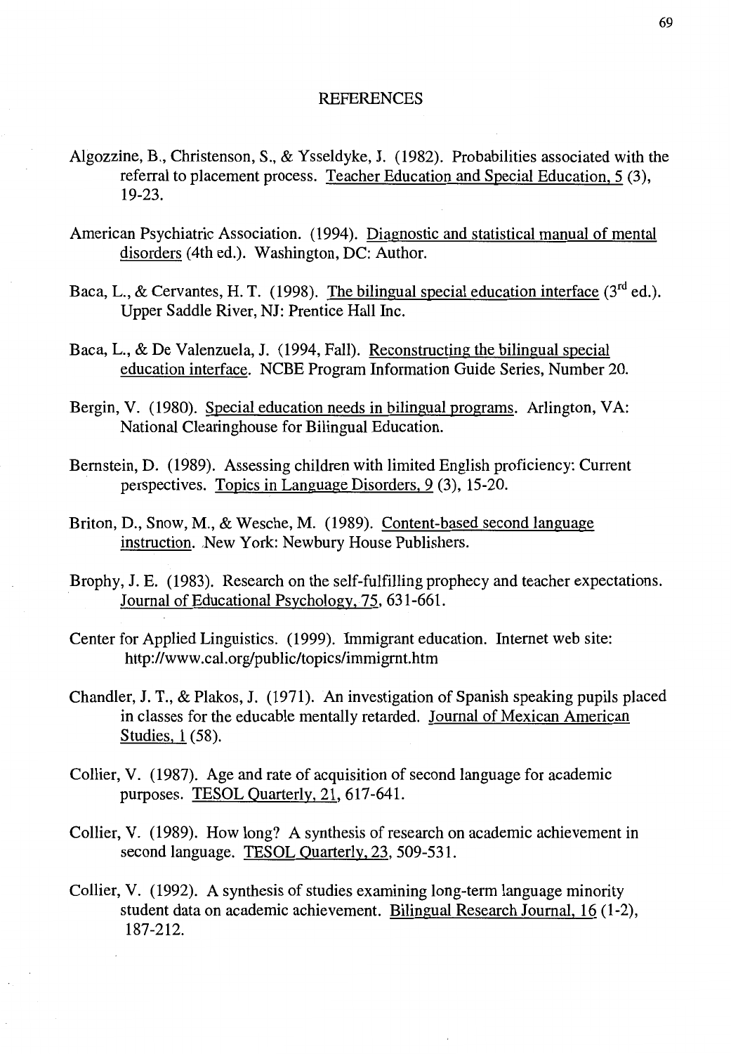# REFERENCES

Algozzine, B., Christenson, S., & Ysseldyke, J. (1982). Probabilities associated with the referral to placement process. Teacher Education and Special Education, 5 (3), 19-23.

American Psychiatric Association. (1994). Diagnostic and statistical manual of mental disorders (4th ed.). Washington, DC: Author.

Baca, L., & Cervantes, H. T. (1998). The bilingual special education interface (3rd ed.). Upper Saddle River, NJ: Prentice Hall Inc.

Baca, L., & De Valenzuela, J. (1994, Fall). Reconstructing the bilingual special education interface. NCBE Program Information Guide Series, Number 20.

Bergin, V. (1980). Special education needs in bilingual programs. Arlington, VA: National Clearinghouse for Bilingual Education.

Bernstein, D. (1989). Assessing children with limited English proficiency: Current perspectives. Topics in Language Disorders, 9 (3), 15-20.

Briton, D., Snow, M., & Wesche, M. (1989). Content-based second language instruction. New York: Newbury House Publishers.

Brophy, J. E. (1983). Research on the self-fulfilling prophecy and teacher expectations. Journal of Educational Psychology, 75, 631-661.

Center for Applied Linguistics. (1999). Immigrant education. Internet web site: http://www.cal.org/public/topics/immigrnt.htm

Chandler, J. T., & Plakos, J. (1971). An investigation of Spanish speaking pupils placed in classes for the educable mentally retarded. Journal of Mexican American Studies, 1 (58).

Collier, V. (1987). Age and rate of acquisition of second language for academic purposes. TESOL Quarterly, 21, 617-641.

Collier, V. (1989). How long? A synthesis of research on academic achievement in second language. TESOL Quarterly, 23, 509-531.

Collier, V. (1992). A synthesis of studies examining long-term language minority student data on academic achievement. Bilingual Research Journal, 16 (1-2), 187-212.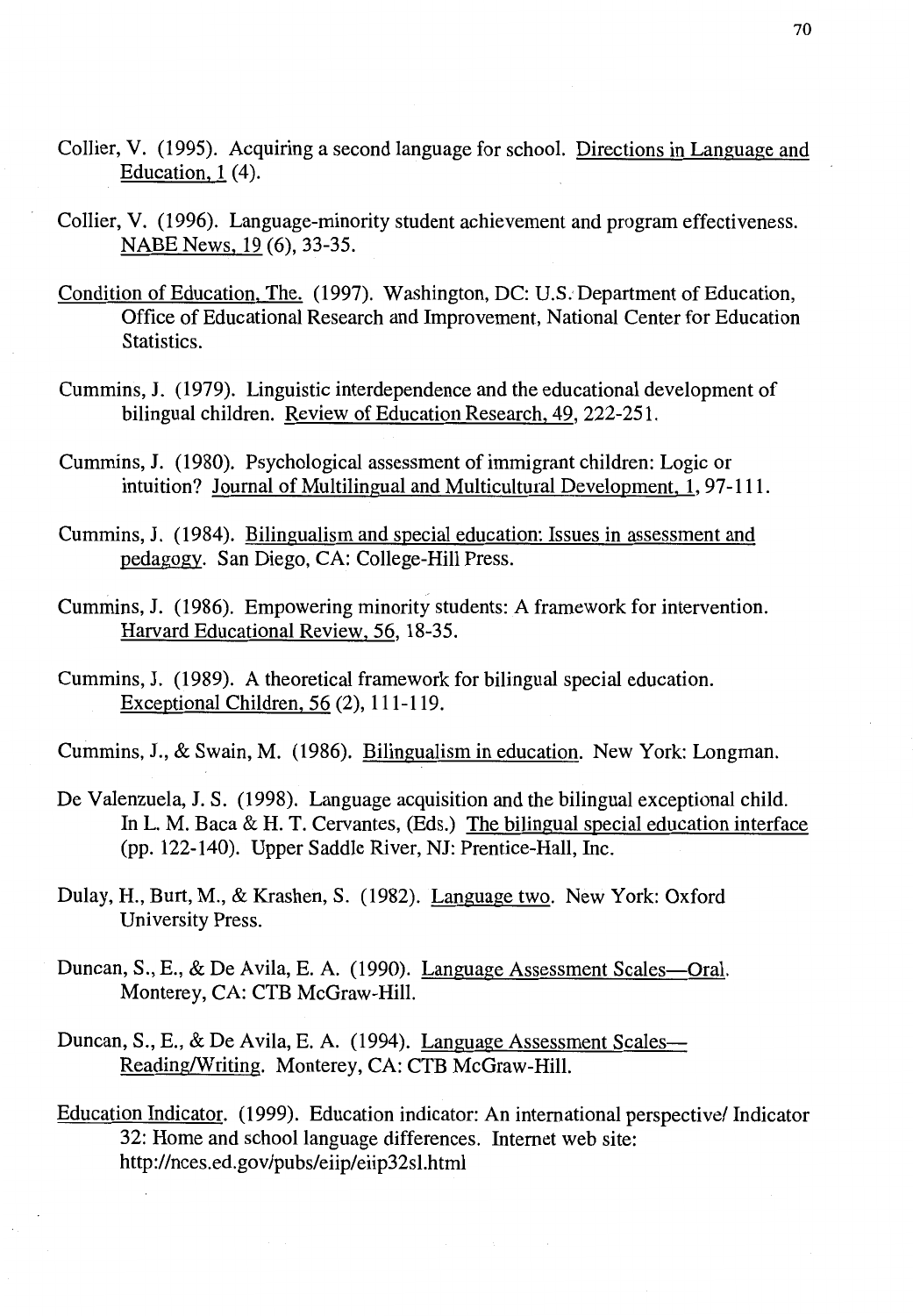Collier, V. (1995). Acquiring a second language for school. Directions in Language and Education, 1 (4).

Collier, V. (1996). Language-minority student achievement and program effectiveness. NABE News, 19 (6), 33-35.

Condition of Education, The. (1997). Washington, DC: U.S. Department of Education, Office of Educational Research and Improvement, National Center for Education Statistics.

Cummins, J. (1979). Linguistic interdependence and the educational development of bilingual children. Review of Education Research, 49, 222-251.

Cummins, J. (1980). Psychological assessment of immigrant children: Logic or intuition? Journal of Multilingual and Multicultural Development, 1, 97-111.

Cummins, J. (1984). Bilingualism and special education: Issues in assessment and pedagogy. San Diego, CA: College-Hill Press.

Cummins, J. (1986). Empowering minority students: A framework for intervention. Harvard Educational Review, 56, 18-35.

Cummins, J. (1989). A theoretical framework for bilingual special education. Exceptional Children, 56 (2), 111-119.

Cummins, J., & Swain, M. (1986). Bilingualism in education. New York: Longman.

De Valenzuela, J. S. (1998). Language acquisition and the bilingual exceptional child. In L. M. Baca & H. T. Cervantes, (Eds.) The bilingual special education interface (pp. 122-140). Upper Saddle River, NJ: Prentice-Hall, Inc.

Dulay, H., Burt, M., & Krashen, S. (1982). Language two. New York: Oxford University Press.

Duncan, S., E., & De Avila, E. A. (1990). Language Assessment Scales—Oral. Monterey, CA: CTB McGraw-Hill.

Duncan, S., E., & De Avila, E. A. (1994). Language Assessment Scales—Reading/Writing. Monterey, CA: CTB McGraw-Hill.

Education Indicator. (1999). Education indicator: An international perspective/ Indicator 32: Home and school language differences. Internet web site: http://nces.ed.gov/pubs/eiip/eiip32sl.html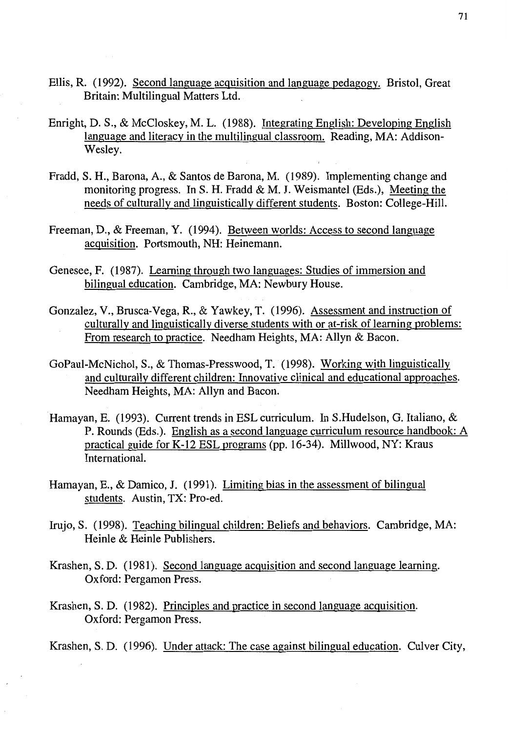Ellis, R. (1992). Second language acquisition and language pedagogy. Bristol, Great Britain: Multilingual Matters Ltd.

Enright, D. S., & McCloskey, M. L. (1988). Integrating English: Developing English language and literacy in the multilingual classroom. Reading, MA: Addison-Wesley.

Fradd, S. H., Barona, A., & Santos de Barona, M. (1989). Implementing change and monitoring progress. In S. H. Fradd & M. J. Weismantel (Eds.), Meeting the needs of culturally and linguistically different students. Boston: College-Hill.

Freeman, D., & Freeman, Y. (1994). Between worlds: Access to second language acquisition. Portsmouth, NH: Heinemann.

Genesee, F. (1987). Learning through two languages: Studies of immersion and bilingual education. Cambridge, MA: Newbury House.

Gonzalez, V., Brusca-Vega, R., & Yawkey, T. (1996). Assessment and instruction of culturally and linguistically diverse students with or at-risk of learning problems: From research to practice. Needham Heights, MA: Allyn & Bacon.

GoPaul-McNichol, S., & Thomas-Presswood, T. (1998). Working with linguistically and culturally different children: Innovative clinical and educational approaches. Needham Heights, MA: Allyn and Bacon.

Hamayan, E. (1993). Current trends in ESL curriculum. In S.Hudelson, G. Italiano, & P. Rounds (Eds.). English as a second language curriculum resource handbook: A practical guide for K-12 ESL programs (pp. 16-34). Millwood, NY: Kraus International.

Hamayan, E., & Damico, J. (1991). Limiting bias in the assessment of bilingual students. Austin, TX: Pro-ed.

Irujo, S. (1998). Teaching bilingual children: Beliefs and behaviors. Cambridge, MA: Heinle & Heinle Publishers.

Krashen, S. D. (1981). Second language acquisition and second language learning. Oxford: Pergamon Press.

Krashen, S. D. (1982). Principles and practice in second language acquisition. Oxford: Pergamon Press.

Krashen, S. D. (1996). Under attack: The case against bilingual education. Culver City,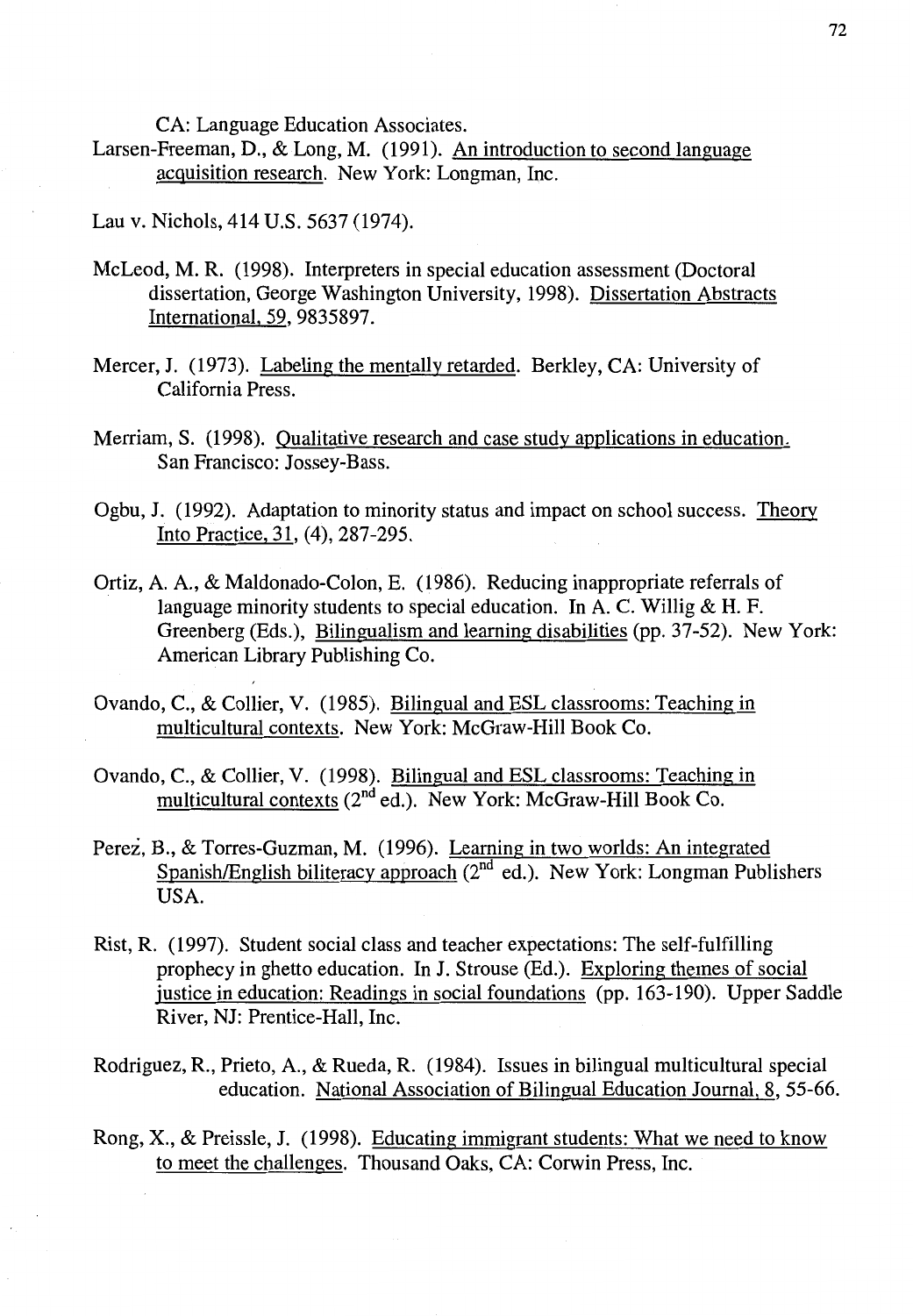CA: Language Education Associates.

Larsen-Freeman, D., & Long, M. (1991). An introduction to second language acquisition research. New York: Longman, Inc.

Lau v. Nichols, 414 U.S. 5637 (1974).

McLeod, M. R. (1998). Interpreters in special education assessment (Doctoral dissertation, George Washington University, 1998). Dissertation Abstracts International, 59, 9835897.

Mercer, J. (1973). Labeling the mentally retarded. Berkley, CA: University of California Press.

Merriam, S. (1998). Qualitative research and case study applications in education. San Francisco: Jossey-Bass.

Ogbu, J. (1992). Adaptation to minority status and impact on school success. Theory Into Practice, 31, (4), 287-295.

Ortiz, A. A., & Maldonado-Colon, E. (1986). Reducing inappropriate referrals of language minority students to special education. In A. C. Willig & H. F. Greenberg (Eds.), Bilingualism and learning disabilities (pp. 37-52). New York: American Library Publishing Co.

Ovando, C., & Collier, V. (1985). Bilingual and ESL classrooms: Teaching in multicultural contexts. New York: McGraw-Hill Book Co.

Ovando, C., & Collier, V. (1998). Bilingual and ESL classrooms: Teaching in multicultural contexts (2nd ed.). New York: McGraw-Hill Book Co.

Perez, B., & Torres-Guzman, M. (1996). Learning in two worlds: An integrated Spanish/English biliteracy approach (2nd ed.). New York: Longman Publishers USA.

Rist, R. (1997). Student social class and teacher expectations: The self-fulfilling prophecy in ghetto education. In J. Strouse (Ed.). Exploring themes of social justice in education: Readings in social foundations (pp. 163-190). Upper Saddle River, NJ: Prentice-Hall, Inc.

Rodriguez, R., Prieto, A., & Rueda, R. (1984). Issues in bilingual multicultural special education. National Association of Bilingual Education Journal, 8, 55-66.

Rong, X., & Preissle, J. (1998). Educating immigrant students: What we need to know to meet the challenges. Thousand Oaks, CA: Corwin Press, Inc.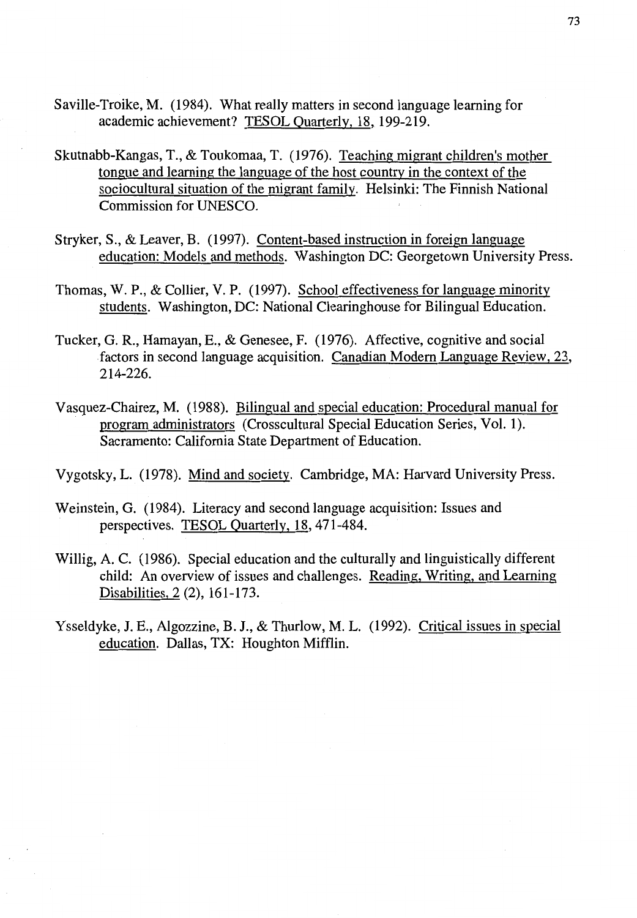Saville-Troike, M. (1984). What really matters in second language learning for academic achievement? <u>TESOL Quarterly, 18</u>, 199-219.

Skutnabb-Kangas, T., & Toukomaa, T. (1976). <u>Teaching migrant children's mother tongue and learning the language of the host country in the context of the sociocultural situation of the migrant family</u>. Helsinki: The Finnish National Commission for UNESCO.

Stryker, S., & Leaver, B. (1997). <u>Content-based instruction in foreign language education: Models and methods</u>. Washington DC: Georgetown University Press.

Thomas, W. P., & Collier, V. P. (1997). <u>School effectiveness for language minority students</u>. Washington, DC: National Clearinghouse for Bilingual Education.

Tucker, G. R., Hamayan, E., & Genesee, F. (1976). Affective, cognitive and social factors in second language acquisition. <u>Canadian Modern Language Review, 23</u>, 214-226.

Vasquez-Chairez, M. (1988). <u>Bilingual and special education: Procedural manual for program administrators</u> (Crosscultural Special Education Series, Vol. 1). Sacramento: California State Department of Education.

Vygotsky, L. (1978). <u>Mind and society</u>. Cambridge, MA: Harvard University Press.

Weinstein, G. (1984). Literacy and second language acquisition: Issues and perspectives. <u>TESOL Quarterly, 18</u>, 471-484.

Willig, A. C. (1986). Special education and the culturally and linguistically different child: An overview of issues and challenges. <u>Reading, Writing, and Learning Disabilities, 2</u> (2), 161-173.

Ysseldyke, J. E., Algozzine, B. J., & Thurlow, M. L. (1992). <u>Critical issues in special education</u>. Dallas, TX: Houghton Mifflin.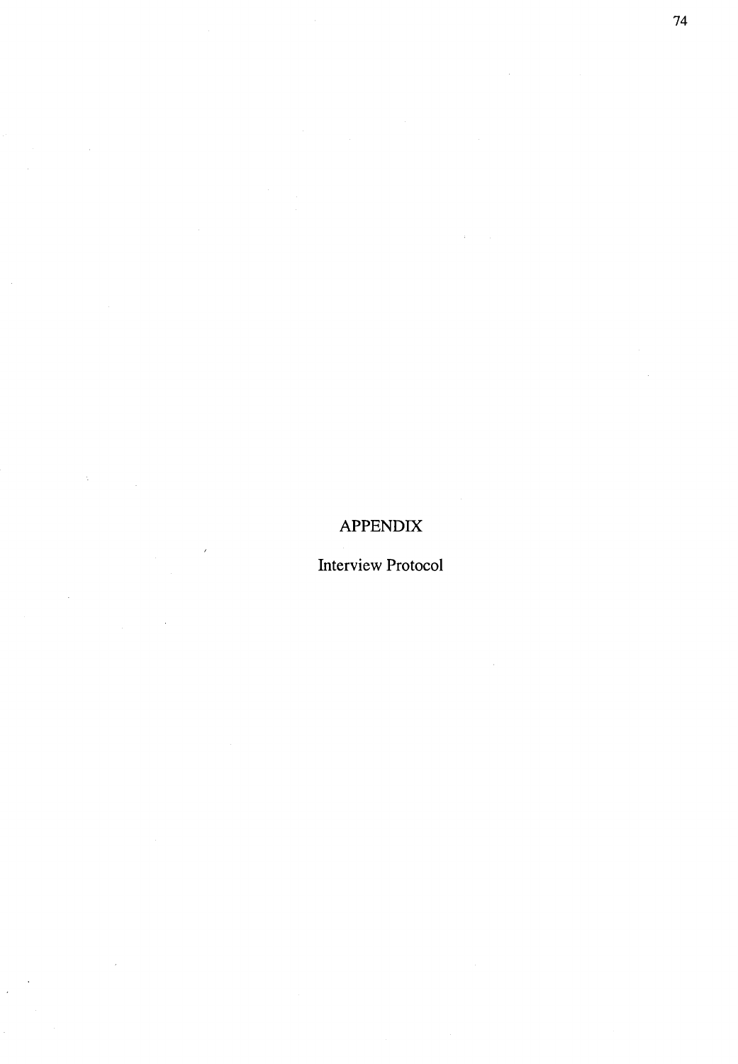# APPENDIX

Interview Protocol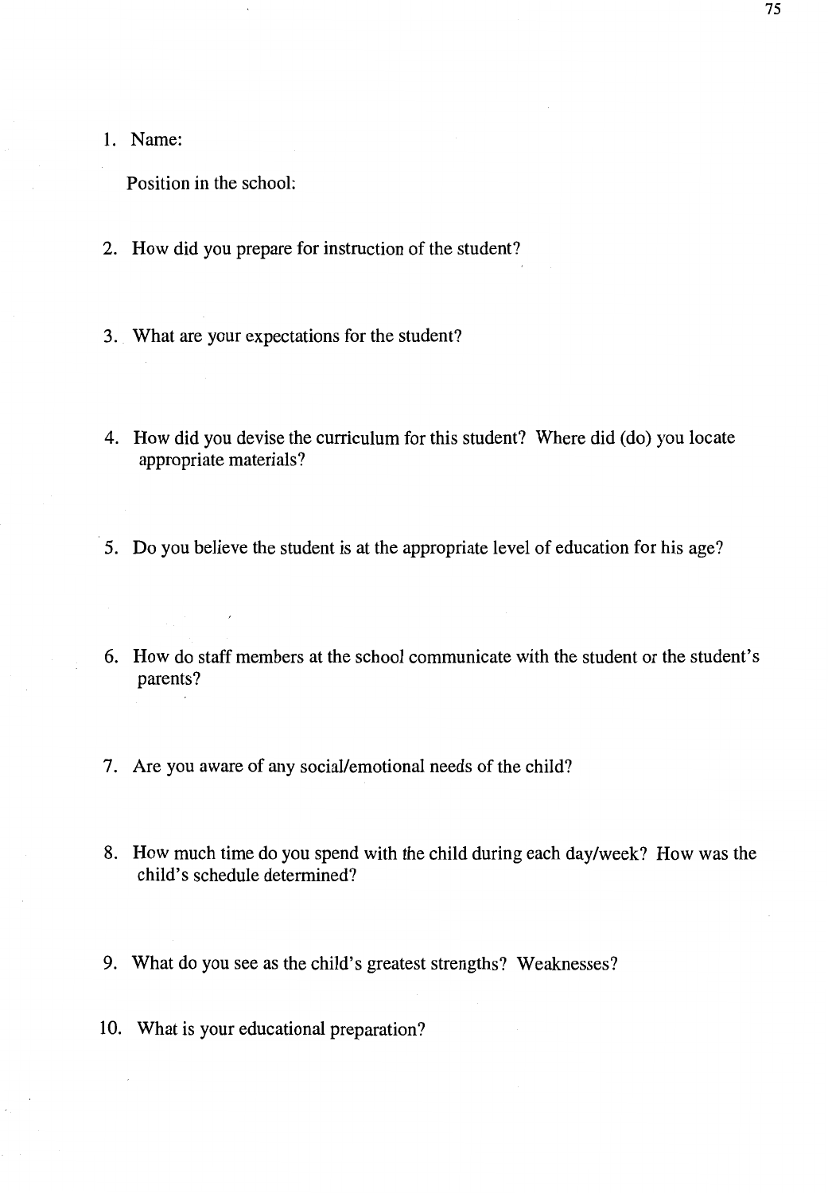1. Name:

   Position in the school:

2. How did you prepare for instruction of the student?

3. What are your expectations for the student?

4. How did you devise the curriculum for this student? Where did (do) you locate appropriate materials?

5. Do you believe the student is at the appropriate level of education for his age?

6. How do staff members at the school communicate with the student or the student's parents?

7. Are you aware of any social/emotional needs of the child?

8. How much time do you spend with the child during each day/week? How was the child's schedule determined?

9. What do you see as the child's greatest strengths? Weaknesses?

10. What is your educational preparation?